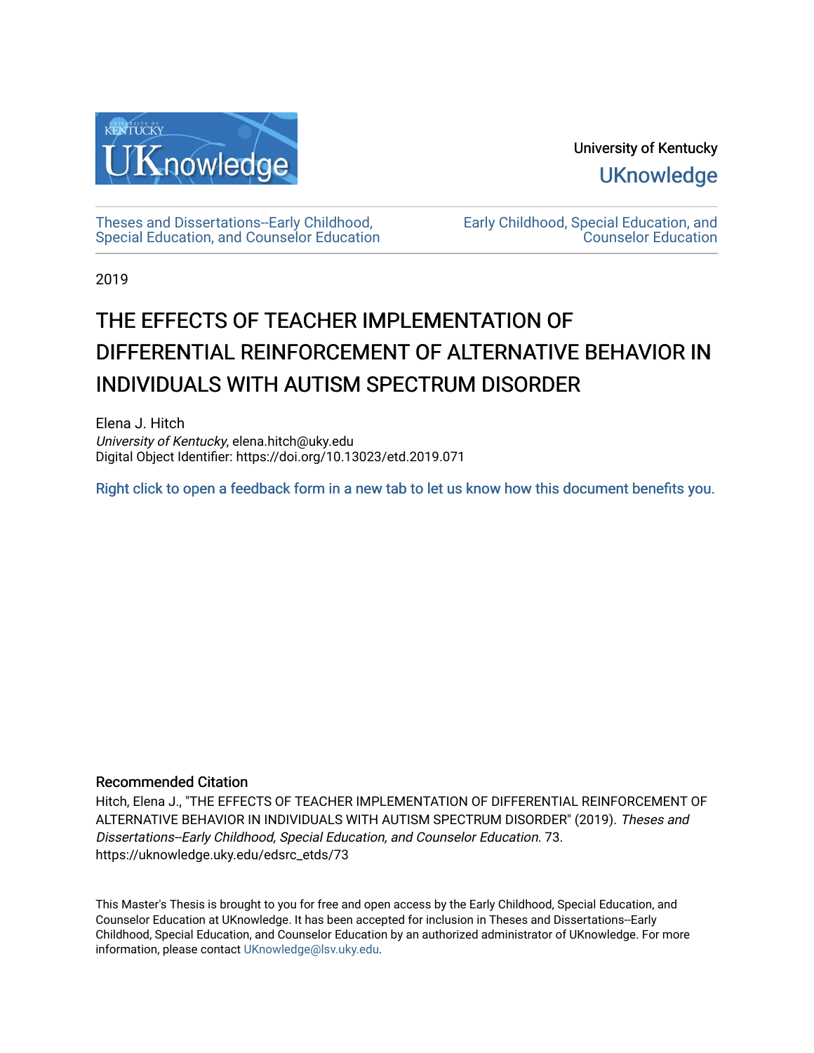University of Kentucky

UKnowledge

Theses and Dissertations--Early Childhood, Special Education, and Counselor Education

Early Childhood, Special Education, and Counselor Education

2019

# THE EFFECTS OF TEACHER IMPLEMENTATION OF DIFFERENTIAL REINFORCEMENT OF ALTERNATIVE BEHAVIOR IN INDIVIDUALS WITH AUTISM SPECTRUM DISORDER

Elena J. Hitch
*University of Kentucky*, elena.hitch@uky.edu
Digital Object Identifier: https://doi.org/10.13023/etd.2019.071

Right click to open a feedback form in a new tab to let us know how this document benefits you.

### Recommended Citation

Hitch, Elena J., "THE EFFECTS OF TEACHER IMPLEMENTATION OF DIFFERENTIAL REINFORCEMENT OF ALTERNATIVE BEHAVIOR IN INDIVIDUALS WITH AUTISM SPECTRUM DISORDER" (2019). *Theses and Dissertations--Early Childhood, Special Education, and Counselor Education*. 73.
https://uknowledge.uky.edu/edsrc_etds/73

This Master's Thesis is brought to you for free and open access by the Early Childhood, Special Education, and Counselor Education at UKnowledge. It has been accepted for inclusion in Theses and Dissertations--Early Childhood, Special Education, and Counselor Education by an authorized administrator of UKnowledge. For more information, please contact UKnowledge@lsv.uky.edu.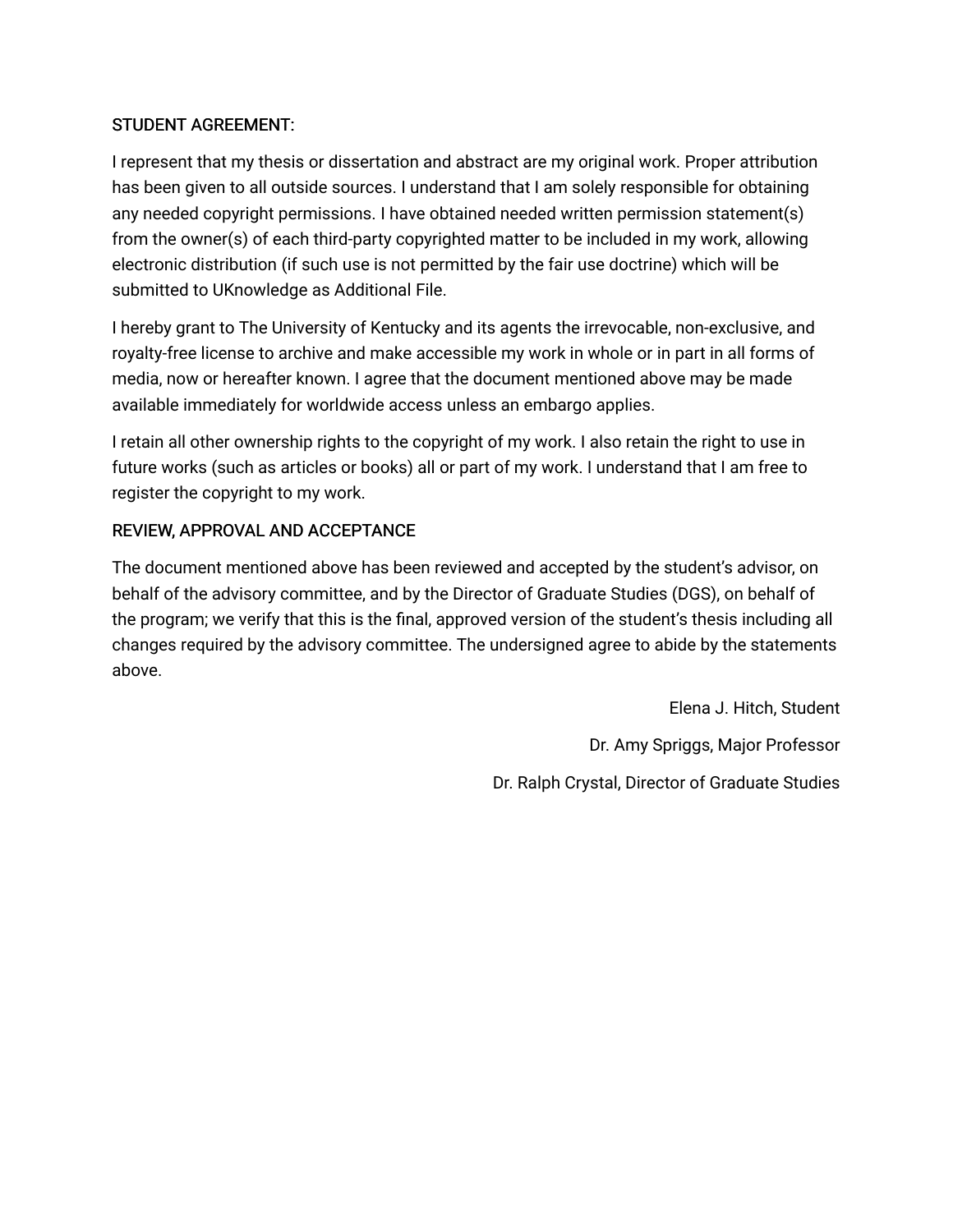STUDENT AGREEMENT:

I represent that my thesis or dissertation and abstract are my original work. Proper attribution has been given to all outside sources. I understand that I am solely responsible for obtaining any needed copyright permissions. I have obtained needed written permission statement(s) from the owner(s) of each third-party copyrighted matter to be included in my work, allowing electronic distribution (if such use is not permitted by the fair use doctrine) which will be submitted to UKnowledge as Additional File.

I hereby grant to The University of Kentucky and its agents the irrevocable, non-exclusive, and royalty-free license to archive and make accessible my work in whole or in part in all forms of media, now or hereafter known. I agree that the document mentioned above may be made available immediately for worldwide access unless an embargo applies.

I retain all other ownership rights to the copyright of my work. I also retain the right to use in future works (such as articles or books) all or part of my work. I understand that I am free to register the copyright to my work.

REVIEW, APPROVAL AND ACCEPTANCE

The document mentioned above has been reviewed and accepted by the student's advisor, on behalf of the advisory committee, and by the Director of Graduate Studies (DGS), on behalf of the program; we verify that this is the final, approved version of the student's thesis including all changes required by the advisory committee. The undersigned agree to abide by the statements above.

Elena J. Hitch, Student

Dr. Amy Spriggs, Major Professor

Dr. Ralph Crystal, Director of Graduate Studies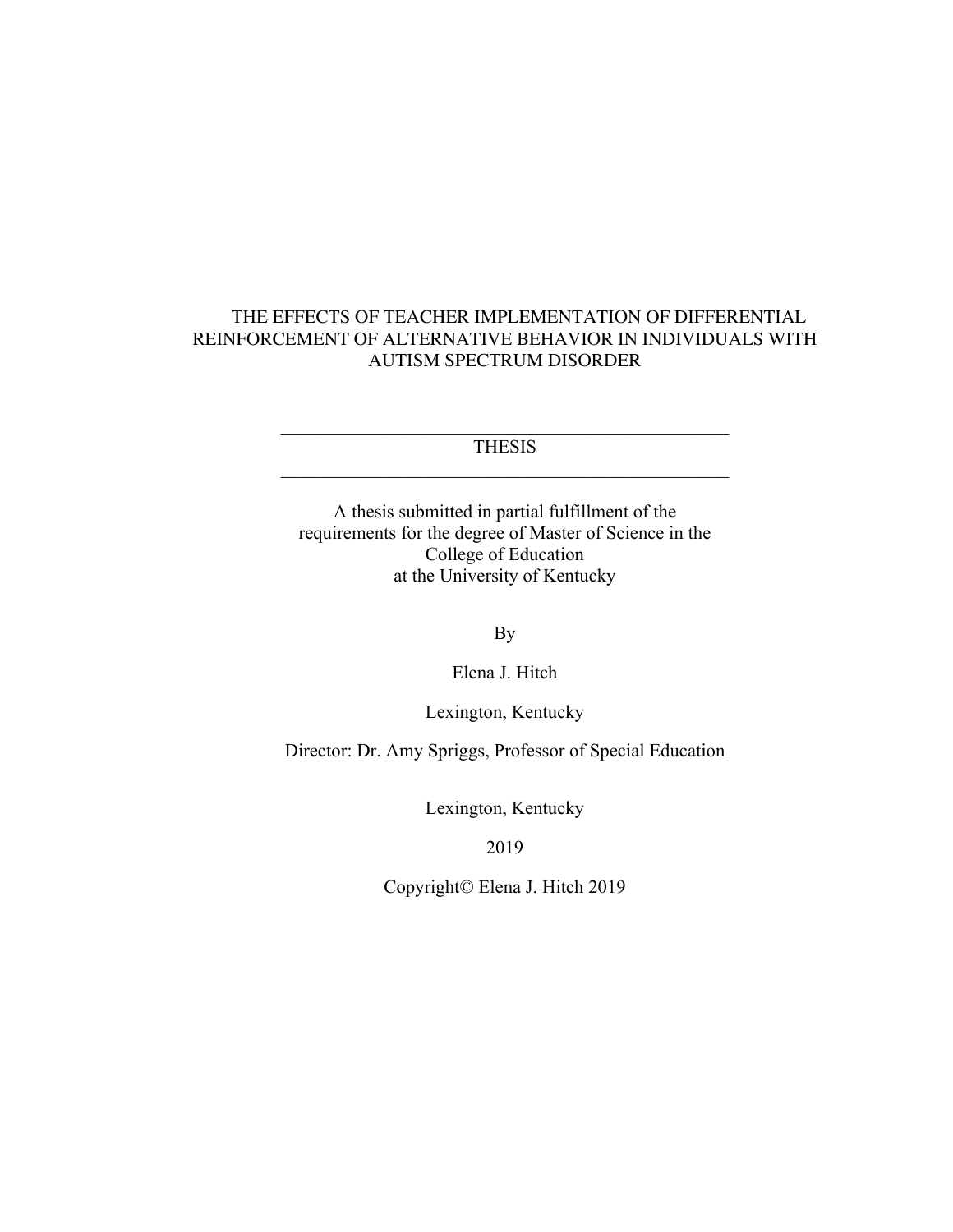# THE EFFECTS OF TEACHER IMPLEMENTATION OF DIFFERENTIAL REINFORCEMENT OF ALTERNATIVE BEHAVIOR IN INDIVIDUALS WITH AUTISM SPECTRUM DISORDER

---

THESIS

---

A thesis submitted in partial fulfillment of the requirements for the degree of Master of Science in the College of Education at the University of Kentucky

By

Elena J. Hitch

Lexington, Kentucky

Director: Dr. Amy Spriggs, Professor of Special Education

Lexington, Kentucky

2019

Copyright© Elena J. Hitch 2019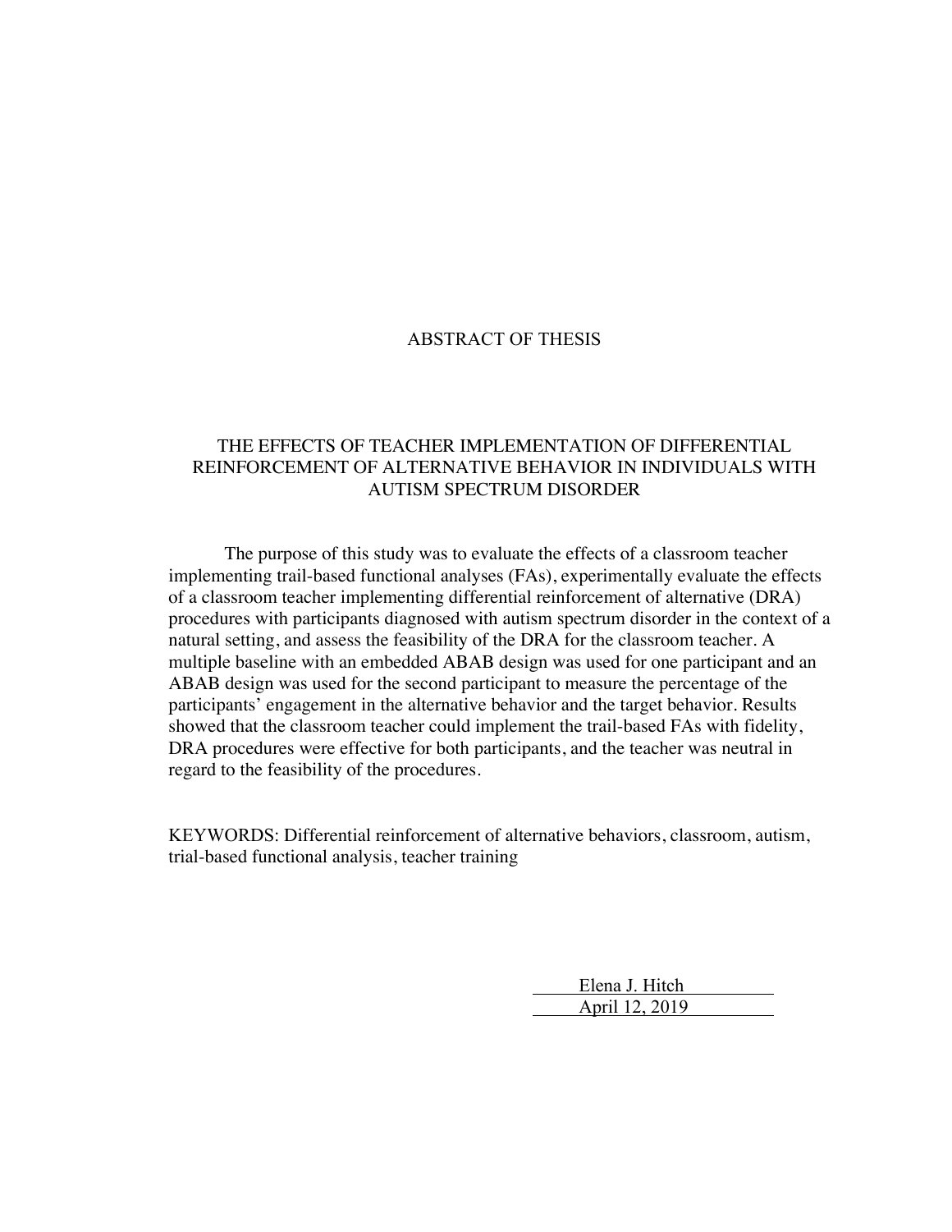# ABSTRACT OF THESIS

## THE EFFECTS OF TEACHER IMPLEMENTATION OF DIFFERENTIAL REINFORCEMENT OF ALTERNATIVE BEHAVIOR IN INDIVIDUALS WITH AUTISM SPECTRUM DISORDER

The purpose of this study was to evaluate the effects of a classroom teacher implementing trail-based functional analyses (FAs), experimentally evaluate the effects of a classroom teacher implementing differential reinforcement of alternative (DRA) procedures with participants diagnosed with autism spectrum disorder in the context of a natural setting, and assess the feasibility of the DRA for the classroom teacher. A multiple baseline with an embedded ABAB design was used for one participant and an ABAB design was used for the second participant to measure the percentage of the participants' engagement in the alternative behavior and the target behavior. Results showed that the classroom teacher could implement the trail-based FAs with fidelity, DRA procedures were effective for both participants, and the teacher was neutral in regard to the feasibility of the procedures.

KEYWORDS: Differential reinforcement of alternative behaviors, classroom, autism, trial-based functional analysis, teacher training

Elena J. Hitch

April 12, 2019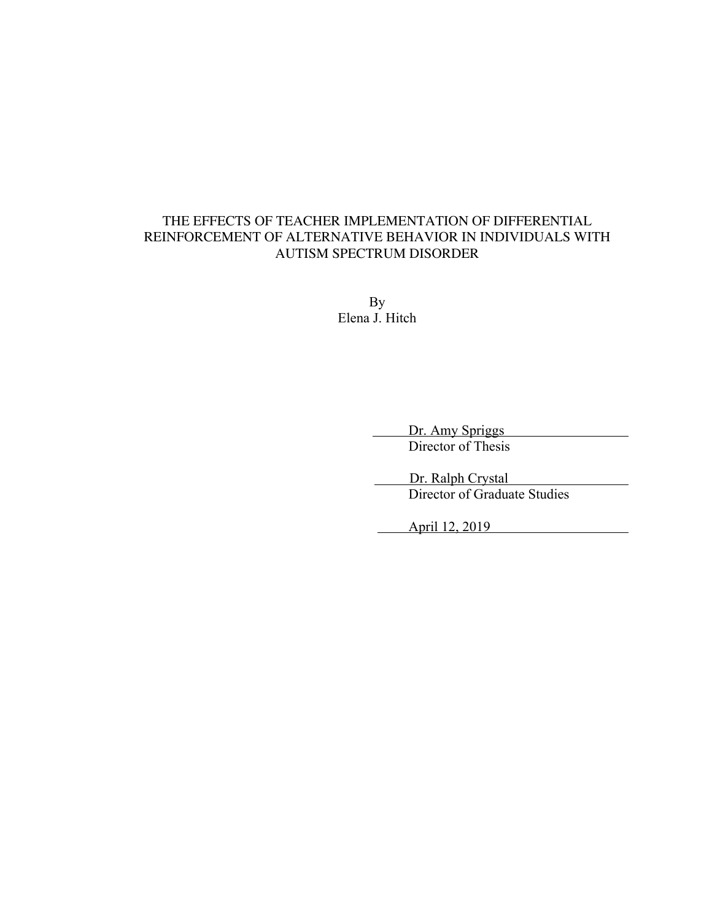THE EFFECTS OF TEACHER IMPLEMENTATION OF DIFFERENTIAL REINFORCEMENT OF ALTERNATIVE BEHAVIOR IN INDIVIDUALS WITH AUTISM SPECTRUM DISORDER

By
Elena J. Hitch

Dr. Amy Spriggs
Director of Thesis

Dr. Ralph Crystal
Director of Graduate Studies

April 12, 2019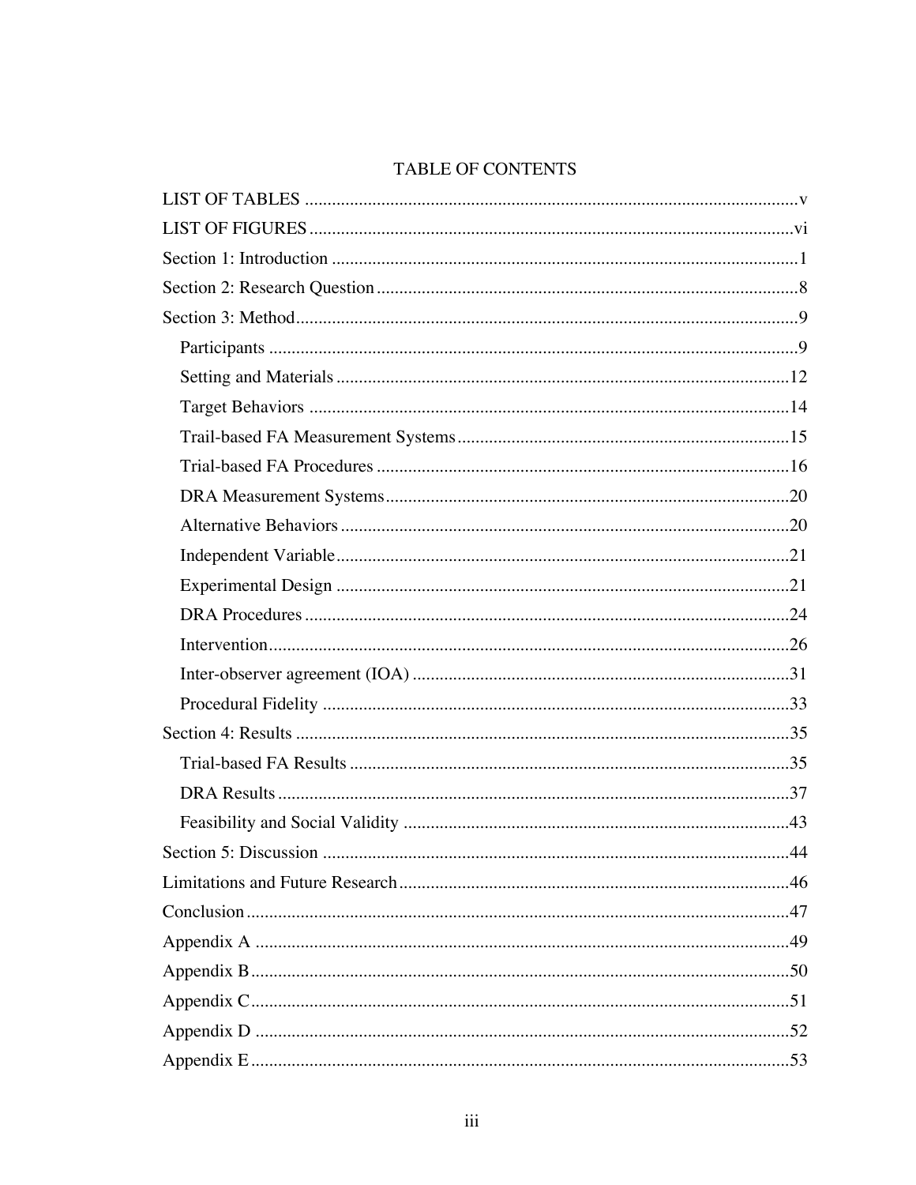# TABLE OF CONTENTS

LIST OF TABLES .......... v

LIST OF FIGURES .......... vi

Section 1: Introduction .......... 1

Section 2: Research Question .......... 8

Section 3: Method .......... 9

- Participants .......... 9
- Setting and Materials .......... 12
- Target Behaviors .......... 14
- Trail-based FA Measurement Systems .......... 15
- Trial-based FA Procedures .......... 16
- DRA Measurement Systems .......... 20
- Alternative Behaviors .......... 20
- Independent Variable .......... 21
- Experimental Design .......... 21
- DRA Procedures .......... 24
- Intervention .......... 26
- Inter-observer agreement (IOA) .......... 31
- Procedural Fidelity .......... 33

Section 4: Results .......... 35

- Trial-based FA Results .......... 35
- DRA Results .......... 37
- Feasibility and Social Validity .......... 43

Section 5: Discussion .......... 44

Limitations and Future Research .......... 46

Conclusion .......... 47

Appendix A .......... 49

Appendix B .......... 50

Appendix C .......... 51

Appendix D .......... 52

Appendix E .......... 53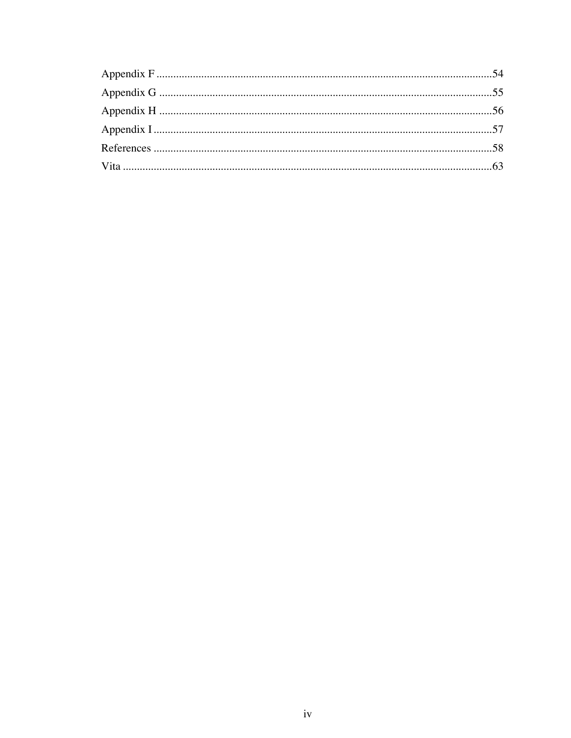Appendix F ....................................................................................................................54

Appendix G ...................................................................................................................55

Appendix H ...................................................................................................................56

Appendix I .....................................................................................................................57

References .....................................................................................................................58

Vita ................................................................................................................................63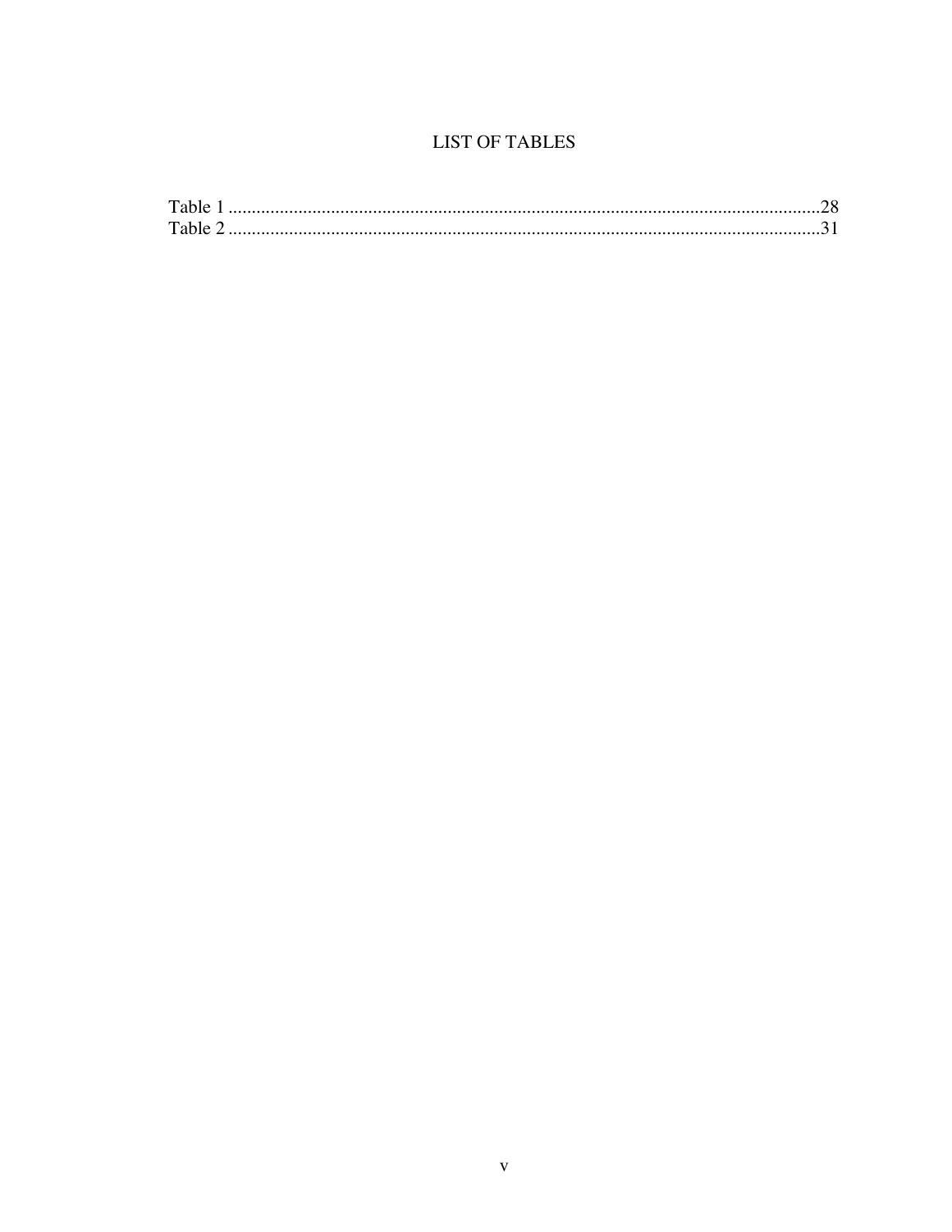# LIST OF TABLES

Table 1 ...............................................................................................................................28
Table 2 ...............................................................................................................................31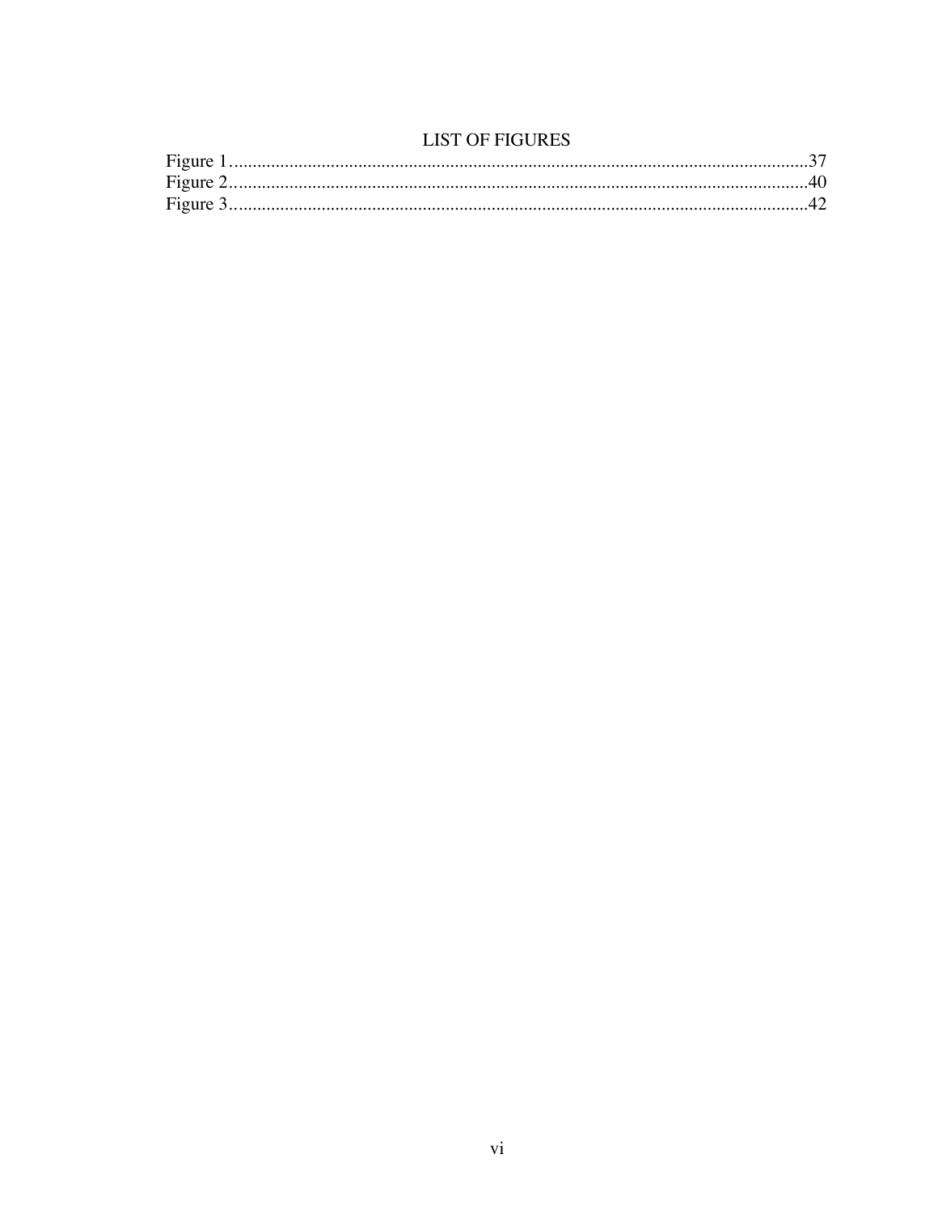# LIST OF FIGURES

Figure 1..............................................................................................................37
Figure 2..............................................................................................................40
Figure 3..............................................................................................................42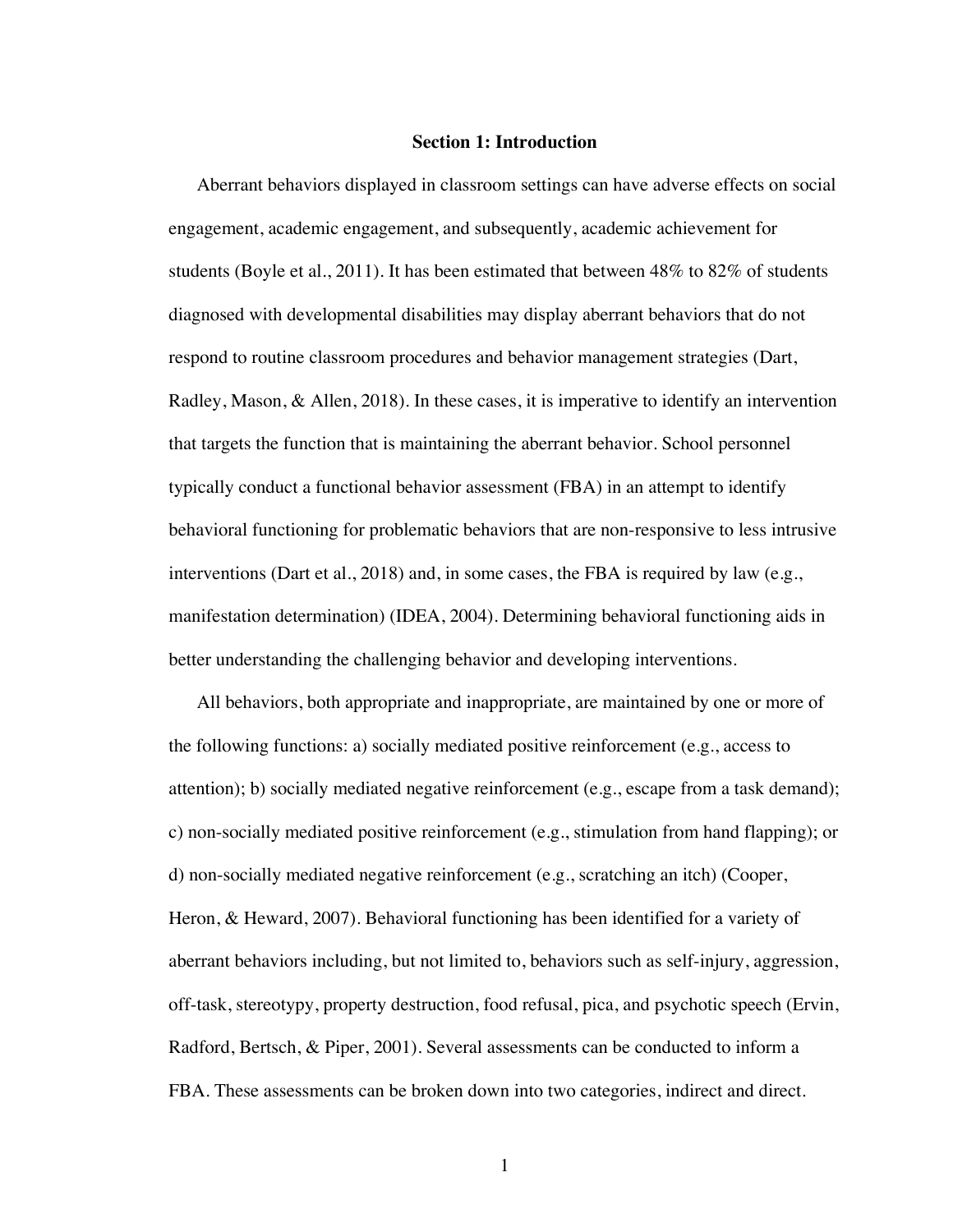## Section 1: Introduction

Aberrant behaviors displayed in classroom settings can have adverse effects on social engagement, academic engagement, and subsequently, academic achievement for students (Boyle et al., 2011). It has been estimated that between 48% to 82% of students diagnosed with developmental disabilities may display aberrant behaviors that do not respond to routine classroom procedures and behavior management strategies (Dart, Radley, Mason, & Allen, 2018). In these cases, it is imperative to identify an intervention that targets the function that is maintaining the aberrant behavior. School personnel typically conduct a functional behavior assessment (FBA) in an attempt to identify behavioral functioning for problematic behaviors that are non-responsive to less intrusive interventions (Dart et al., 2018) and, in some cases, the FBA is required by law (e.g., manifestation determination) (IDEA, 2004). Determining behavioral functioning aids in better understanding the challenging behavior and developing interventions.

All behaviors, both appropriate and inappropriate, are maintained by one or more of the following functions: a) socially mediated positive reinforcement (e.g., access to attention); b) socially mediated negative reinforcement (e.g., escape from a task demand); c) non-socially mediated positive reinforcement (e.g., stimulation from hand flapping); or d) non-socially mediated negative reinforcement (e.g., scratching an itch) (Cooper, Heron, & Heward, 2007). Behavioral functioning has been identified for a variety of aberrant behaviors including, but not limited to, behaviors such as self-injury, aggression, off-task, stereotypy, property destruction, food refusal, pica, and psychotic speech (Ervin, Radford, Bertsch, & Piper, 2001). Several assessments can be conducted to inform a FBA. These assessments can be broken down into two categories, indirect and direct.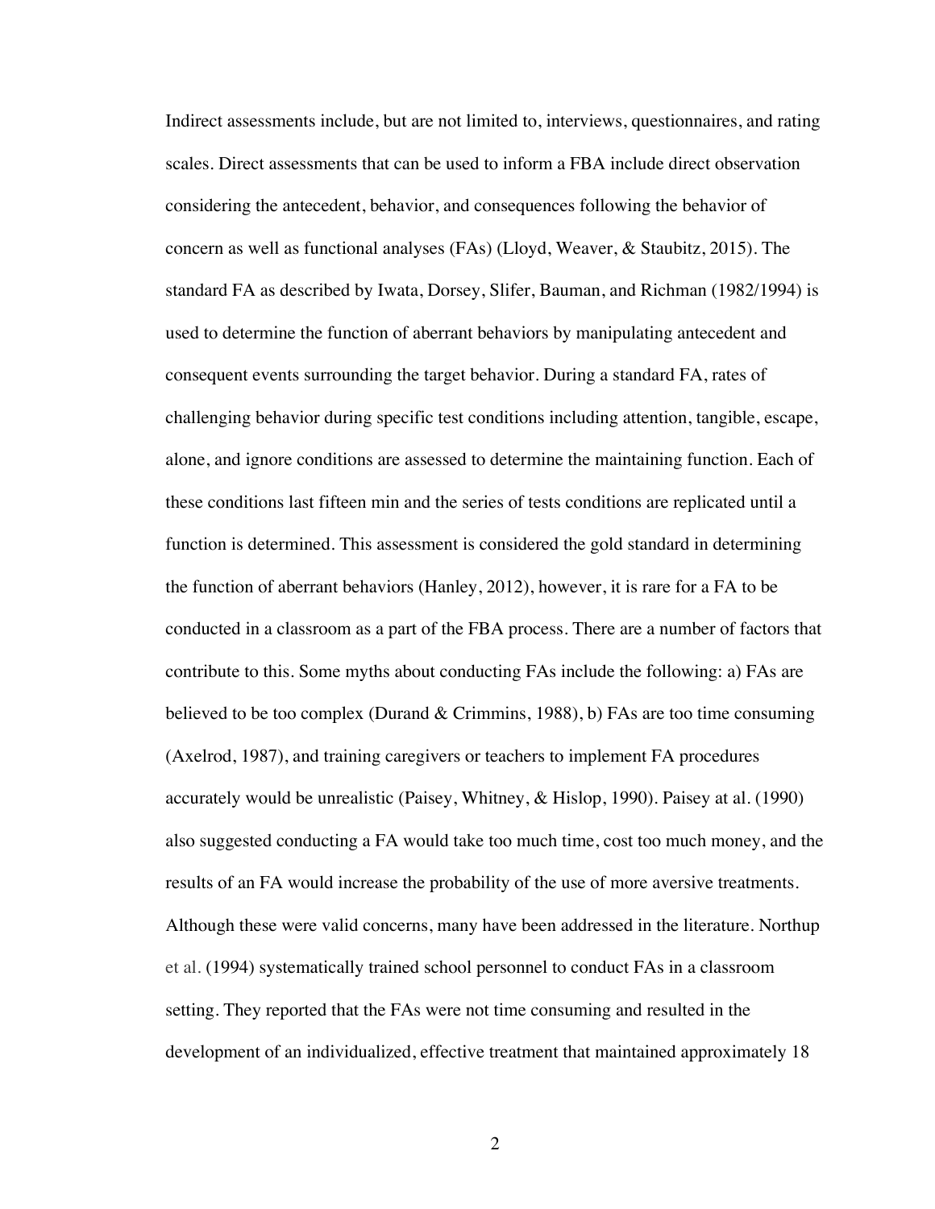Indirect assessments include, but are not limited to, interviews, questionnaires, and rating scales. Direct assessments that can be used to inform a FBA include direct observation considering the antecedent, behavior, and consequences following the behavior of concern as well as functional analyses (FAs) (Lloyd, Weaver, & Staubitz, 2015). The standard FA as described by Iwata, Dorsey, Slifer, Bauman, and Richman (1982/1994) is used to determine the function of aberrant behaviors by manipulating antecedent and consequent events surrounding the target behavior. During a standard FA, rates of challenging behavior during specific test conditions including attention, tangible, escape, alone, and ignore conditions are assessed to determine the maintaining function. Each of these conditions last fifteen min and the series of tests conditions are replicated until a function is determined. This assessment is considered the gold standard in determining the function of aberrant behaviors (Hanley, 2012), however, it is rare for a FA to be conducted in a classroom as a part of the FBA process. There are a number of factors that contribute to this. Some myths about conducting FAs include the following: a) FAs are believed to be too complex (Durand & Crimmins, 1988), b) FAs are too time consuming (Axelrod, 1987), and training caregivers or teachers to implement FA procedures accurately would be unrealistic (Paisey, Whitney, & Hislop, 1990). Paisey at al. (1990) also suggested conducting a FA would take too much time, cost too much money, and the results of an FA would increase the probability of the use of more aversive treatments. Although these were valid concerns, many have been addressed in the literature. Northup et al. (1994) systematically trained school personnel to conduct FAs in a classroom setting. They reported that the FAs were not time consuming and resulted in the development of an individualized, effective treatment that maintained approximately 18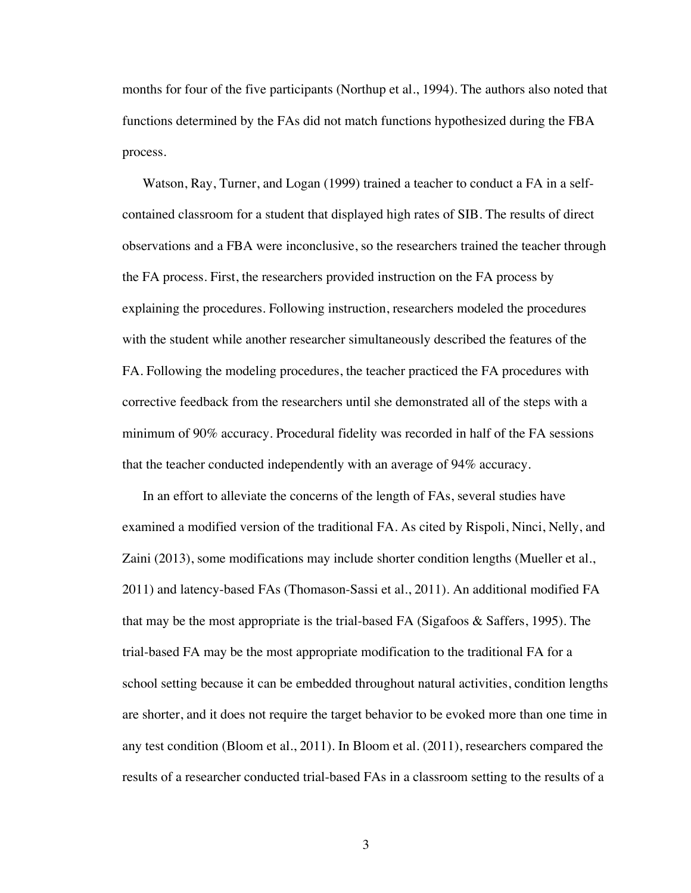months for four of the five participants (Northup et al., 1994). The authors also noted that functions determined by the FAs did not match functions hypothesized during the FBA process.

Watson, Ray, Turner, and Logan (1999) trained a teacher to conduct a FA in a self-contained classroom for a student that displayed high rates of SIB. The results of direct observations and a FBA were inconclusive, so the researchers trained the teacher through the FA process. First, the researchers provided instruction on the FA process by explaining the procedures. Following instruction, researchers modeled the procedures with the student while another researcher simultaneously described the features of the FA. Following the modeling procedures, the teacher practiced the FA procedures with corrective feedback from the researchers until she demonstrated all of the steps with a minimum of 90% accuracy. Procedural fidelity was recorded in half of the FA sessions that the teacher conducted independently with an average of 94% accuracy.

In an effort to alleviate the concerns of the length of FAs, several studies have examined a modified version of the traditional FA. As cited by Rispoli, Ninci, Nelly, and Zaini (2013), some modifications may include shorter condition lengths (Mueller et al., 2011) and latency-based FAs (Thomason-Sassi et al., 2011). An additional modified FA that may be the most appropriate is the trial-based FA (Sigafoos & Saffers, 1995). The trial-based FA may be the most appropriate modification to the traditional FA for a school setting because it can be embedded throughout natural activities, condition lengths are shorter, and it does not require the target behavior to be evoked more than one time in any test condition (Bloom et al., 2011). In Bloom et al. (2011), researchers compared the results of a researcher conducted trial-based FAs in a classroom setting to the results of a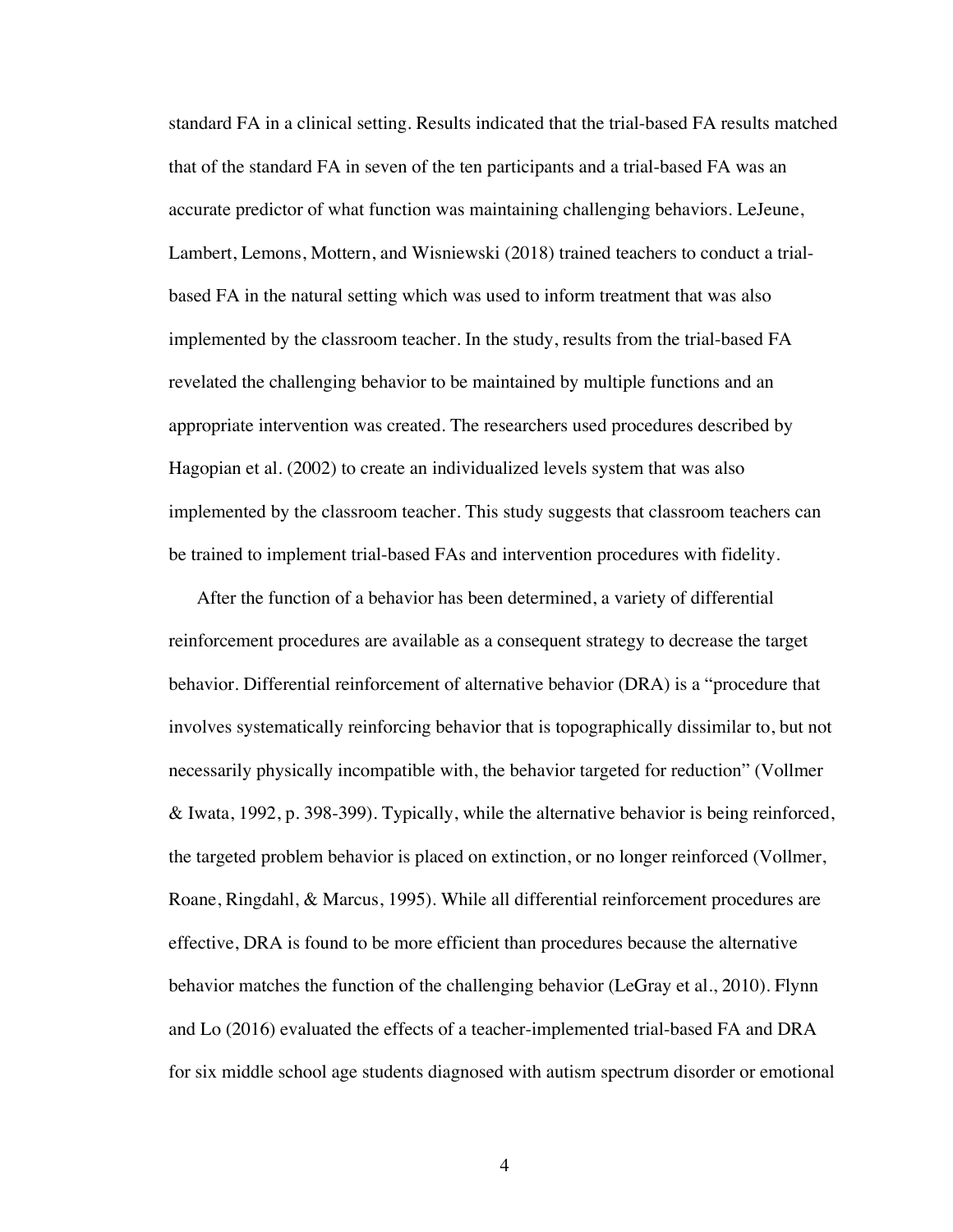standard FA in a clinical setting. Results indicated that the trial-based FA results matched that of the standard FA in seven of the ten participants and a trial-based FA was an accurate predictor of what function was maintaining challenging behaviors. LeJeune, Lambert, Lemons, Mottern, and Wisniewski (2018) trained teachers to conduct a trial-based FA in the natural setting which was used to inform treatment that was also implemented by the classroom teacher. In the study, results from the trial-based FA revelated the challenging behavior to be maintained by multiple functions and an appropriate intervention was created. The researchers used procedures described by Hagopian et al. (2002) to create an individualized levels system that was also implemented by the classroom teacher. This study suggests that classroom teachers can be trained to implement trial-based FAs and intervention procedures with fidelity.

After the function of a behavior has been determined, a variety of differential reinforcement procedures are available as a consequent strategy to decrease the target behavior. Differential reinforcement of alternative behavior (DRA) is a "procedure that involves systematically reinforcing behavior that is topographically dissimilar to, but not necessarily physically incompatible with, the behavior targeted for reduction" (Vollmer & Iwata, 1992, p. 398-399). Typically, while the alternative behavior is being reinforced, the targeted problem behavior is placed on extinction, or no longer reinforced (Vollmer, Roane, Ringdahl, & Marcus, 1995). While all differential reinforcement procedures are effective, DRA is found to be more efficient than procedures because the alternative behavior matches the function of the challenging behavior (LeGray et al., 2010). Flynn and Lo (2016) evaluated the effects of a teacher-implemented trial-based FA and DRA for six middle school age students diagnosed with autism spectrum disorder or emotional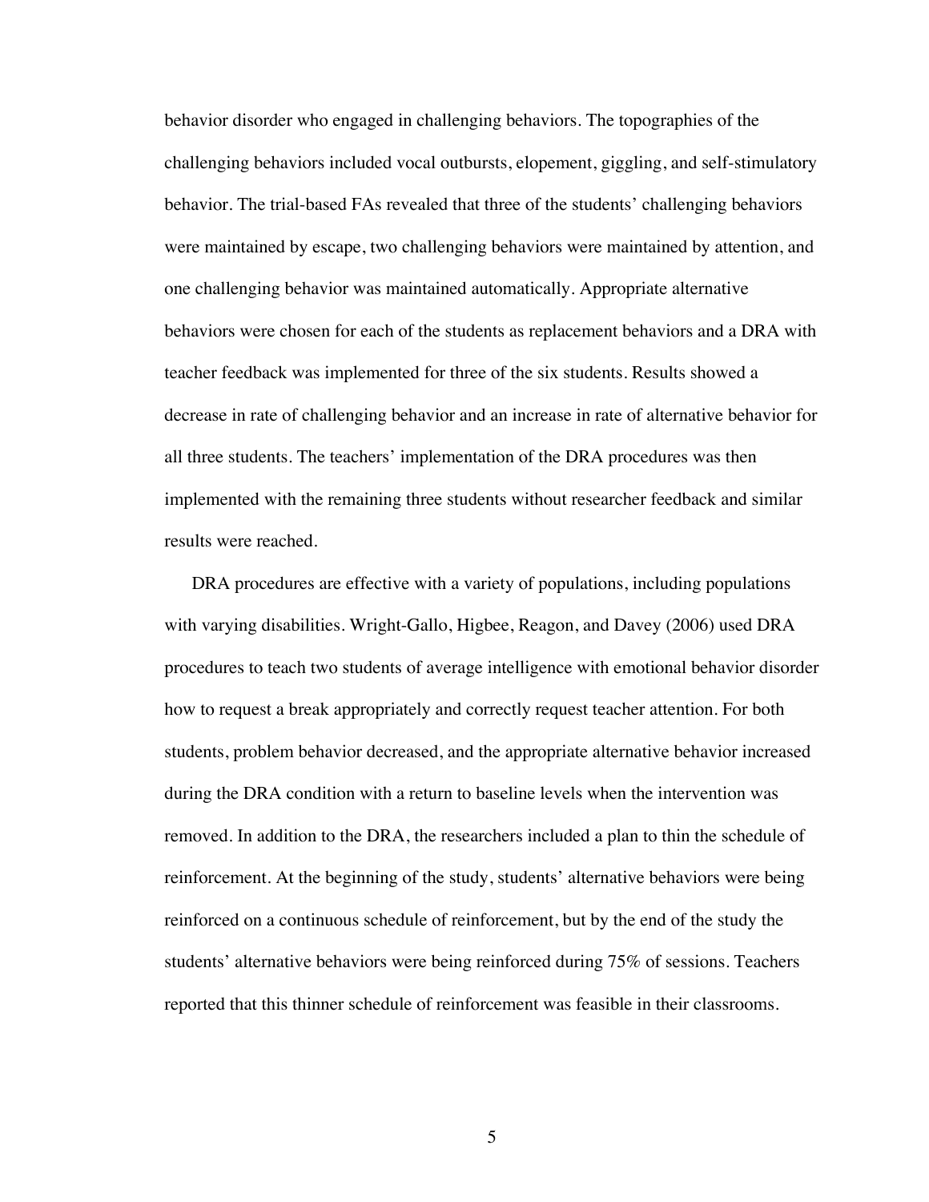behavior disorder who engaged in challenging behaviors. The topographies of the challenging behaviors included vocal outbursts, elopement, giggling, and self-stimulatory behavior. The trial-based FAs revealed that three of the students' challenging behaviors were maintained by escape, two challenging behaviors were maintained by attention, and one challenging behavior was maintained automatically. Appropriate alternative behaviors were chosen for each of the students as replacement behaviors and a DRA with teacher feedback was implemented for three of the six students. Results showed a decrease in rate of challenging behavior and an increase in rate of alternative behavior for all three students. The teachers' implementation of the DRA procedures was then implemented with the remaining three students without researcher feedback and similar results were reached.

DRA procedures are effective with a variety of populations, including populations with varying disabilities. Wright-Gallo, Higbee, Reagon, and Davey (2006) used DRA procedures to teach two students of average intelligence with emotional behavior disorder how to request a break appropriately and correctly request teacher attention. For both students, problem behavior decreased, and the appropriate alternative behavior increased during the DRA condition with a return to baseline levels when the intervention was removed. In addition to the DRA, the researchers included a plan to thin the schedule of reinforcement. At the beginning of the study, students' alternative behaviors were being reinforced on a continuous schedule of reinforcement, but by the end of the study the students' alternative behaviors were being reinforced during 75% of sessions. Teachers reported that this thinner schedule of reinforcement was feasible in their classrooms.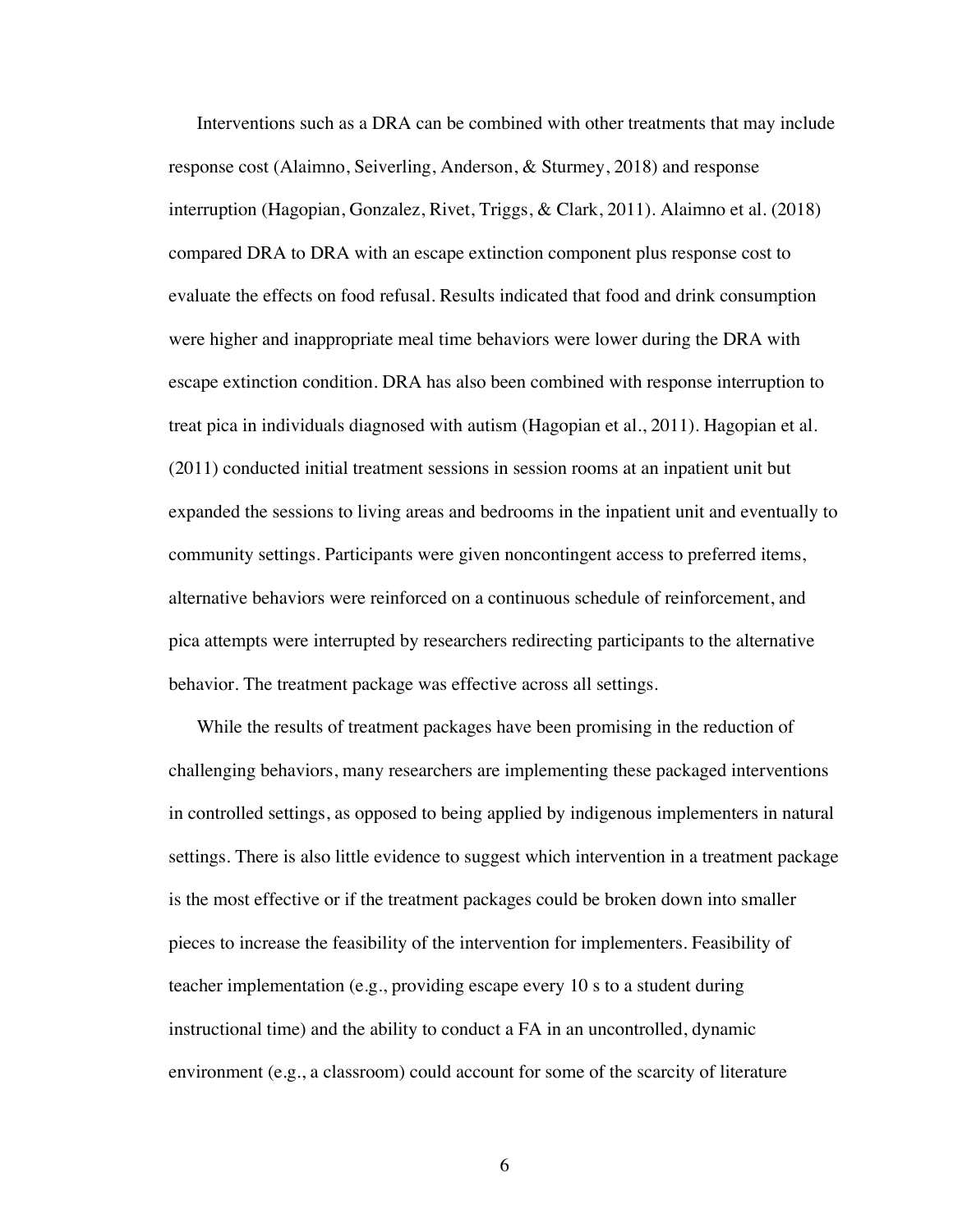Interventions such as a DRA can be combined with other treatments that may include response cost (Alaimno, Seiverling, Anderson, & Sturmey, 2018) and response interruption (Hagopian, Gonzalez, Rivet, Triggs, & Clark, 2011). Alaimno et al. (2018) compared DRA to DRA with an escape extinction component plus response cost to evaluate the effects on food refusal. Results indicated that food and drink consumption were higher and inappropriate meal time behaviors were lower during the DRA with escape extinction condition. DRA has also been combined with response interruption to treat pica in individuals diagnosed with autism (Hagopian et al., 2011). Hagopian et al. (2011) conducted initial treatment sessions in session rooms at an inpatient unit but expanded the sessions to living areas and bedrooms in the inpatient unit and eventually to community settings. Participants were given noncontingent access to preferred items, alternative behaviors were reinforced on a continuous schedule of reinforcement, and pica attempts were interrupted by researchers redirecting participants to the alternative behavior. The treatment package was effective across all settings.

While the results of treatment packages have been promising in the reduction of challenging behaviors, many researchers are implementing these packaged interventions in controlled settings, as opposed to being applied by indigenous implementers in natural settings. There is also little evidence to suggest which intervention in a treatment package is the most effective or if the treatment packages could be broken down into smaller pieces to increase the feasibility of the intervention for implementers. Feasibility of teacher implementation (e.g., providing escape every 10 s to a student during instructional time) and the ability to conduct a FA in an uncontrolled, dynamic environment (e.g., a classroom) could account for some of the scarcity of literature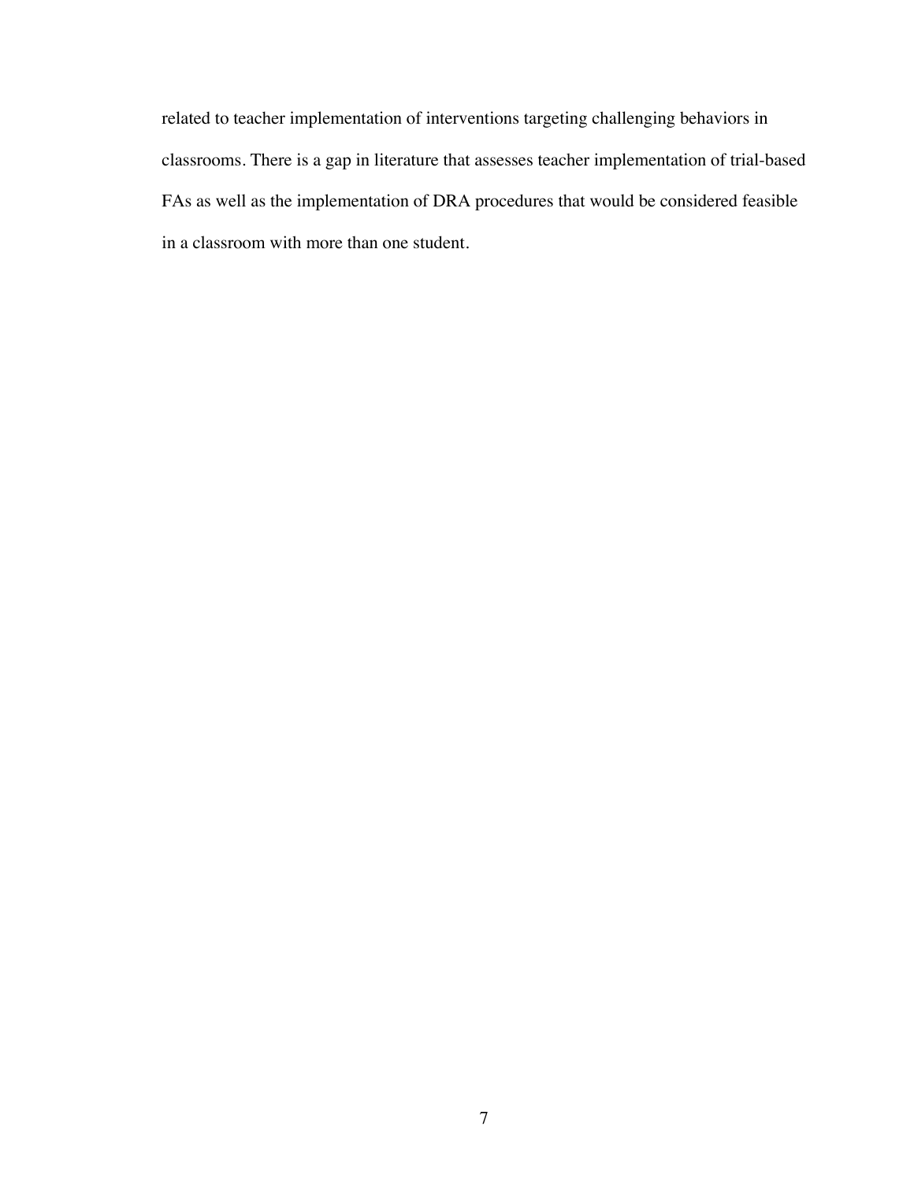related to teacher implementation of interventions targeting challenging behaviors in classrooms. There is a gap in literature that assesses teacher implementation of trial-based FAs as well as the implementation of DRA procedures that would be considered feasible in a classroom with more than one student.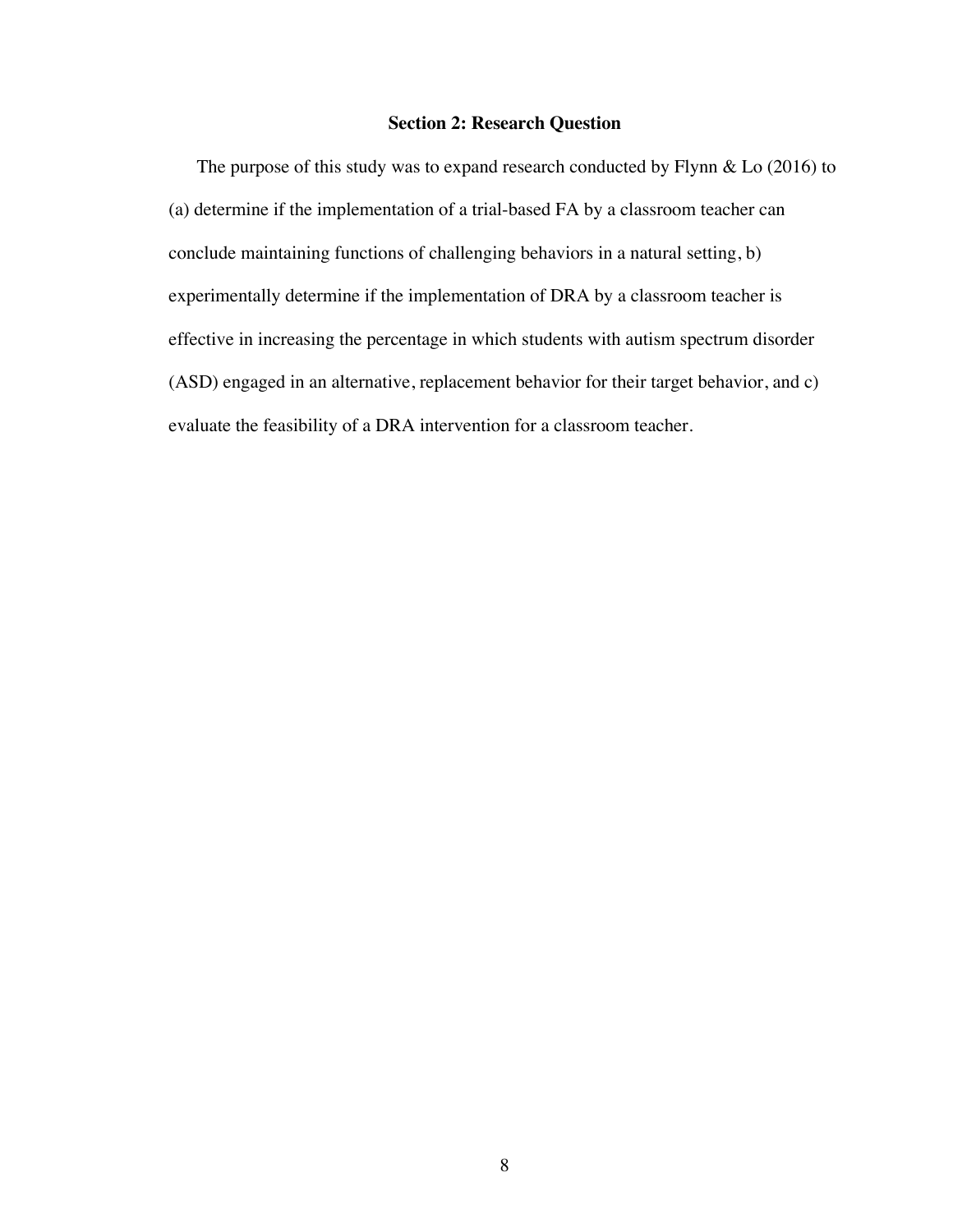## Section 2: Research Question

The purpose of this study was to expand research conducted by Flynn & Lo (2016) to (a) determine if the implementation of a trial-based FA by a classroom teacher can conclude maintaining functions of challenging behaviors in a natural setting, b) experimentally determine if the implementation of DRA by a classroom teacher is effective in increasing the percentage in which students with autism spectrum disorder (ASD) engaged in an alternative, replacement behavior for their target behavior, and c) evaluate the feasibility of a DRA intervention for a classroom teacher.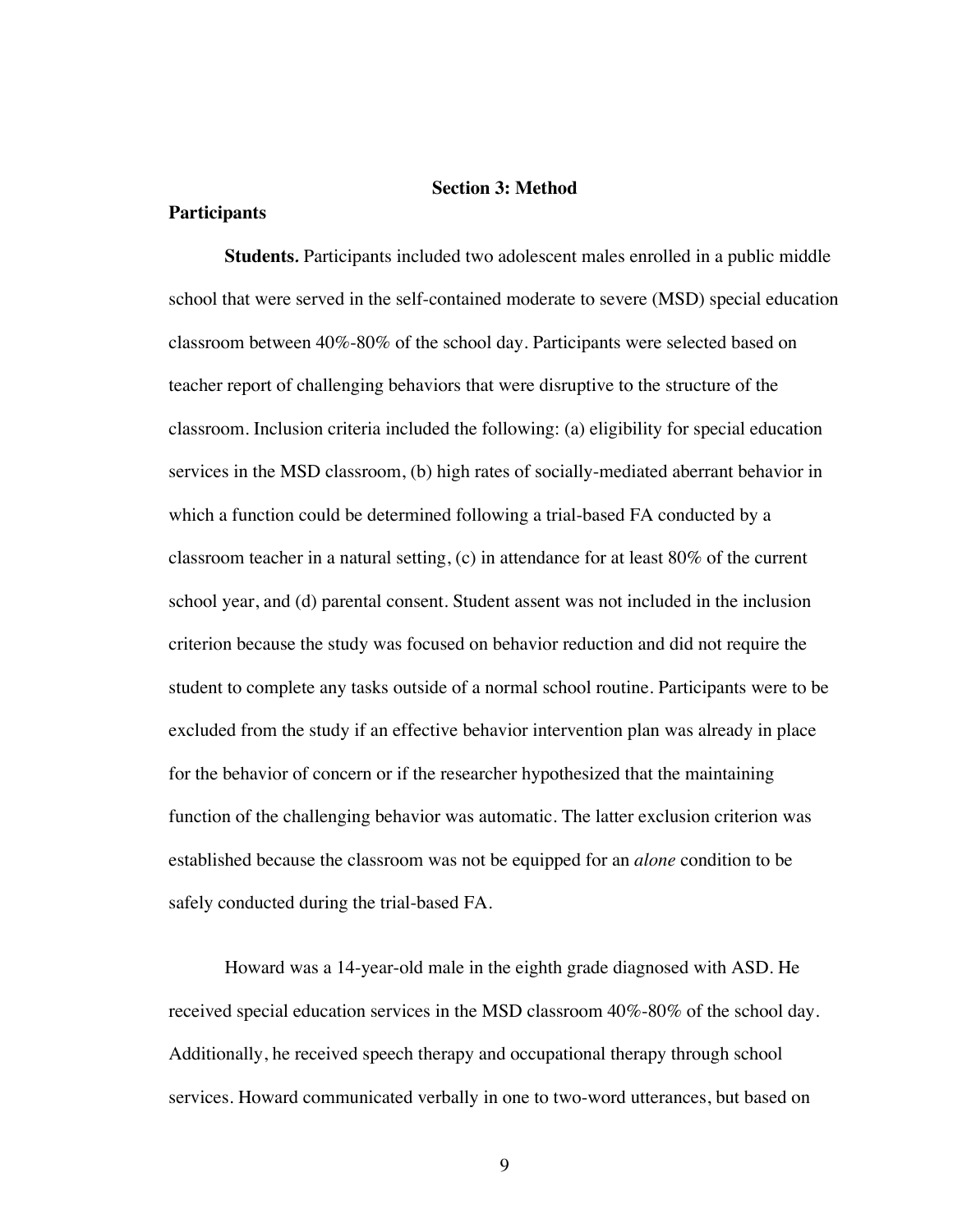## Section 3: Method

### Participants

**Students.** Participants included two adolescent males enrolled in a public middle school that were served in the self-contained moderate to severe (MSD) special education classroom between 40%-80% of the school day. Participants were selected based on teacher report of challenging behaviors that were disruptive to the structure of the classroom. Inclusion criteria included the following: (a) eligibility for special education services in the MSD classroom, (b) high rates of socially-mediated aberrant behavior in which a function could be determined following a trial-based FA conducted by a classroom teacher in a natural setting, (c) in attendance for at least 80% of the current school year, and (d) parental consent. Student assent was not included in the inclusion criterion because the study was focused on behavior reduction and did not require the student to complete any tasks outside of a normal school routine. Participants were to be excluded from the study if an effective behavior intervention plan was already in place for the behavior of concern or if the researcher hypothesized that the maintaining function of the challenging behavior was automatic. The latter exclusion criterion was established because the classroom was not be equipped for an *alone* condition to be safely conducted during the trial-based FA.

Howard was a 14-year-old male in the eighth grade diagnosed with ASD. He received special education services in the MSD classroom 40%-80% of the school day. Additionally, he received speech therapy and occupational therapy through school services. Howard communicated verbally in one to two-word utterances, but based on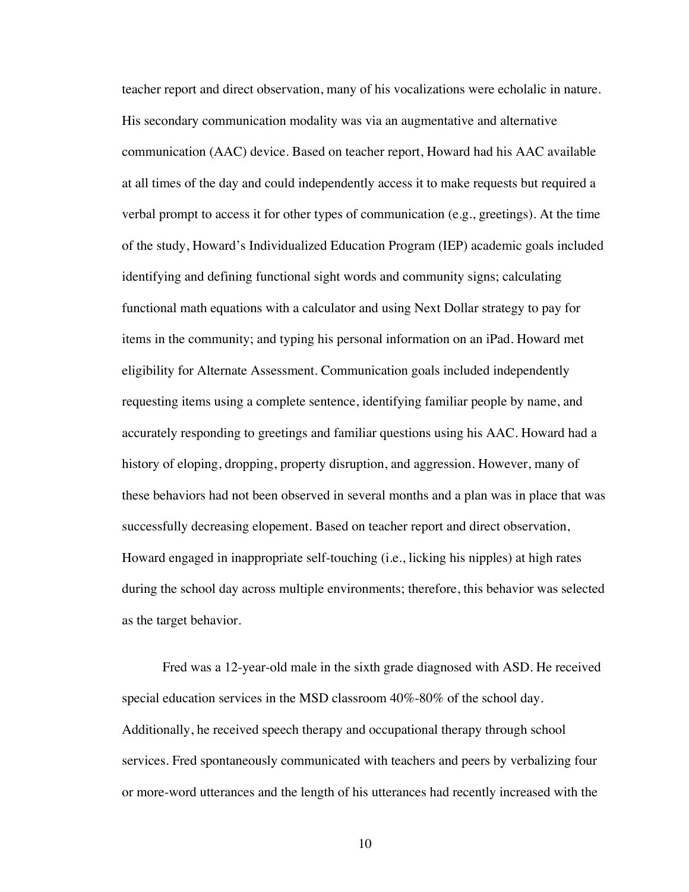teacher report and direct observation, many of his vocalizations were echolalic in nature. His secondary communication modality was via an augmentative and alternative communication (AAC) device. Based on teacher report, Howard had his AAC available at all times of the day and could independently access it to make requests but required a verbal prompt to access it for other types of communication (e.g., greetings). At the time of the study, Howard's Individualized Education Program (IEP) academic goals included identifying and defining functional sight words and community signs; calculating functional math equations with a calculator and using Next Dollar strategy to pay for items in the community; and typing his personal information on an iPad. Howard met eligibility for Alternate Assessment. Communication goals included independently requesting items using a complete sentence, identifying familiar people by name, and accurately responding to greetings and familiar questions using his AAC. Howard had a history of eloping, dropping, property disruption, and aggression. However, many of these behaviors had not been observed in several months and a plan was in place that was successfully decreasing elopement. Based on teacher report and direct observation, Howard engaged in inappropriate self-touching (i.e., licking his nipples) at high rates during the school day across multiple environments; therefore, this behavior was selected as the target behavior.

Fred was a 12-year-old male in the sixth grade diagnosed with ASD. He received special education services in the MSD classroom 40%-80% of the school day. Additionally, he received speech therapy and occupational therapy through school services. Fred spontaneously communicated with teachers and peers by verbalizing four or more-word utterances and the length of his utterances had recently increased with the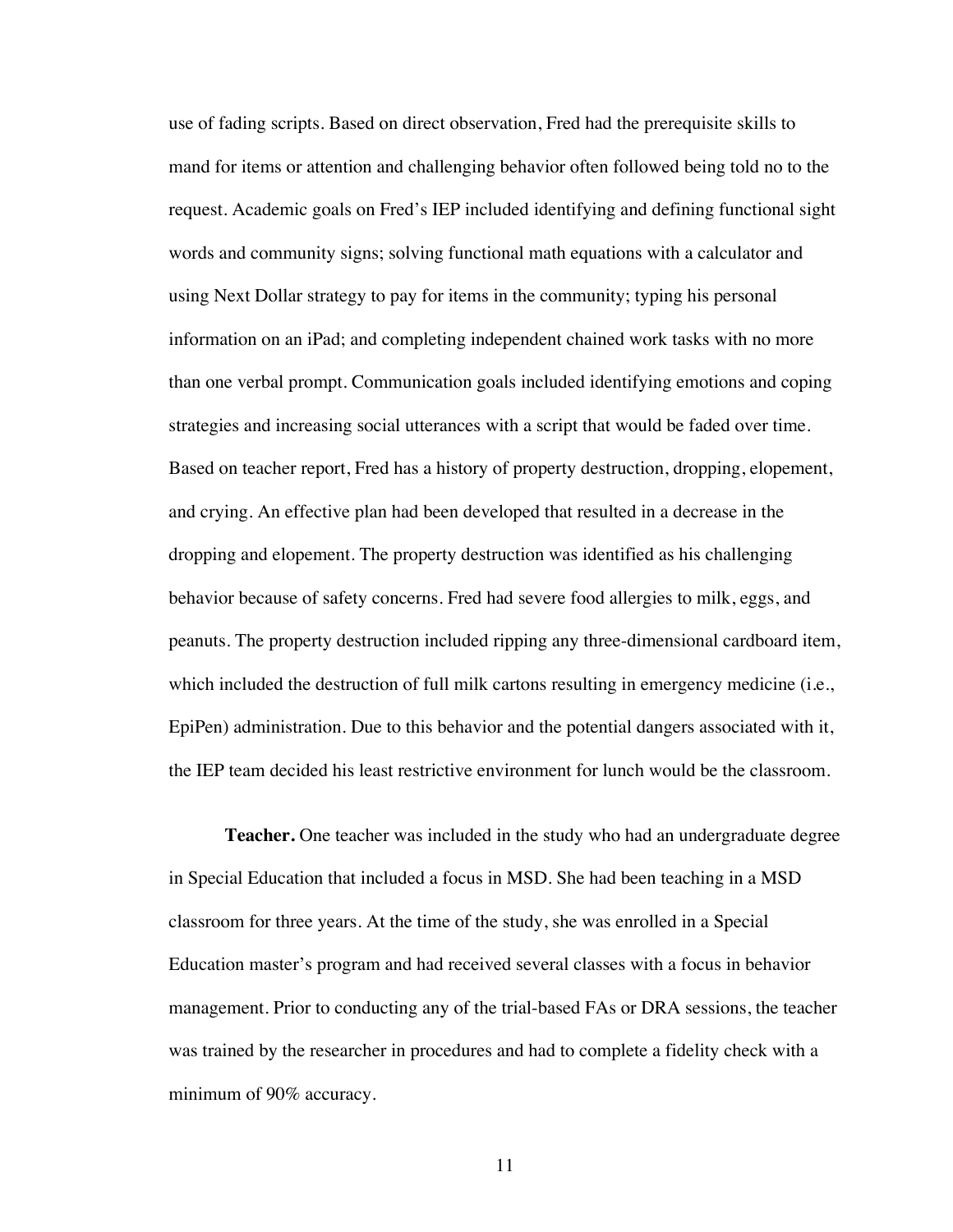use of fading scripts. Based on direct observation, Fred had the prerequisite skills to mand for items or attention and challenging behavior often followed being told no to the request. Academic goals on Fred's IEP included identifying and defining functional sight words and community signs; solving functional math equations with a calculator and using Next Dollar strategy to pay for items in the community; typing his personal information on an iPad; and completing independent chained work tasks with no more than one verbal prompt. Communication goals included identifying emotions and coping strategies and increasing social utterances with a script that would be faded over time. Based on teacher report, Fred has a history of property destruction, dropping, elopement, and crying. An effective plan had been developed that resulted in a decrease in the dropping and elopement. The property destruction was identified as his challenging behavior because of safety concerns. Fred had severe food allergies to milk, eggs, and peanuts. The property destruction included ripping any three-dimensional cardboard item, which included the destruction of full milk cartons resulting in emergency medicine (i.e., EpiPen) administration. Due to this behavior and the potential dangers associated with it, the IEP team decided his least restrictive environment for lunch would be the classroom.

**Teacher.** One teacher was included in the study who had an undergraduate degree in Special Education that included a focus in MSD. She had been teaching in a MSD classroom for three years. At the time of the study, she was enrolled in a Special Education master's program and had received several classes with a focus in behavior management. Prior to conducting any of the trial-based FAs or DRA sessions, the teacher was trained by the researcher in procedures and had to complete a fidelity check with a minimum of 90% accuracy.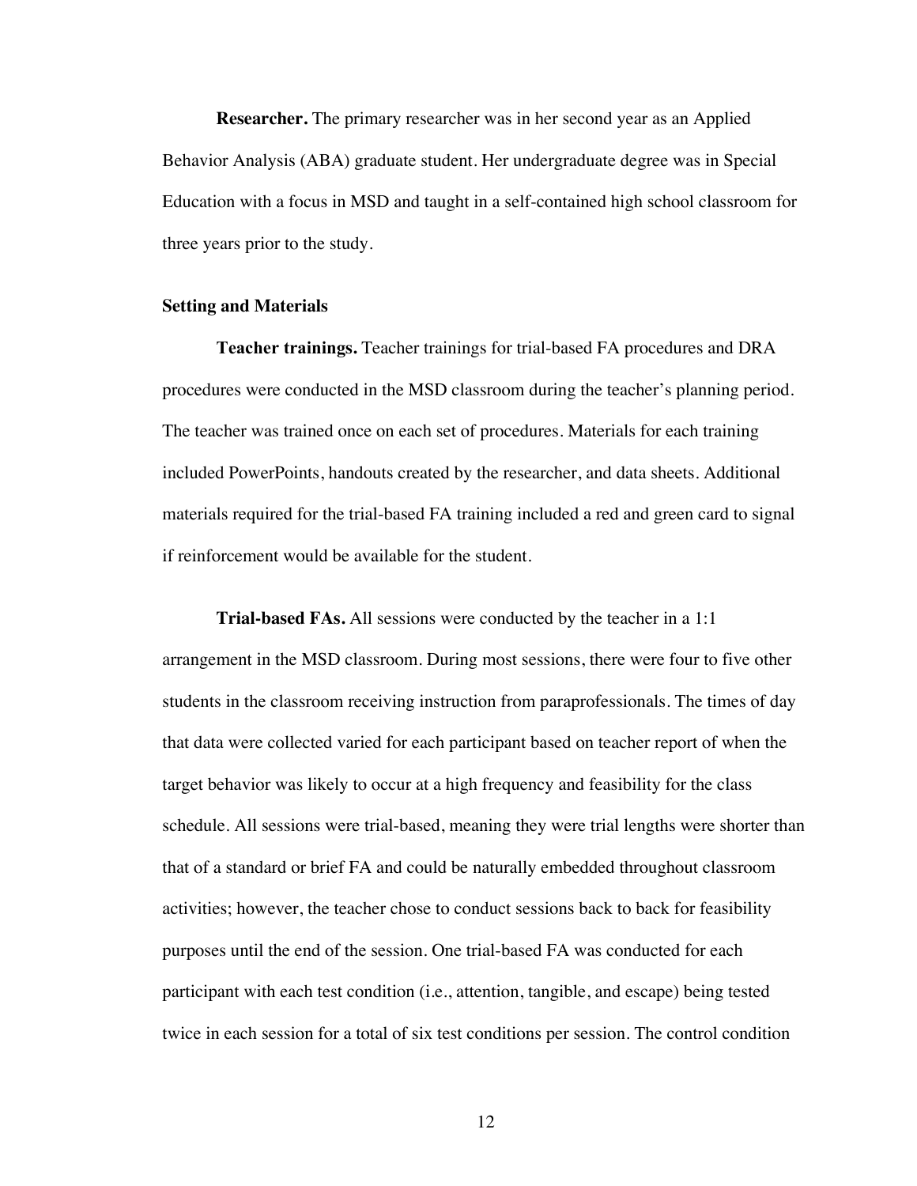**Researcher.** The primary researcher was in her second year as an Applied Behavior Analysis (ABA) graduate student. Her undergraduate degree was in Special Education with a focus in MSD and taught in a self-contained high school classroom for three years prior to the study.

### Setting and Materials

**Teacher trainings.** Teacher trainings for trial-based FA procedures and DRA procedures were conducted in the MSD classroom during the teacher's planning period. The teacher was trained once on each set of procedures. Materials for each training included PowerPoints, handouts created by the researcher, and data sheets. Additional materials required for the trial-based FA training included a red and green card to signal if reinforcement would be available for the student.

**Trial-based FAs.** All sessions were conducted by the teacher in a 1:1 arrangement in the MSD classroom. During most sessions, there were four to five other students in the classroom receiving instruction from paraprofessionals. The times of day that data were collected varied for each participant based on teacher report of when the target behavior was likely to occur at a high frequency and feasibility for the class schedule. All sessions were trial-based, meaning they were trial lengths were shorter than that of a standard or brief FA and could be naturally embedded throughout classroom activities; however, the teacher chose to conduct sessions back to back for feasibility purposes until the end of the session. One trial-based FA was conducted for each participant with each test condition (i.e., attention, tangible, and escape) being tested twice in each session for a total of six test conditions per session. The control condition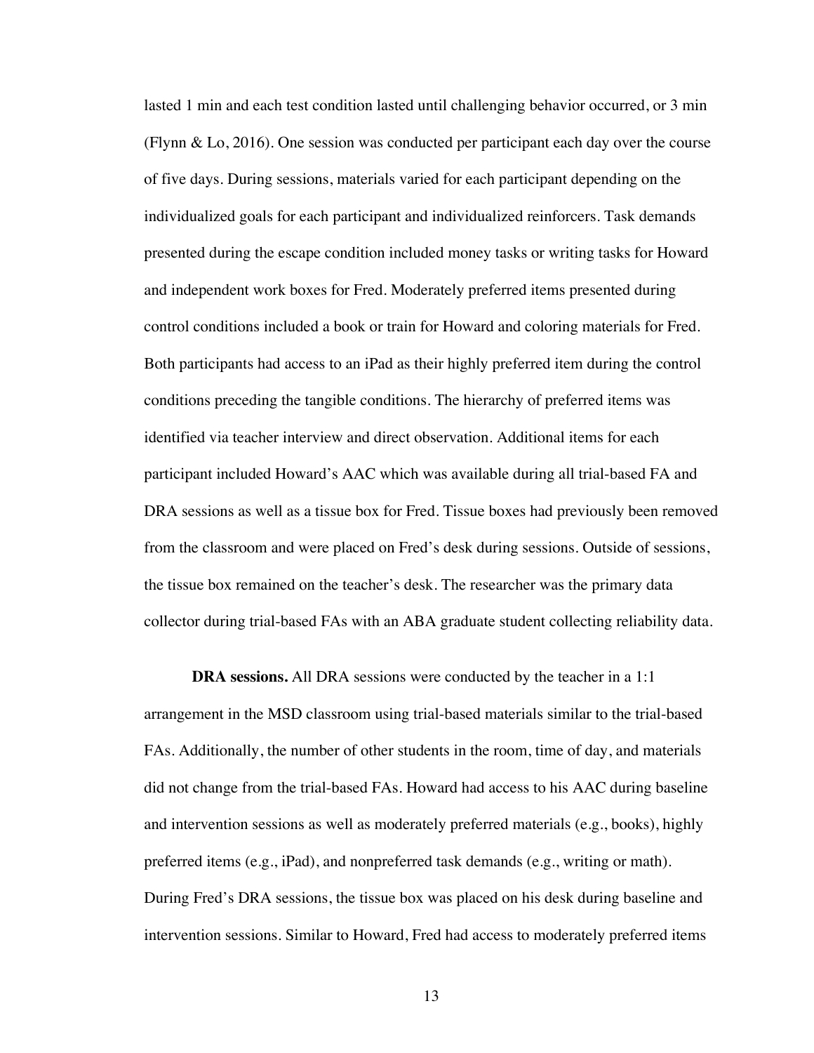lasted 1 min and each test condition lasted until challenging behavior occurred, or 3 min (Flynn & Lo, 2016). One session was conducted per participant each day over the course of five days. During sessions, materials varied for each participant depending on the individualized goals for each participant and individualized reinforcers. Task demands presented during the escape condition included money tasks or writing tasks for Howard and independent work boxes for Fred. Moderately preferred items presented during control conditions included a book or train for Howard and coloring materials for Fred. Both participants had access to an iPad as their highly preferred item during the control conditions preceding the tangible conditions. The hierarchy of preferred items was identified via teacher interview and direct observation. Additional items for each participant included Howard's AAC which was available during all trial-based FA and DRA sessions as well as a tissue box for Fred. Tissue boxes had previously been removed from the classroom and were placed on Fred's desk during sessions. Outside of sessions, the tissue box remained on the teacher's desk. The researcher was the primary data collector during trial-based FAs with an ABA graduate student collecting reliability data.

**DRA sessions.** All DRA sessions were conducted by the teacher in a 1:1 arrangement in the MSD classroom using trial-based materials similar to the trial-based FAs. Additionally, the number of other students in the room, time of day, and materials did not change from the trial-based FAs. Howard had access to his AAC during baseline and intervention sessions as well as moderately preferred materials (e.g., books), highly preferred items (e.g., iPad), and nonpreferred task demands (e.g., writing or math). During Fred's DRA sessions, the tissue box was placed on his desk during baseline and intervention sessions. Similar to Howard, Fred had access to moderately preferred items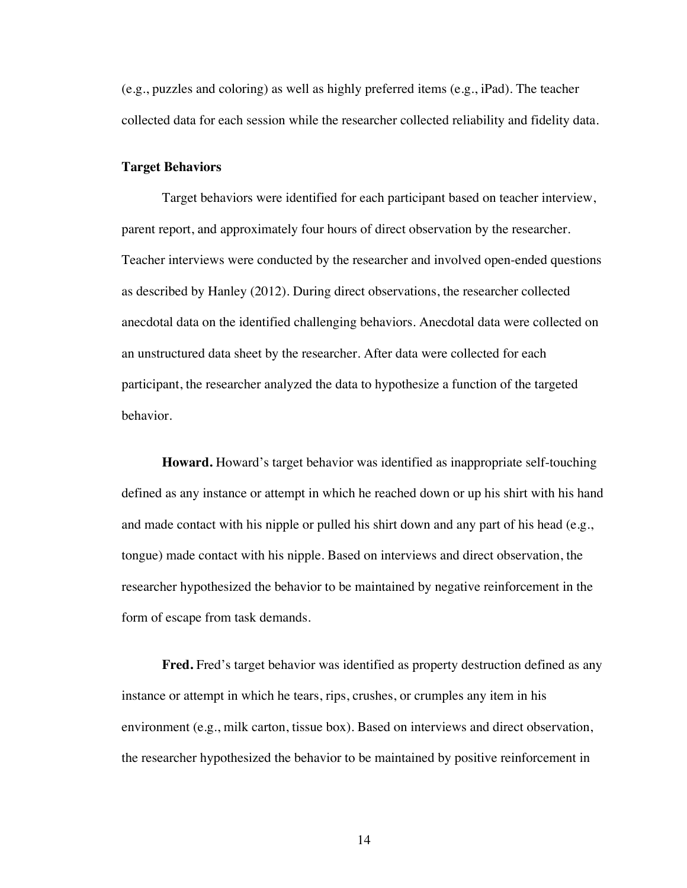(e.g., puzzles and coloring) as well as highly preferred items (e.g., iPad). The teacher collected data for each session while the researcher collected reliability and fidelity data.

### Target Behaviors

Target behaviors were identified for each participant based on teacher interview, parent report, and approximately four hours of direct observation by the researcher. Teacher interviews were conducted by the researcher and involved open-ended questions as described by Hanley (2012). During direct observations, the researcher collected anecdotal data on the identified challenging behaviors. Anecdotal data were collected on an unstructured data sheet by the researcher. After data were collected for each participant, the researcher analyzed the data to hypothesize a function of the targeted behavior.

**Howard.** Howard's target behavior was identified as inappropriate self-touching defined as any instance or attempt in which he reached down or up his shirt with his hand and made contact with his nipple or pulled his shirt down and any part of his head (e.g., tongue) made contact with his nipple. Based on interviews and direct observation, the researcher hypothesized the behavior to be maintained by negative reinforcement in the form of escape from task demands.

**Fred.** Fred's target behavior was identified as property destruction defined as any instance or attempt in which he tears, rips, crushes, or crumples any item in his environment (e.g., milk carton, tissue box). Based on interviews and direct observation, the researcher hypothesized the behavior to be maintained by positive reinforcement in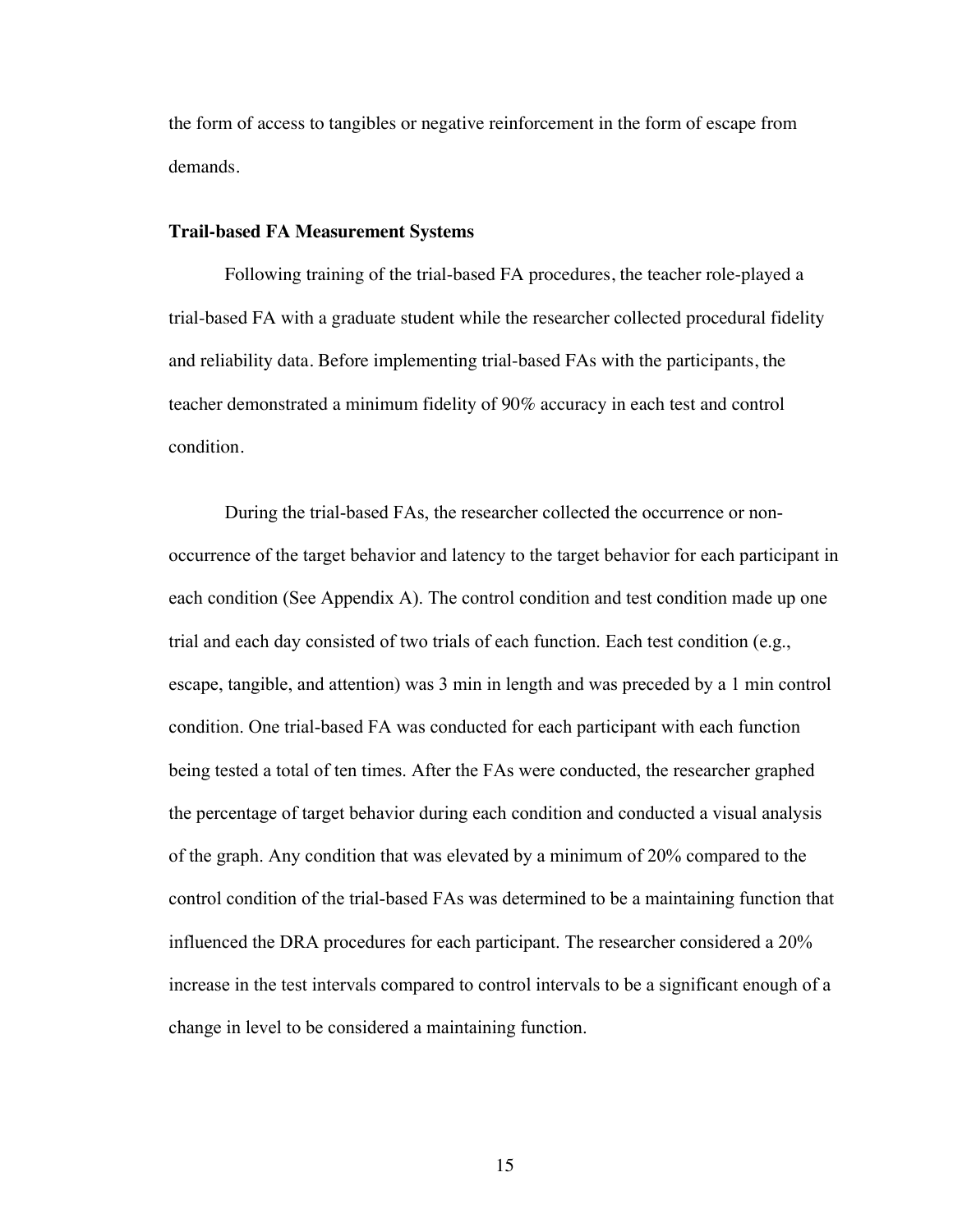the form of access to tangibles or negative reinforcement in the form of escape from demands.

**Trail-based FA Measurement Systems**

Following training of the trial-based FA procedures, the teacher role-played a trial-based FA with a graduate student while the researcher collected procedural fidelity and reliability data. Before implementing trial-based FAs with the participants, the teacher demonstrated a minimum fidelity of 90% accuracy in each test and control condition.

During the trial-based FAs, the researcher collected the occurrence or non-occurrence of the target behavior and latency to the target behavior for each participant in each condition (See Appendix A). The control condition and test condition made up one trial and each day consisted of two trials of each function. Each test condition (e.g., escape, tangible, and attention) was 3 min in length and was preceded by a 1 min control condition. One trial-based FA was conducted for each participant with each function being tested a total of ten times. After the FAs were conducted, the researcher graphed the percentage of target behavior during each condition and conducted a visual analysis of the graph. Any condition that was elevated by a minimum of 20% compared to the control condition of the trial-based FAs was determined to be a maintaining function that influenced the DRA procedures for each participant. The researcher considered a 20% increase in the test intervals compared to control intervals to be a significant enough of a change in level to be considered a maintaining function.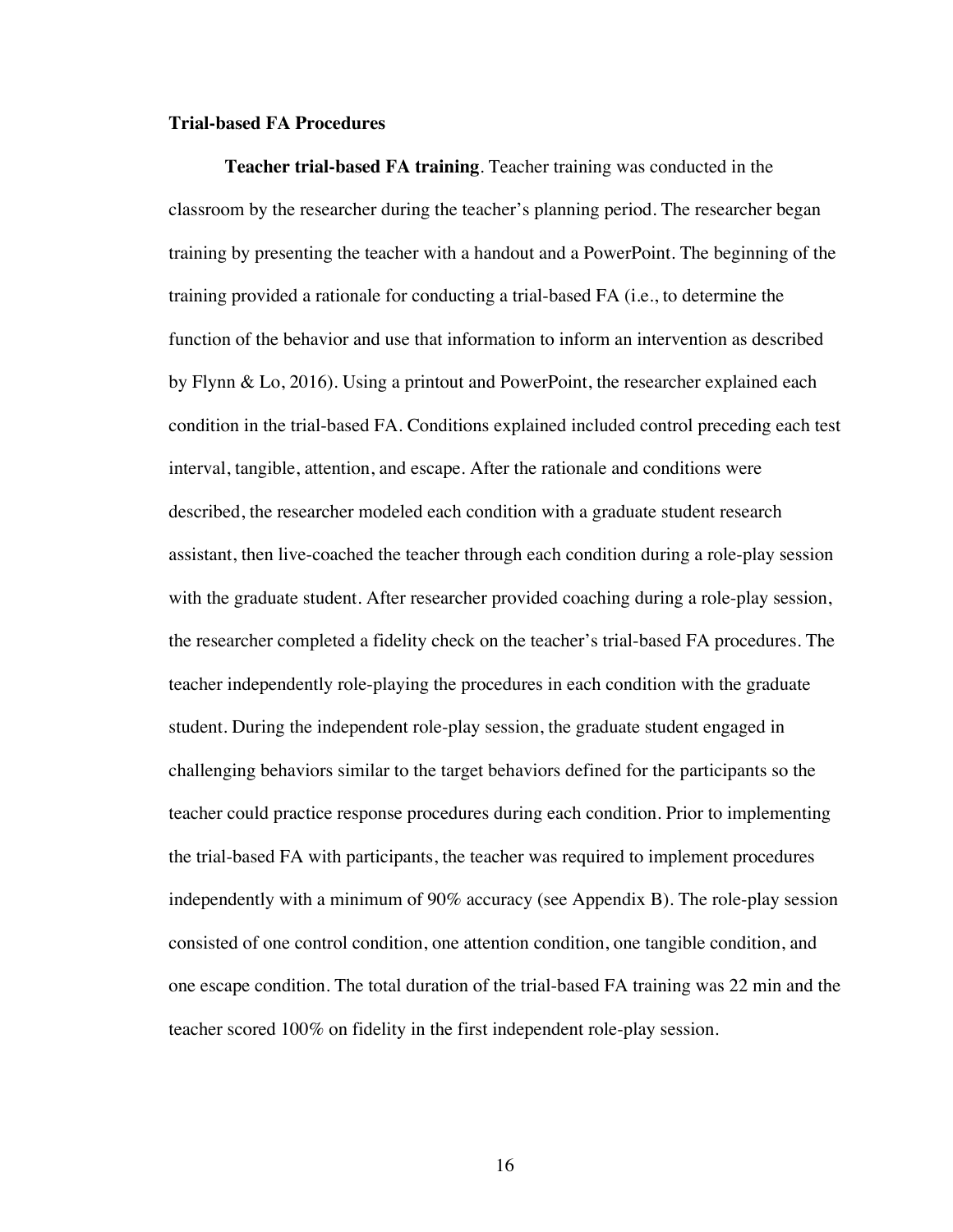**Trial-based FA Procedures**

**Teacher trial-based FA training**. Teacher training was conducted in the classroom by the researcher during the teacher's planning period. The researcher began training by presenting the teacher with a handout and a PowerPoint. The beginning of the training provided a rationale for conducting a trial-based FA (i.e., to determine the function of the behavior and use that information to inform an intervention as described by Flynn & Lo, 2016). Using a printout and PowerPoint, the researcher explained each condition in the trial-based FA. Conditions explained included control preceding each test interval, tangible, attention, and escape. After the rationale and conditions were described, the researcher modeled each condition with a graduate student research assistant, then live-coached the teacher through each condition during a role-play session with the graduate student. After researcher provided coaching during a role-play session, the researcher completed a fidelity check on the teacher's trial-based FA procedures. The teacher independently role-playing the procedures in each condition with the graduate student. During the independent role-play session, the graduate student engaged in challenging behaviors similar to the target behaviors defined for the participants so the teacher could practice response procedures during each condition. Prior to implementing the trial-based FA with participants, the teacher was required to implement procedures independently with a minimum of 90% accuracy (see Appendix B). The role-play session consisted of one control condition, one attention condition, one tangible condition, and one escape condition. The total duration of the trial-based FA training was 22 min and the teacher scored 100% on fidelity in the first independent role-play session.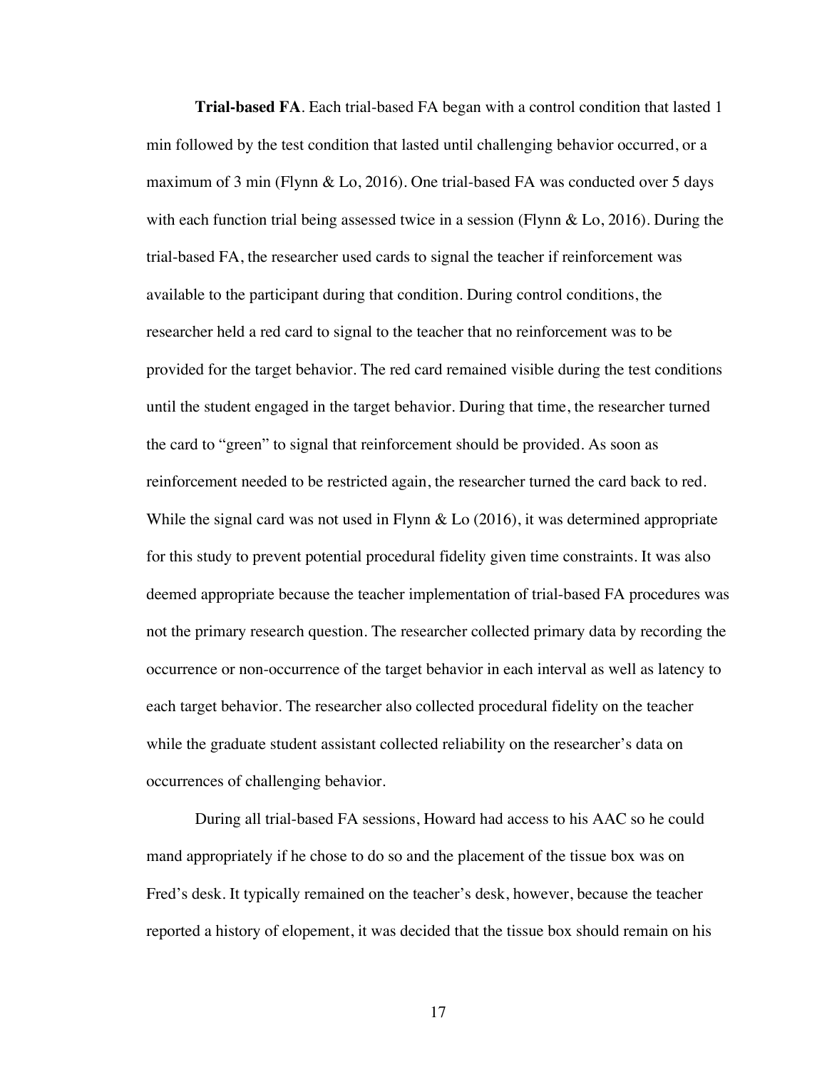**Trial-based FA**. Each trial-based FA began with a control condition that lasted 1 min followed by the test condition that lasted until challenging behavior occurred, or a maximum of 3 min (Flynn & Lo, 2016). One trial-based FA was conducted over 5 days with each function trial being assessed twice in a session (Flynn & Lo, 2016). During the trial-based FA, the researcher used cards to signal the teacher if reinforcement was available to the participant during that condition. During control conditions, the researcher held a red card to signal to the teacher that no reinforcement was to be provided for the target behavior. The red card remained visible during the test conditions until the student engaged in the target behavior. During that time, the researcher turned the card to "green" to signal that reinforcement should be provided. As soon as reinforcement needed to be restricted again, the researcher turned the card back to red. While the signal card was not used in Flynn & Lo (2016), it was determined appropriate for this study to prevent potential procedural fidelity given time constraints. It was also deemed appropriate because the teacher implementation of trial-based FA procedures was not the primary research question. The researcher collected primary data by recording the occurrence or non-occurrence of the target behavior in each interval as well as latency to each target behavior. The researcher also collected procedural fidelity on the teacher while the graduate student assistant collected reliability on the researcher's data on occurrences of challenging behavior.

During all trial-based FA sessions, Howard had access to his AAC so he could mand appropriately if he chose to do so and the placement of the tissue box was on Fred's desk. It typically remained on the teacher's desk, however, because the teacher reported a history of elopement, it was decided that the tissue box should remain on his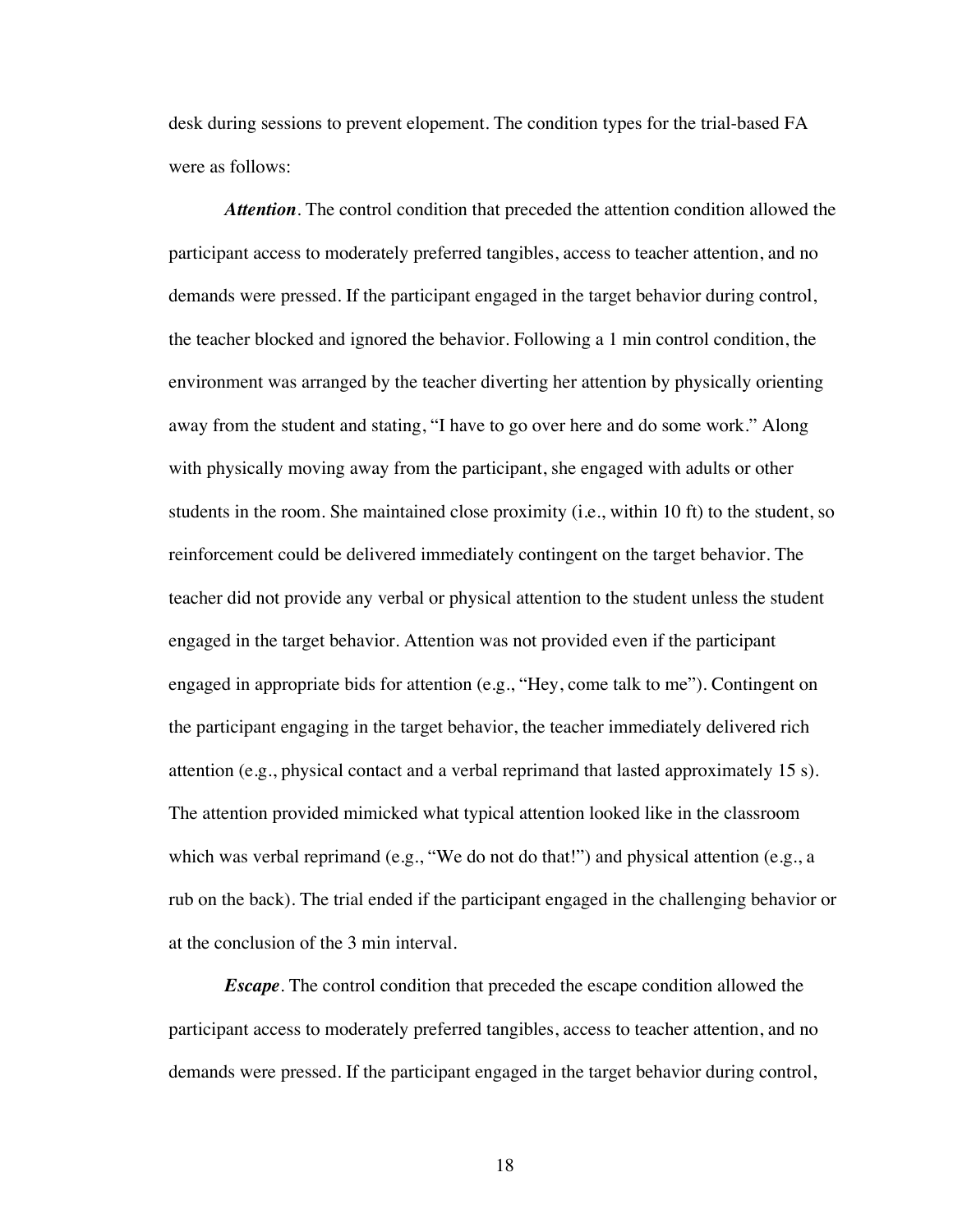desk during sessions to prevent elopement. The condition types for the trial-based FA were as follows:

***Attention***. The control condition that preceded the attention condition allowed the participant access to moderately preferred tangibles, access to teacher attention, and no demands were pressed. If the participant engaged in the target behavior during control, the teacher blocked and ignored the behavior. Following a 1 min control condition, the environment was arranged by the teacher diverting her attention by physically orienting away from the student and stating, "I have to go over here and do some work." Along with physically moving away from the participant, she engaged with adults or other students in the room. She maintained close proximity (i.e., within 10 ft) to the student, so reinforcement could be delivered immediately contingent on the target behavior. The teacher did not provide any verbal or physical attention to the student unless the student engaged in the target behavior. Attention was not provided even if the participant engaged in appropriate bids for attention (e.g., "Hey, come talk to me"). Contingent on the participant engaging in the target behavior, the teacher immediately delivered rich attention (e.g., physical contact and a verbal reprimand that lasted approximately 15 s). The attention provided mimicked what typical attention looked like in the classroom which was verbal reprimand (e.g., "We do not do that!") and physical attention (e.g., a rub on the back). The trial ended if the participant engaged in the challenging behavior or at the conclusion of the 3 min interval.

***Escape***. The control condition that preceded the escape condition allowed the participant access to moderately preferred tangibles, access to teacher attention, and no demands were pressed. If the participant engaged in the target behavior during control,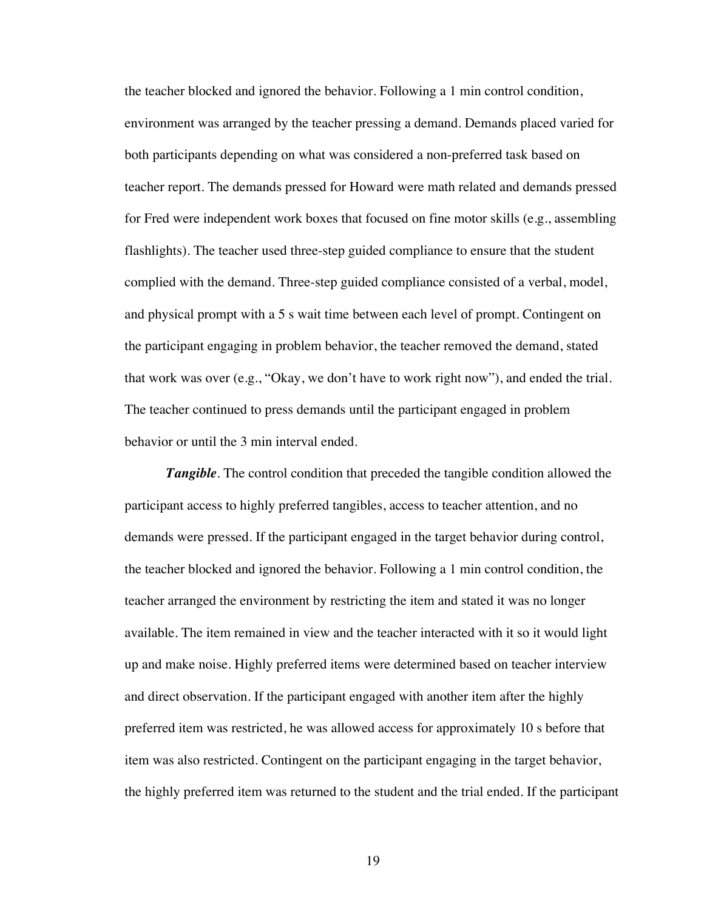the teacher blocked and ignored the behavior. Following a 1 min control condition, environment was arranged by the teacher pressing a demand. Demands placed varied for both participants depending on what was considered a non-preferred task based on teacher report. The demands pressed for Howard were math related and demands pressed for Fred were independent work boxes that focused on fine motor skills (e.g., assembling flashlights). The teacher used three-step guided compliance to ensure that the student complied with the demand. Three-step guided compliance consisted of a verbal, model, and physical prompt with a 5 s wait time between each level of prompt. Contingent on the participant engaging in problem behavior, the teacher removed the demand, stated that work was over (e.g., "Okay, we don't have to work right now"), and ended the trial. The teacher continued to press demands until the participant engaged in problem behavior or until the 3 min interval ended.

***Tangible***. The control condition that preceded the tangible condition allowed the participant access to highly preferred tangibles, access to teacher attention, and no demands were pressed. If the participant engaged in the target behavior during control, the teacher blocked and ignored the behavior. Following a 1 min control condition, the teacher arranged the environment by restricting the item and stated it was no longer available. The item remained in view and the teacher interacted with it so it would light up and make noise. Highly preferred items were determined based on teacher interview and direct observation. If the participant engaged with another item after the highly preferred item was restricted, he was allowed access for approximately 10 s before that item was also restricted. Contingent on the participant engaging in the target behavior, the highly preferred item was returned to the student and the trial ended. If the participant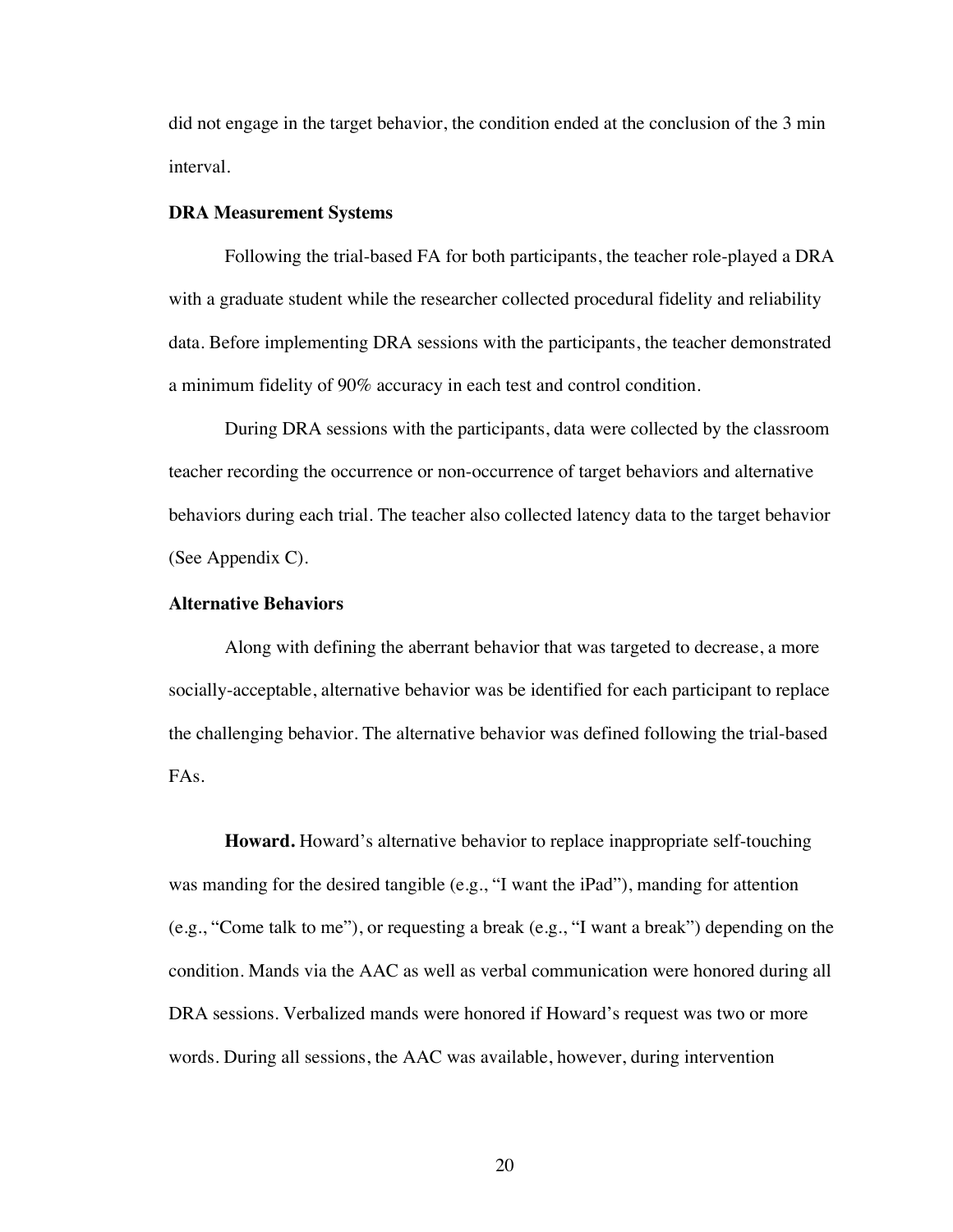did not engage in the target behavior, the condition ended at the conclusion of the 3 min interval.

### DRA Measurement Systems

Following the trial-based FA for both participants, the teacher role-played a DRA with a graduate student while the researcher collected procedural fidelity and reliability data. Before implementing DRA sessions with the participants, the teacher demonstrated a minimum fidelity of 90% accuracy in each test and control condition.

During DRA sessions with the participants, data were collected by the classroom teacher recording the occurrence or non-occurrence of target behaviors and alternative behaviors during each trial. The teacher also collected latency data to the target behavior (See Appendix C).

### Alternative Behaviors

Along with defining the aberrant behavior that was targeted to decrease, a more socially-acceptable, alternative behavior was be identified for each participant to replace the challenging behavior. The alternative behavior was defined following the trial-based FAs.

**Howard.** Howard's alternative behavior to replace inappropriate self-touching was manding for the desired tangible (e.g., "I want the iPad"), manding for attention (e.g., "Come talk to me"), or requesting a break (e.g., "I want a break") depending on the condition. Mands via the AAC as well as verbal communication were honored during all DRA sessions. Verbalized mands were honored if Howard's request was two or more words. During all sessions, the AAC was available, however, during intervention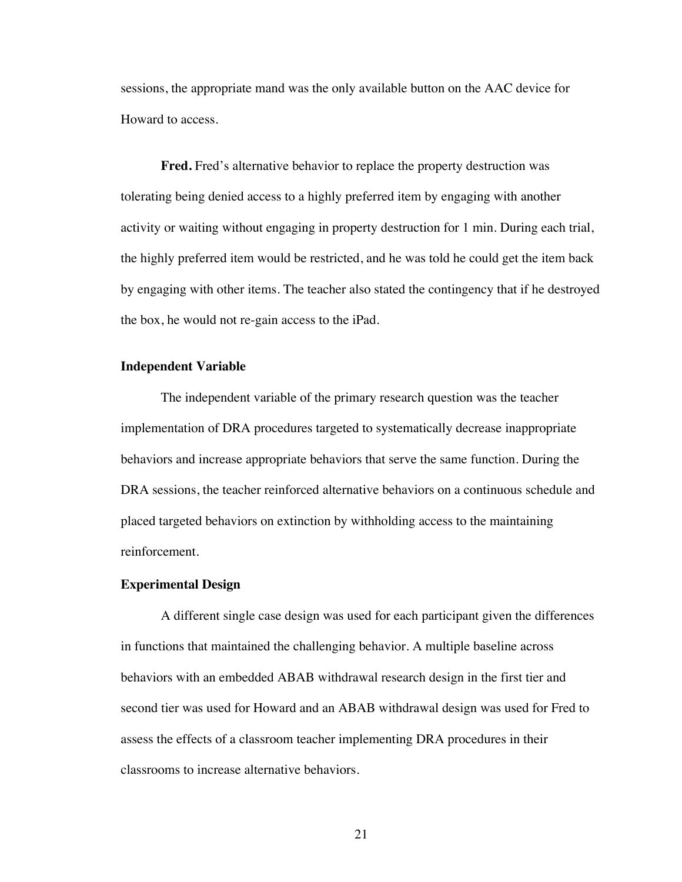sessions, the appropriate mand was the only available button on the AAC device for Howard to access.

**Fred.** Fred's alternative behavior to replace the property destruction was tolerating being denied access to a highly preferred item by engaging with another activity or waiting without engaging in property destruction for 1 min. During each trial, the highly preferred item would be restricted, and he was told he could get the item back by engaging with other items. The teacher also stated the contingency that if he destroyed the box, he would not re-gain access to the iPad.

### Independent Variable

The independent variable of the primary research question was the teacher implementation of DRA procedures targeted to systematically decrease inappropriate behaviors and increase appropriate behaviors that serve the same function. During the DRA sessions, the teacher reinforced alternative behaviors on a continuous schedule and placed targeted behaviors on extinction by withholding access to the maintaining reinforcement.

### Experimental Design

A different single case design was used for each participant given the differences in functions that maintained the challenging behavior. A multiple baseline across behaviors with an embedded ABAB withdrawal research design in the first tier and second tier was used for Howard and an ABAB withdrawal design was used for Fred to assess the effects of a classroom teacher implementing DRA procedures in their classrooms to increase alternative behaviors.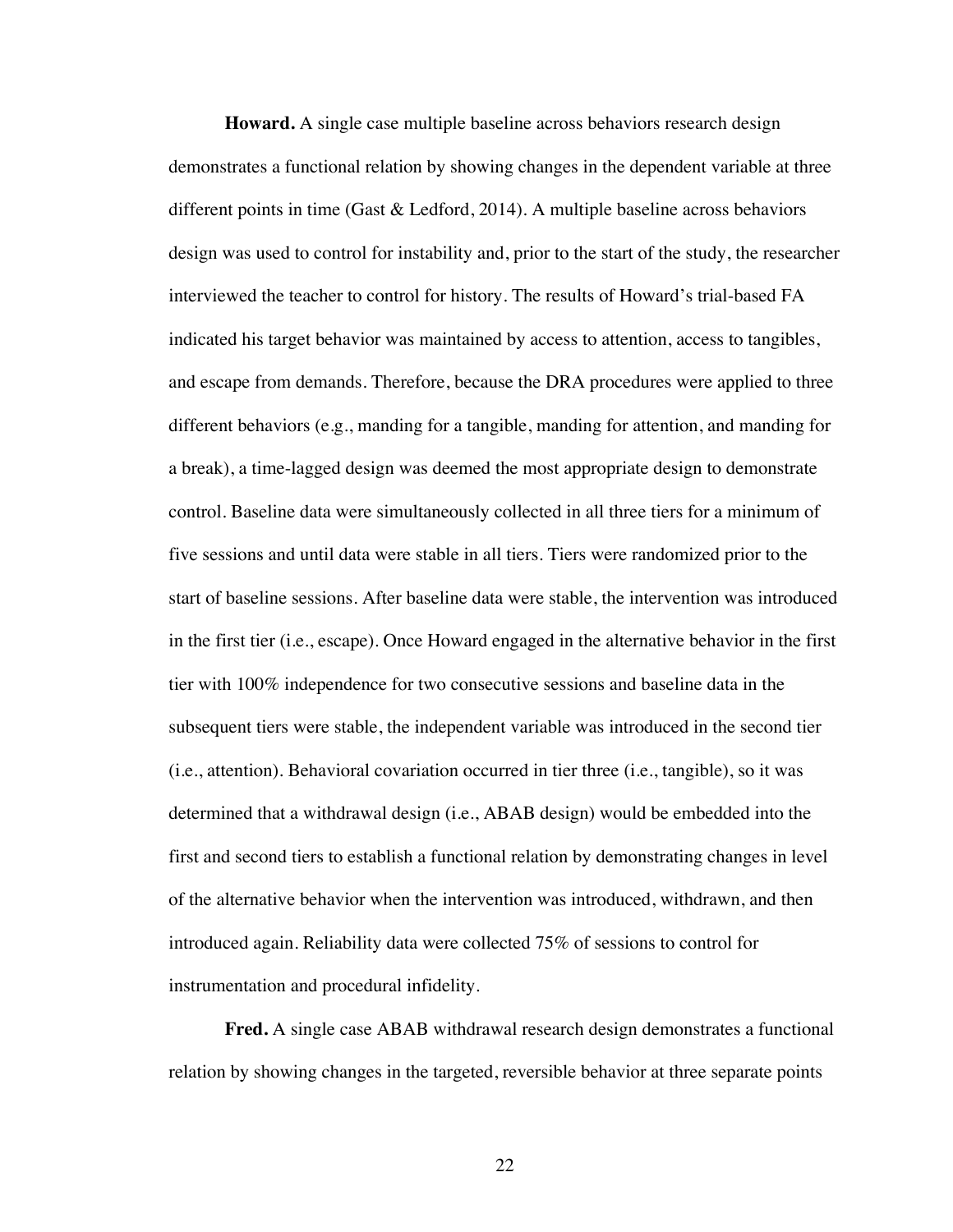**Howard.** A single case multiple baseline across behaviors research design demonstrates a functional relation by showing changes in the dependent variable at three different points in time (Gast & Ledford, 2014). A multiple baseline across behaviors design was used to control for instability and, prior to the start of the study, the researcher interviewed the teacher to control for history. The results of Howard's trial-based FA indicated his target behavior was maintained by access to attention, access to tangibles, and escape from demands. Therefore, because the DRA procedures were applied to three different behaviors (e.g., manding for a tangible, manding for attention, and manding for a break), a time-lagged design was deemed the most appropriate design to demonstrate control. Baseline data were simultaneously collected in all three tiers for a minimum of five sessions and until data were stable in all tiers. Tiers were randomized prior to the start of baseline sessions. After baseline data were stable, the intervention was introduced in the first tier (i.e., escape). Once Howard engaged in the alternative behavior in the first tier with 100% independence for two consecutive sessions and baseline data in the subsequent tiers were stable, the independent variable was introduced in the second tier (i.e., attention). Behavioral covariation occurred in tier three (i.e., tangible), so it was determined that a withdrawal design (i.e., ABAB design) would be embedded into the first and second tiers to establish a functional relation by demonstrating changes in level of the alternative behavior when the intervention was introduced, withdrawn, and then introduced again. Reliability data were collected 75% of sessions to control for instrumentation and procedural infidelity.

**Fred.** A single case ABAB withdrawal research design demonstrates a functional relation by showing changes in the targeted, reversible behavior at three separate points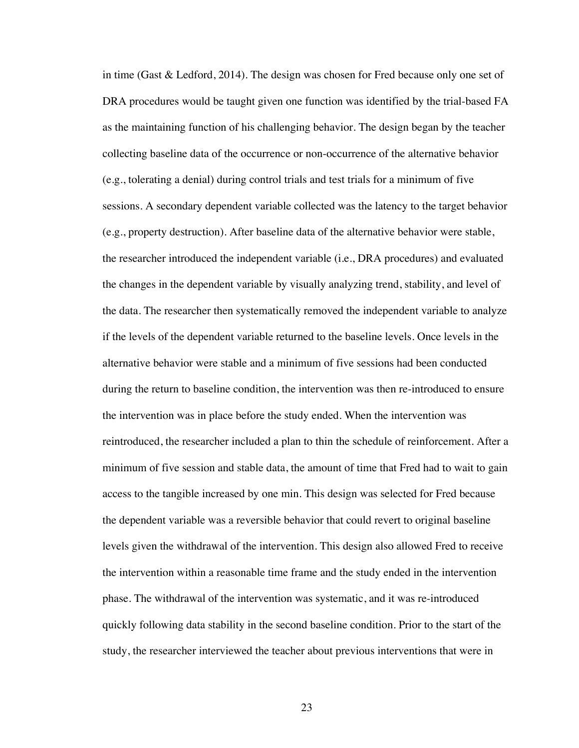in time (Gast & Ledford, 2014). The design was chosen for Fred because only one set of DRA procedures would be taught given one function was identified by the trial-based FA as the maintaining function of his challenging behavior. The design began by the teacher collecting baseline data of the occurrence or non-occurrence of the alternative behavior (e.g., tolerating a denial) during control trials and test trials for a minimum of five sessions. A secondary dependent variable collected was the latency to the target behavior (e.g., property destruction). After baseline data of the alternative behavior were stable, the researcher introduced the independent variable (i.e., DRA procedures) and evaluated the changes in the dependent variable by visually analyzing trend, stability, and level of the data. The researcher then systematically removed the independent variable to analyze if the levels of the dependent variable returned to the baseline levels. Once levels in the alternative behavior were stable and a minimum of five sessions had been conducted during the return to baseline condition, the intervention was then re-introduced to ensure the intervention was in place before the study ended. When the intervention was reintroduced, the researcher included a plan to thin the schedule of reinforcement. After a minimum of five session and stable data, the amount of time that Fred had to wait to gain access to the tangible increased by one min. This design was selected for Fred because the dependent variable was a reversible behavior that could revert to original baseline levels given the withdrawal of the intervention. This design also allowed Fred to receive the intervention within a reasonable time frame and the study ended in the intervention phase. The withdrawal of the intervention was systematic, and it was re-introduced quickly following data stability in the second baseline condition. Prior to the start of the study, the researcher interviewed the teacher about previous interventions that were in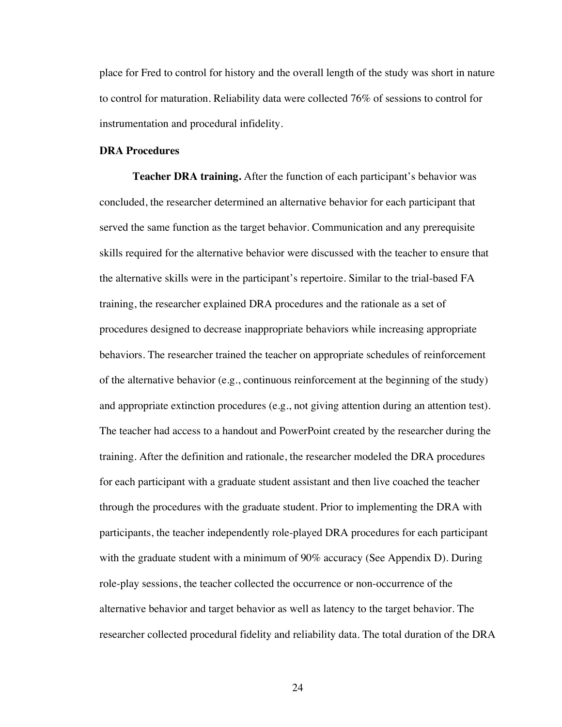place for Fred to control for history and the overall length of the study was short in nature to control for maturation. Reliability data were collected 76% of sessions to control for instrumentation and procedural infidelity.

**DRA Procedures**

**Teacher DRA training.** After the function of each participant's behavior was concluded, the researcher determined an alternative behavior for each participant that served the same function as the target behavior. Communication and any prerequisite skills required for the alternative behavior were discussed with the teacher to ensure that the alternative skills were in the participant's repertoire. Similar to the trial-based FA training, the researcher explained DRA procedures and the rationale as a set of procedures designed to decrease inappropriate behaviors while increasing appropriate behaviors. The researcher trained the teacher on appropriate schedules of reinforcement of the alternative behavior (e.g., continuous reinforcement at the beginning of the study) and appropriate extinction procedures (e.g., not giving attention during an attention test). The teacher had access to a handout and PowerPoint created by the researcher during the training. After the definition and rationale, the researcher modeled the DRA procedures for each participant with a graduate student assistant and then live coached the teacher through the procedures with the graduate student. Prior to implementing the DRA with participants, the teacher independently role-played DRA procedures for each participant with the graduate student with a minimum of 90% accuracy (See Appendix D). During role-play sessions, the teacher collected the occurrence or non-occurrence of the alternative behavior and target behavior as well as latency to the target behavior. The researcher collected procedural fidelity and reliability data. The total duration of the DRA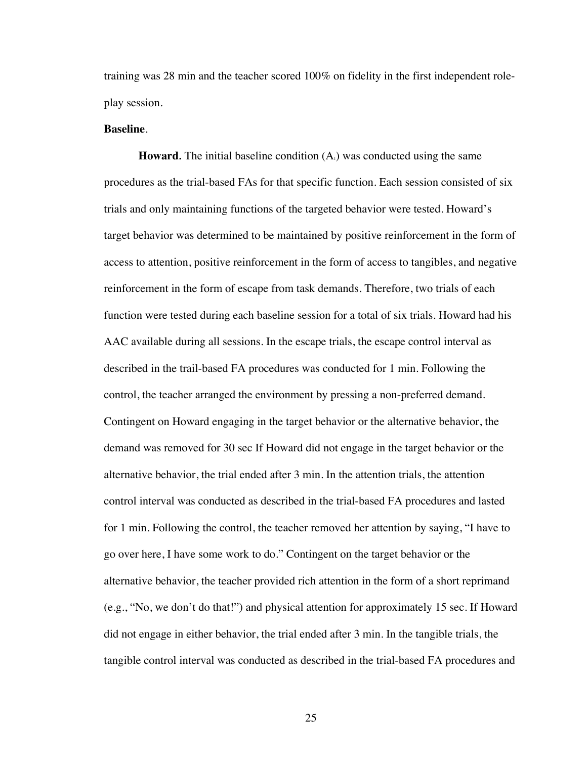training was 28 min and the teacher scored 100% on fidelity in the first independent role-play session.

**Baseline**.

**Howard.** The initial baseline condition ($A_1$) was conducted using the same procedures as the trial-based FAs for that specific function. Each session consisted of six trials and only maintaining functions of the targeted behavior were tested. Howard's target behavior was determined to be maintained by positive reinforcement in the form of access to attention, positive reinforcement in the form of access to tangibles, and negative reinforcement in the form of escape from task demands. Therefore, two trials of each function were tested during each baseline session for a total of six trials. Howard had his AAC available during all sessions. In the escape trials, the escape control interval as described in the trail-based FA procedures was conducted for 1 min. Following the control, the teacher arranged the environment by pressing a non-preferred demand. Contingent on Howard engaging in the target behavior or the alternative behavior, the demand was removed for 30 sec If Howard did not engage in the target behavior or the alternative behavior, the trial ended after 3 min. In the attention trials, the attention control interval was conducted as described in the trial-based FA procedures and lasted for 1 min. Following the control, the teacher removed her attention by saying, "I have to go over here, I have some work to do." Contingent on the target behavior or the alternative behavior, the teacher provided rich attention in the form of a short reprimand (e.g., "No, we don't do that!") and physical attention for approximately 15 sec. If Howard did not engage in either behavior, the trial ended after 3 min. In the tangible trials, the tangible control interval was conducted as described in the trial-based FA procedures and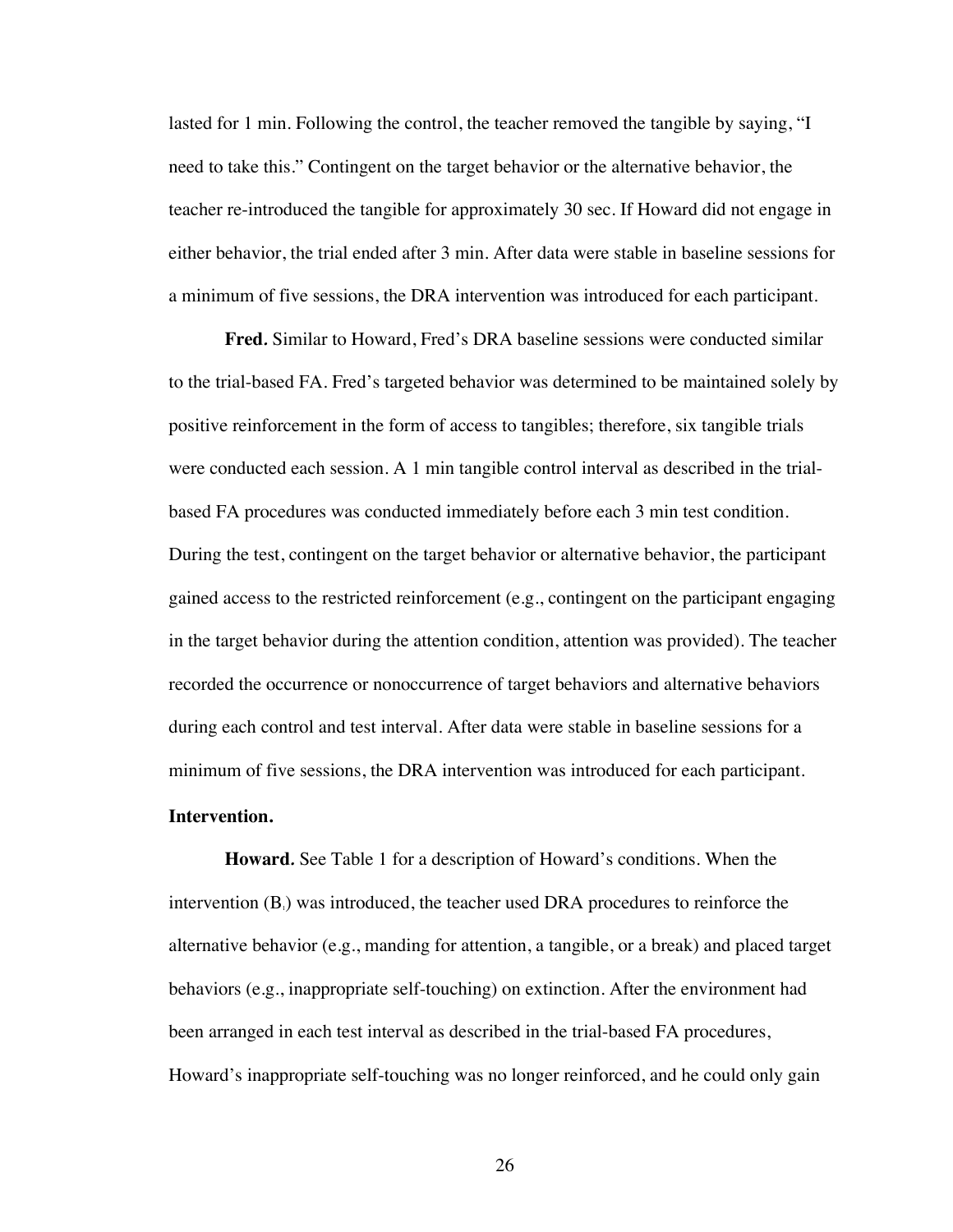lasted for 1 min. Following the control, the teacher removed the tangible by saying, “I need to take this.” Contingent on the target behavior or the alternative behavior, the teacher re-introduced the tangible for approximately 30 sec. If Howard did not engage in either behavior, the trial ended after 3 min. After data were stable in baseline sessions for a minimum of five sessions, the DRA intervention was introduced for each participant.

**Fred.** Similar to Howard, Fred’s DRA baseline sessions were conducted similar to the trial-based FA. Fred’s targeted behavior was determined to be maintained solely by positive reinforcement in the form of access to tangibles; therefore, six tangible trials were conducted each session. A 1 min tangible control interval as described in the trial-based FA procedures was conducted immediately before each 3 min test condition. During the test, contingent on the target behavior or alternative behavior, the participant gained access to the restricted reinforcement (e.g., contingent on the participant engaging in the target behavior during the attention condition, attention was provided). The teacher recorded the occurrence or nonoccurrence of target behaviors and alternative behaviors during each control and test interval. After data were stable in baseline sessions for a minimum of five sessions, the DRA intervention was introduced for each participant.

**Intervention.**

**Howard.** See Table 1 for a description of Howard’s conditions. When the intervention ($B_1$) was introduced, the teacher used DRA procedures to reinforce the alternative behavior (e.g., manding for attention, a tangible, or a break) and placed target behaviors (e.g., inappropriate self-touching) on extinction. After the environment had been arranged in each test interval as described in the trial-based FA procedures, Howard’s inappropriate self-touching was no longer reinforced, and he could only gain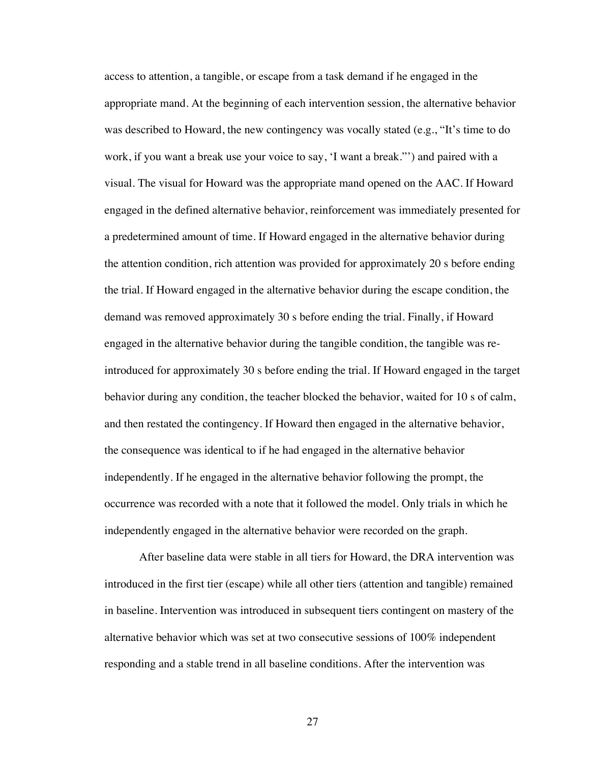access to attention, a tangible, or escape from a task demand if he engaged in the appropriate mand. At the beginning of each intervention session, the alternative behavior was described to Howard, the new contingency was vocally stated (e.g., "It's time to do work, if you want a break use your voice to say, 'I want a break."') and paired with a visual. The visual for Howard was the appropriate mand opened on the AAC. If Howard engaged in the defined alternative behavior, reinforcement was immediately presented for a predetermined amount of time. If Howard engaged in the alternative behavior during the attention condition, rich attention was provided for approximately 20 s before ending the trial. If Howard engaged in the alternative behavior during the escape condition, the demand was removed approximately 30 s before ending the trial. Finally, if Howard engaged in the alternative behavior during the tangible condition, the tangible was re-introduced for approximately 30 s before ending the trial. If Howard engaged in the target behavior during any condition, the teacher blocked the behavior, waited for 10 s of calm, and then restated the contingency. If Howard then engaged in the alternative behavior, the consequence was identical to if he had engaged in the alternative behavior independently. If he engaged in the alternative behavior following the prompt, the occurrence was recorded with a note that it followed the model. Only trials in which he independently engaged in the alternative behavior were recorded on the graph.

After baseline data were stable in all tiers for Howard, the DRA intervention was introduced in the first tier (escape) while all other tiers (attention and tangible) remained in baseline. Intervention was introduced in subsequent tiers contingent on mastery of the alternative behavior which was set at two consecutive sessions of 100% independent responding and a stable trend in all baseline conditions. After the intervention was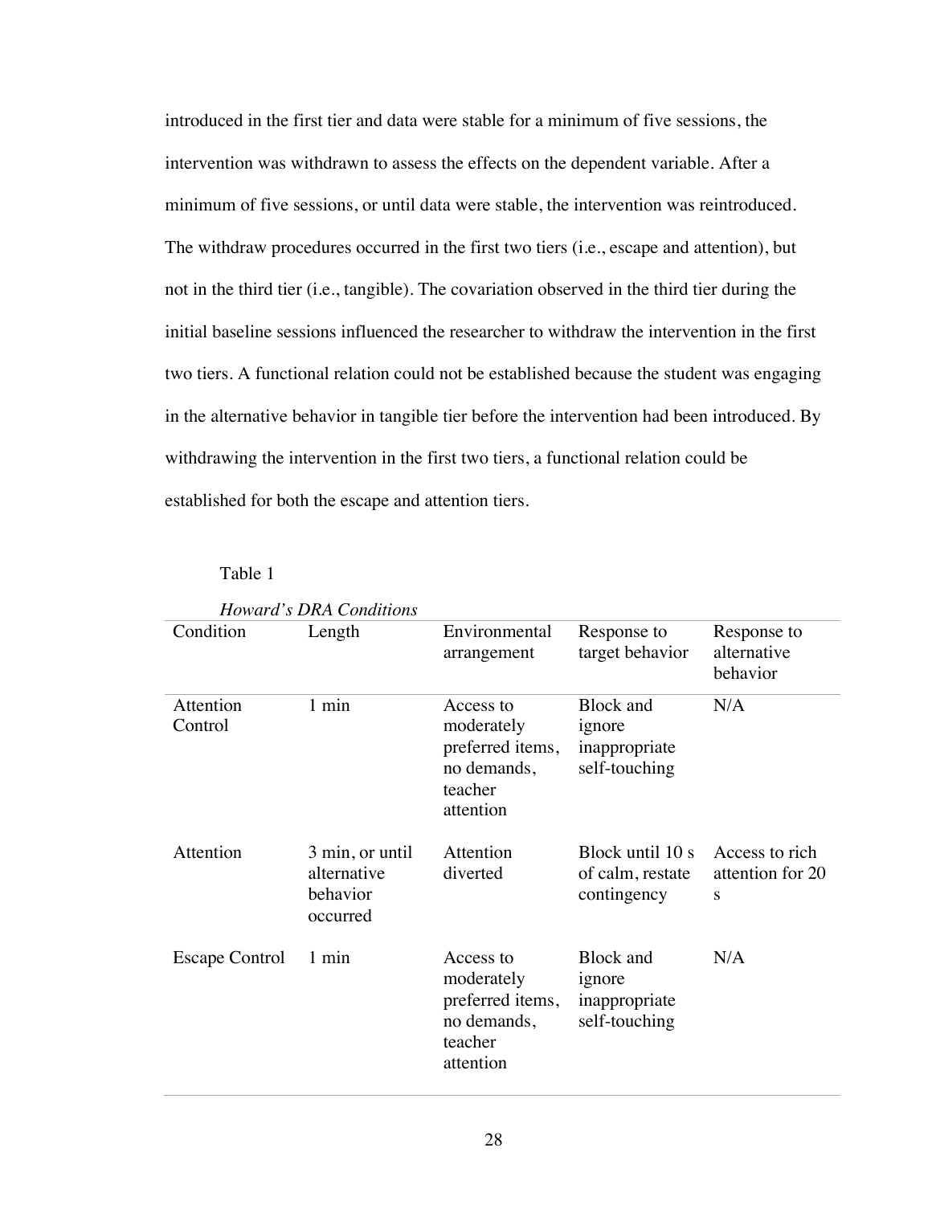introduced in the first tier and data were stable for a minimum of five sessions, the intervention was withdrawn to assess the effects on the dependent variable. After a minimum of five sessions, or until data were stable, the intervention was reintroduced. The withdraw procedures occurred in the first two tiers (i.e., escape and attention), but not in the third tier (i.e., tangible). The covariation observed in the third tier during the initial baseline sessions influenced the researcher to withdraw the intervention in the first two tiers. A functional relation could not be established because the student was engaging in the alternative behavior in tangible tier before the intervention had been introduced. By withdrawing the intervention in the first two tiers, a functional relation could be established for both the escape and attention tiers.

Table 1

*Howard's DRA Conditions*

| Condition | Length | Environmental arrangement | Response to target behavior | Response to alternative behavior |
|---|---|---|---|---|
| Attention Control | 1 min | Access to moderately preferred items, no demands, teacher attention | Block and ignore inappropriate self-touching | N/A |
| Attention | 3 min, or until alternative behavior occurred | Attention diverted | Block until 10 s of calm, restate contingency | Access to rich attention for 20 s |
| Escape Control | 1 min | Access to moderately preferred items, no demands, teacher attention | Block and ignore inappropriate self-touching | N/A |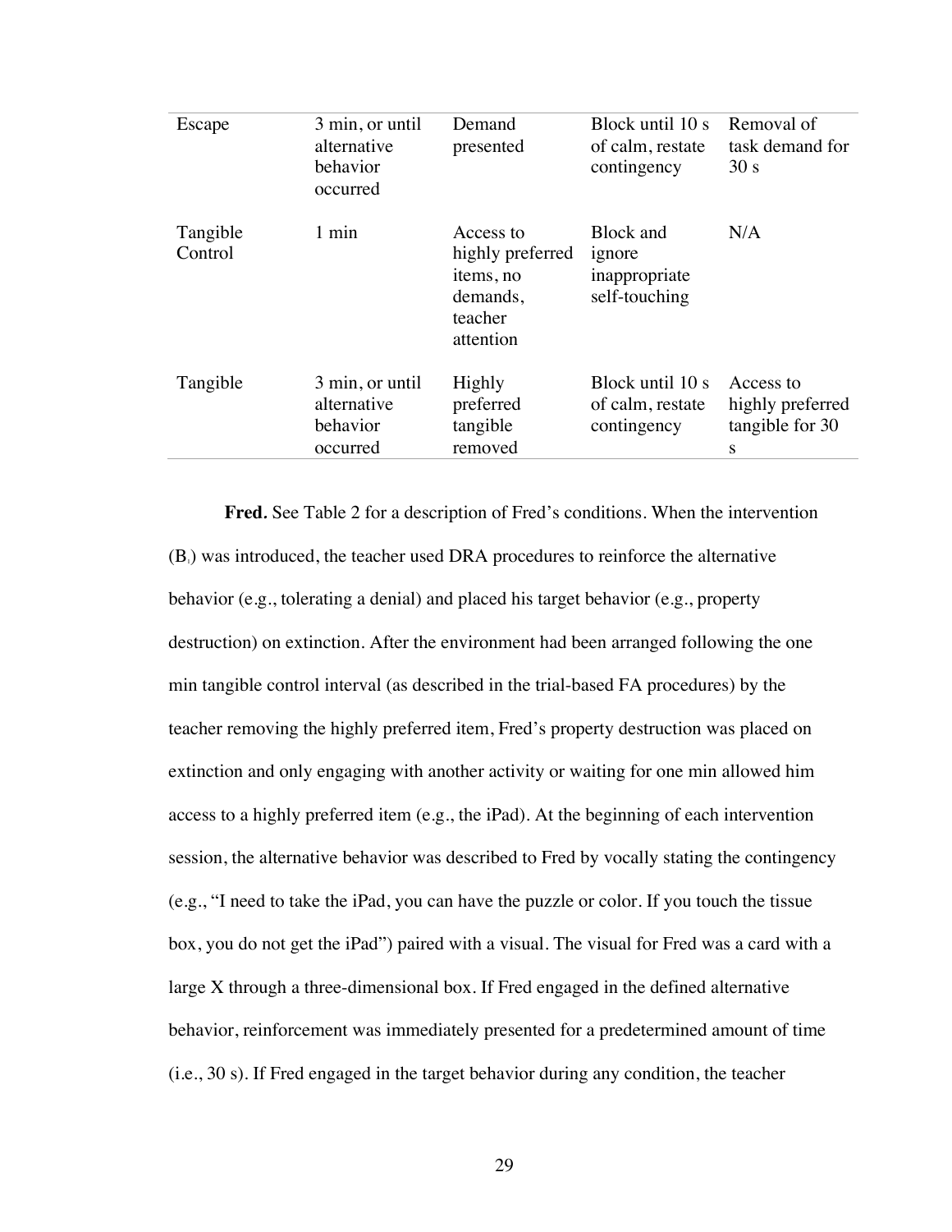| Escape | 3 min, or until alternative behavior occurred | Demand presented | Block until 10 s of calm, restate contingency | Removal of task demand for 30 s |
|---|---|---|---|---|
| Tangible Control | 1 min | Access to highly preferred items, no demands, teacher attention | Block and ignore inappropriate self-touching | N/A |
| Tangible | 3 min, or until alternative behavior occurred | Highly preferred tangible removed | Block until 10 s of calm, restate contingency | Access to highly preferred tangible for 30 s |

**Fred.** See Table 2 for a description of Fred's conditions. When the intervention ($B_1$) was introduced, the teacher used DRA procedures to reinforce the alternative behavior (e.g., tolerating a denial) and placed his target behavior (e.g., property destruction) on extinction. After the environment had been arranged following the one min tangible control interval (as described in the trial-based FA procedures) by the teacher removing the highly preferred item, Fred's property destruction was placed on extinction and only engaging with another activity or waiting for one min allowed him access to a highly preferred item (e.g., the iPad). At the beginning of each intervention session, the alternative behavior was described to Fred by vocally stating the contingency (e.g., "I need to take the iPad, you can have the puzzle or color. If you touch the tissue box, you do not get the iPad") paired with a visual. The visual for Fred was a card with a large X through a three-dimensional box. If Fred engaged in the defined alternative behavior, reinforcement was immediately presented for a predetermined amount of time (i.e., 30 s). If Fred engaged in the target behavior during any condition, the teacher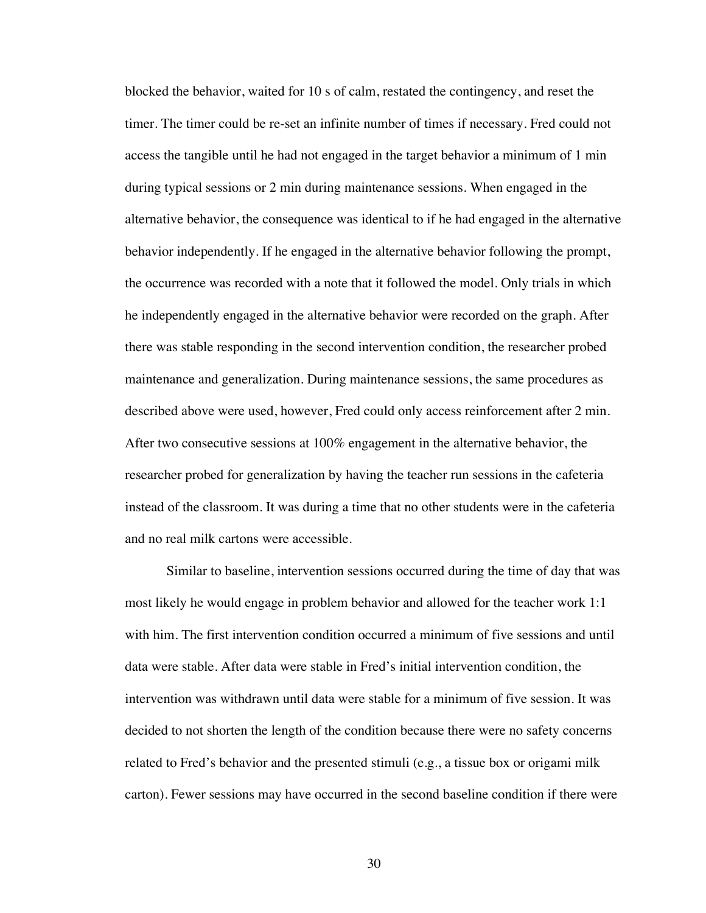blocked the behavior, waited for 10 s of calm, restated the contingency, and reset the timer. The timer could be re-set an infinite number of times if necessary. Fred could not access the tangible until he had not engaged in the target behavior a minimum of 1 min during typical sessions or 2 min during maintenance sessions. When engaged in the alternative behavior, the consequence was identical to if he had engaged in the alternative behavior independently. If he engaged in the alternative behavior following the prompt, the occurrence was recorded with a note that it followed the model. Only trials in which he independently engaged in the alternative behavior were recorded on the graph. After there was stable responding in the second intervention condition, the researcher probed maintenance and generalization. During maintenance sessions, the same procedures as described above were used, however, Fred could only access reinforcement after 2 min. After two consecutive sessions at 100% engagement in the alternative behavior, the researcher probed for generalization by having the teacher run sessions in the cafeteria instead of the classroom. It was during a time that no other students were in the cafeteria and no real milk cartons were accessible.

Similar to baseline, intervention sessions occurred during the time of day that was most likely he would engage in problem behavior and allowed for the teacher work 1:1 with him. The first intervention condition occurred a minimum of five sessions and until data were stable. After data were stable in Fred's initial intervention condition, the intervention was withdrawn until data were stable for a minimum of five session. It was decided to not shorten the length of the condition because there were no safety concerns related to Fred's behavior and the presented stimuli (e.g., a tissue box or origami milk carton). Fewer sessions may have occurred in the second baseline condition if there were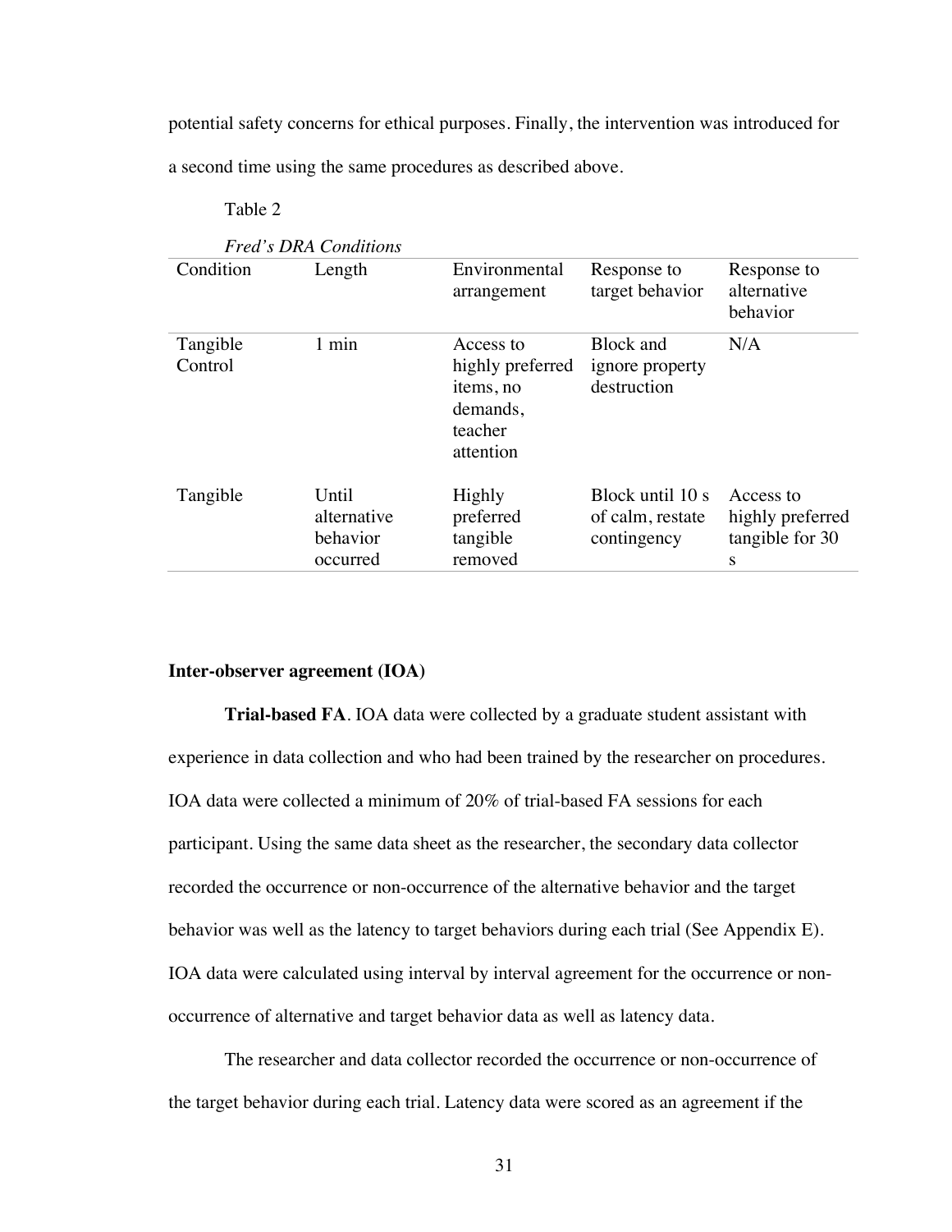potential safety concerns for ethical purposes. Finally, the intervention was introduced for a second time using the same procedures as described above.

Table 2

*Fred's DRA Conditions*

| Condition | Length | Environmental arrangement | Response to target behavior | Response to alternative behavior |
|---|---|---|---|---|
| Tangible Control | 1 min | Access to highly preferred items, no demands, teacher attention | Block and ignore property destruction | N/A |
| Tangible | Until alternative behavior occurred | Highly preferred tangible removed | Block until 10 s of calm, restate contingency | Access to highly preferred tangible for 30 s |

**Inter-observer agreement (IOA)**

**Trial-based FA**. IOA data were collected by a graduate student assistant with experience in data collection and who had been trained by the researcher on procedures. IOA data were collected a minimum of 20% of trial-based FA sessions for each participant. Using the same data sheet as the researcher, the secondary data collector recorded the occurrence or non-occurrence of the alternative behavior and the target behavior was well as the latency to target behaviors during each trial (See Appendix E). IOA data were calculated using interval by interval agreement for the occurrence or non-occurrence of alternative and target behavior data as well as latency data.

The researcher and data collector recorded the occurrence or non-occurrence of the target behavior during each trial. Latency data were scored as an agreement if the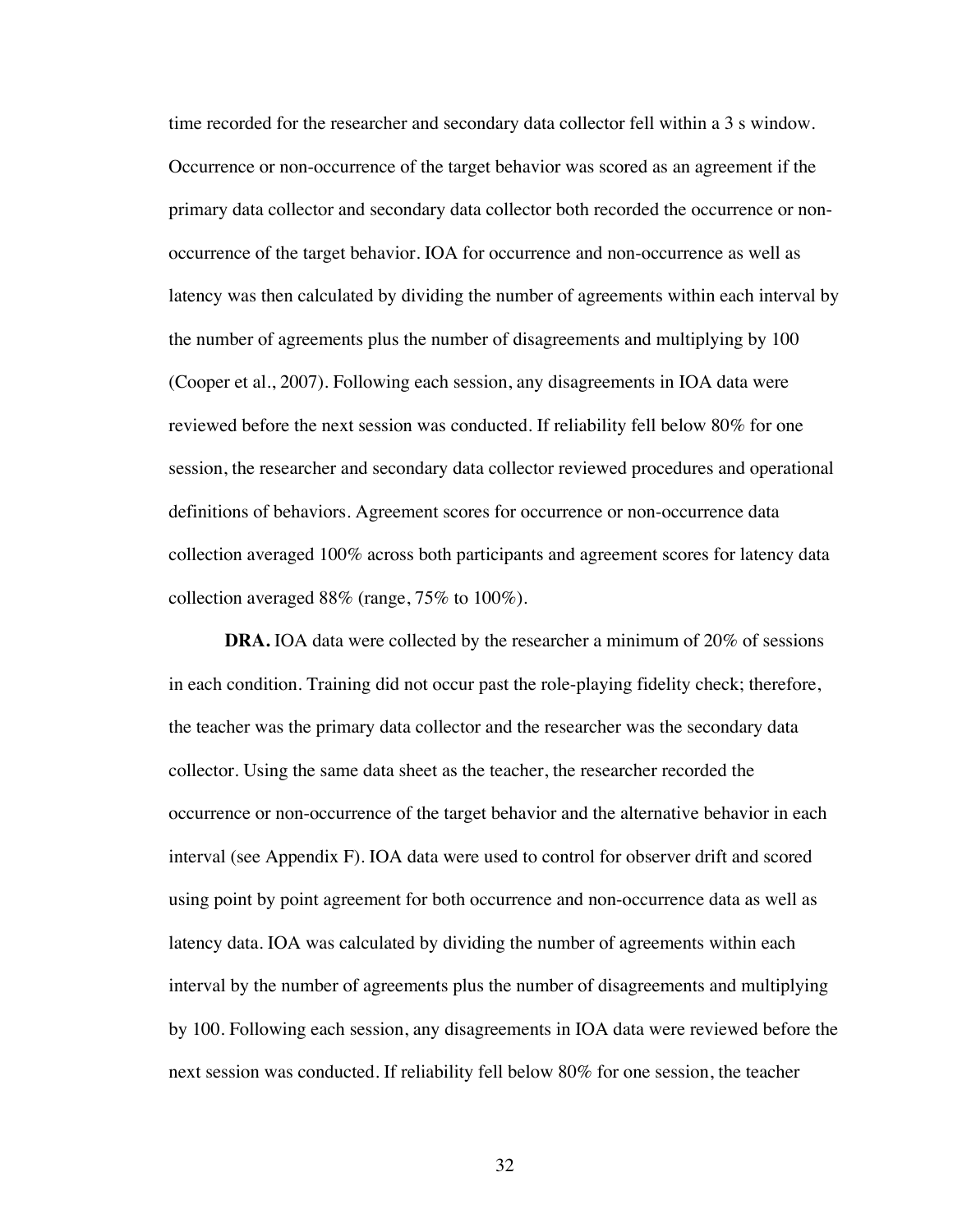time recorded for the researcher and secondary data collector fell within a 3 s window. Occurrence or non-occurrence of the target behavior was scored as an agreement if the primary data collector and secondary data collector both recorded the occurrence or non-occurrence of the target behavior. IOA for occurrence and non-occurrence as well as latency was then calculated by dividing the number of agreements within each interval by the number of agreements plus the number of disagreements and multiplying by 100 (Cooper et al., 2007). Following each session, any disagreements in IOA data were reviewed before the next session was conducted. If reliability fell below 80% for one session, the researcher and secondary data collector reviewed procedures and operational definitions of behaviors. Agreement scores for occurrence or non-occurrence data collection averaged 100% across both participants and agreement scores for latency data collection averaged 88% (range, 75% to 100%).

**DRA.** IOA data were collected by the researcher a minimum of 20% of sessions in each condition. Training did not occur past the role-playing fidelity check; therefore, the teacher was the primary data collector and the researcher was the secondary data collector. Using the same data sheet as the teacher, the researcher recorded the occurrence or non-occurrence of the target behavior and the alternative behavior in each interval (see Appendix F). IOA data were used to control for observer drift and scored using point by point agreement for both occurrence and non-occurrence data as well as latency data. IOA was calculated by dividing the number of agreements within each interval by the number of agreements plus the number of disagreements and multiplying by 100. Following each session, any disagreements in IOA data were reviewed before the next session was conducted. If reliability fell below 80% for one session, the teacher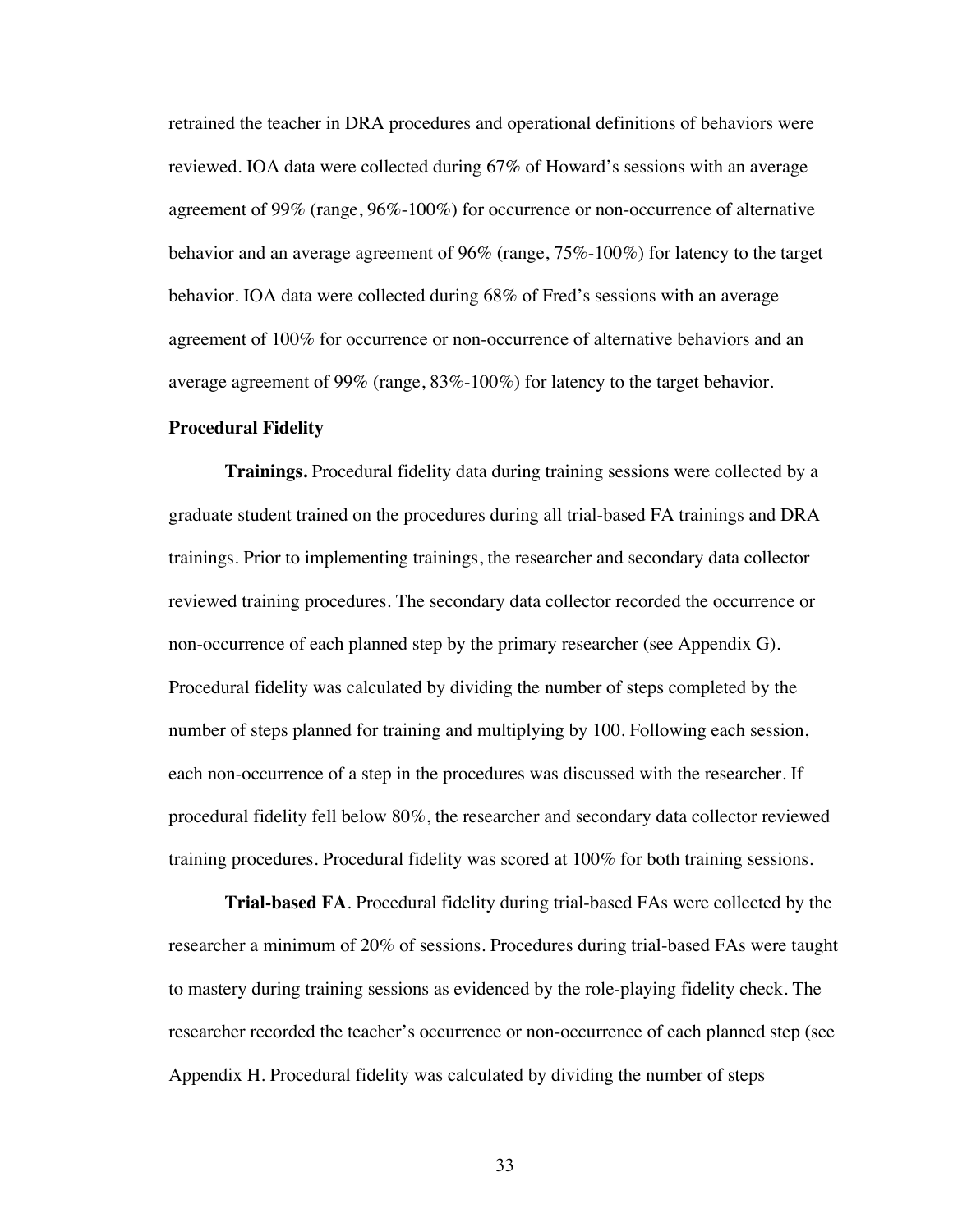retrained the teacher in DRA procedures and operational definitions of behaviors were reviewed. IOA data were collected during 67% of Howard's sessions with an average agreement of 99% (range, 96%-100%) for occurrence or non-occurrence of alternative behavior and an average agreement of 96% (range, 75%-100%) for latency to the target behavior. IOA data were collected during 68% of Fred's sessions with an average agreement of 100% for occurrence or non-occurrence of alternative behaviors and an average agreement of 99% (range, 83%-100%) for latency to the target behavior.

### Procedural Fidelity

**Trainings.** Procedural fidelity data during training sessions were collected by a graduate student trained on the procedures during all trial-based FA trainings and DRA trainings. Prior to implementing trainings, the researcher and secondary data collector reviewed training procedures. The secondary data collector recorded the occurrence or non-occurrence of each planned step by the primary researcher (see Appendix G). Procedural fidelity was calculated by dividing the number of steps completed by the number of steps planned for training and multiplying by 100. Following each session, each non-occurrence of a step in the procedures was discussed with the researcher. If procedural fidelity fell below 80%, the researcher and secondary data collector reviewed training procedures. Procedural fidelity was scored at 100% for both training sessions.

**Trial-based FA**. Procedural fidelity during trial-based FAs were collected by the researcher a minimum of 20% of sessions. Procedures during trial-based FAs were taught to mastery during training sessions as evidenced by the role-playing fidelity check. The researcher recorded the teacher's occurrence or non-occurrence of each planned step (see Appendix H. Procedural fidelity was calculated by dividing the number of steps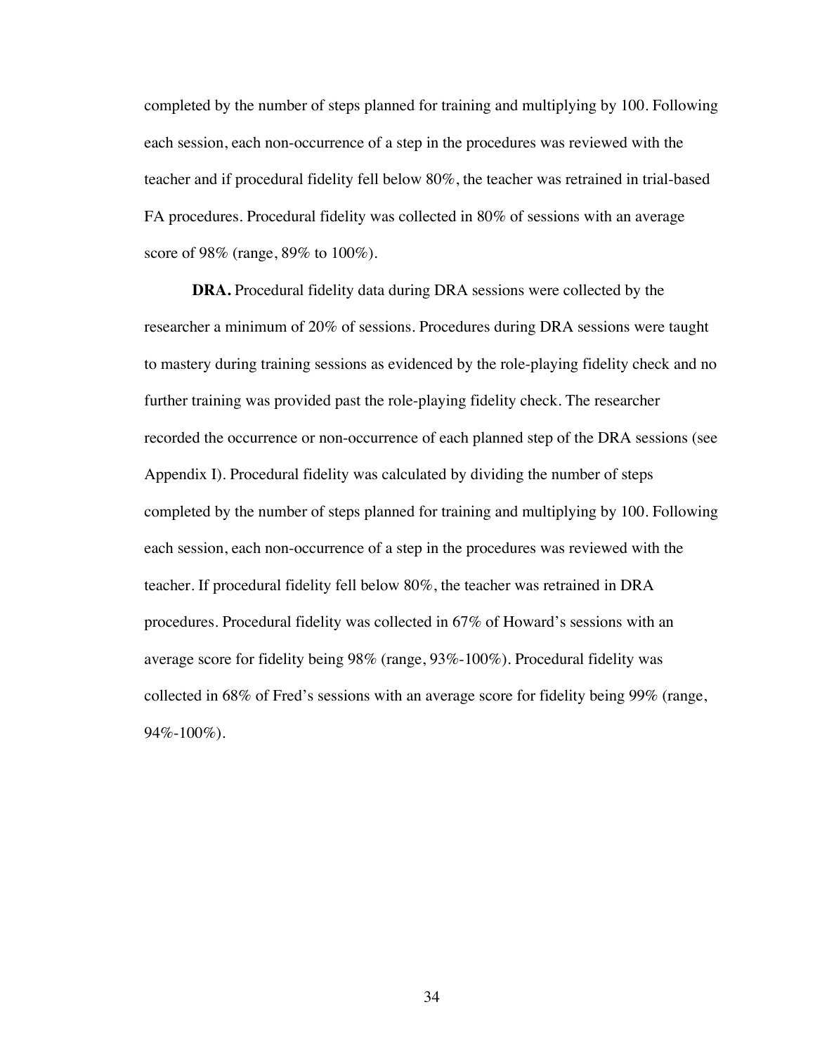completed by the number of steps planned for training and multiplying by 100. Following each session, each non-occurrence of a step in the procedures was reviewed with the teacher and if procedural fidelity fell below 80%, the teacher was retrained in trial-based FA procedures. Procedural fidelity was collected in 80% of sessions with an average score of 98% (range, 89% to 100%).

**DRA.** Procedural fidelity data during DRA sessions were collected by the researcher a minimum of 20% of sessions. Procedures during DRA sessions were taught to mastery during training sessions as evidenced by the role-playing fidelity check and no further training was provided past the role-playing fidelity check. The researcher recorded the occurrence or non-occurrence of each planned step of the DRA sessions (see Appendix I). Procedural fidelity was calculated by dividing the number of steps completed by the number of steps planned for training and multiplying by 100. Following each session, each non-occurrence of a step in the procedures was reviewed with the teacher. If procedural fidelity fell below 80%, the teacher was retrained in DRA procedures. Procedural fidelity was collected in 67% of Howard's sessions with an average score for fidelity being 98% (range, 93%-100%). Procedural fidelity was collected in 68% of Fred's sessions with an average score for fidelity being 99% (range, 94%-100%).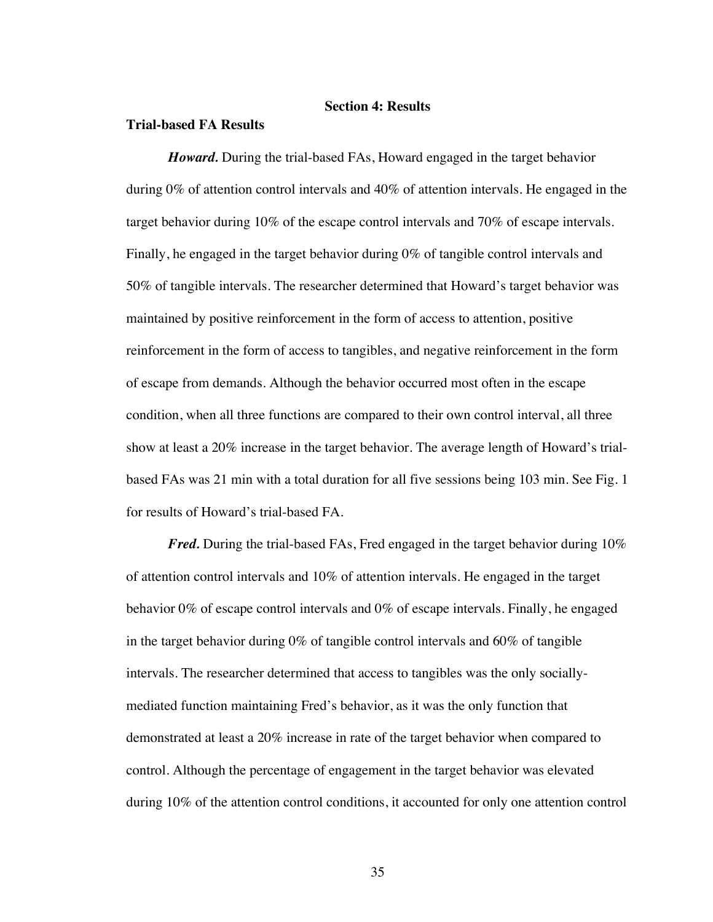## Section 4: Results

### Trial-based FA Results

***Howard.*** During the trial-based FAs, Howard engaged in the target behavior during 0% of attention control intervals and 40% of attention intervals. He engaged in the target behavior during 10% of the escape control intervals and 70% of escape intervals. Finally, he engaged in the target behavior during 0% of tangible control intervals and 50% of tangible intervals. The researcher determined that Howard's target behavior was maintained by positive reinforcement in the form of access to attention, positive reinforcement in the form of access to tangibles, and negative reinforcement in the form of escape from demands. Although the behavior occurred most often in the escape condition, when all three functions are compared to their own control interval, all three show at least a 20% increase in the target behavior. The average length of Howard's trial-based FAs was 21 min with a total duration for all five sessions being 103 min. See Fig. 1 for results of Howard's trial-based FA.

***Fred.*** During the trial-based FAs, Fred engaged in the target behavior during 10% of attention control intervals and 10% of attention intervals. He engaged in the target behavior 0% of escape control intervals and 0% of escape intervals. Finally, he engaged in the target behavior during 0% of tangible control intervals and 60% of tangible intervals. The researcher determined that access to tangibles was the only socially-mediated function maintaining Fred's behavior, as it was the only function that demonstrated at least a 20% increase in rate of the target behavior when compared to control. Although the percentage of engagement in the target behavior was elevated during 10% of the attention control conditions, it accounted for only one attention control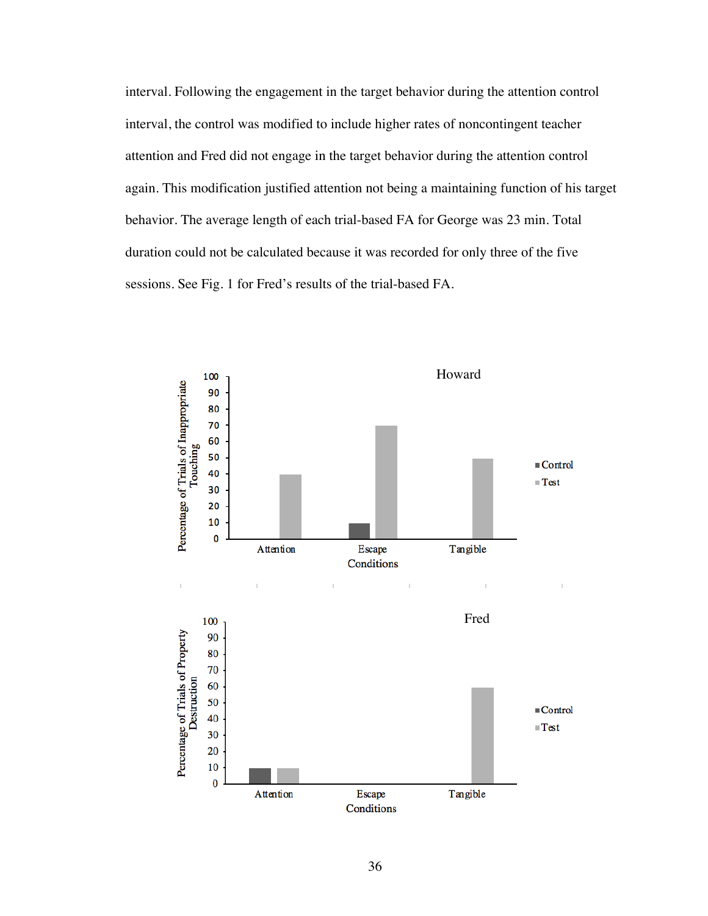interval. Following the engagement in the target behavior during the attention control interval, the control was modified to include higher rates of noncontingent teacher attention and Fred did not engage in the target behavior during the attention control again. This modification justified attention not being a maintaining function of his target behavior. The average length of each trial-based FA for George was 23 min. Total duration could not be calculated because it was recorded for only three of the five sessions. See Fig. 1 for Fred's results of the trial-based FA.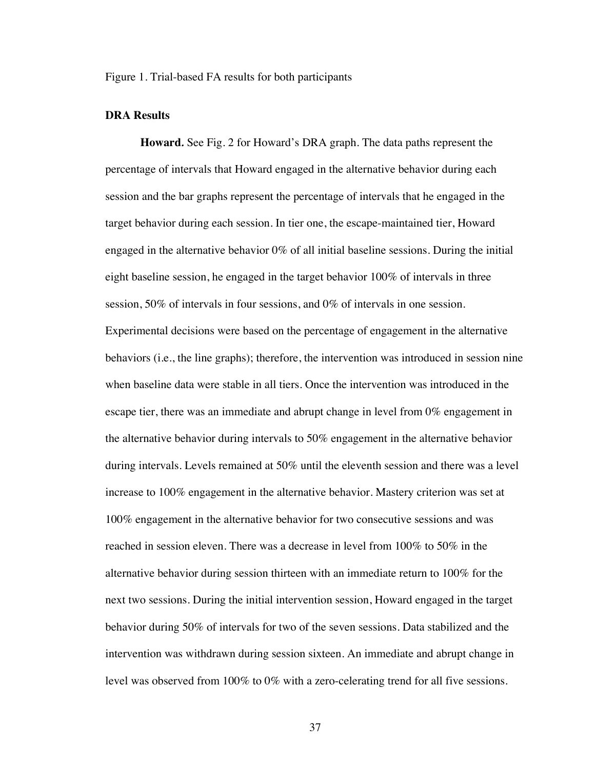Figure 1. Trial-based FA results for both participants

### DRA Results

**Howard.** See Fig. 2 for Howard's DRA graph. The data paths represent the percentage of intervals that Howard engaged in the alternative behavior during each session and the bar graphs represent the percentage of intervals that he engaged in the target behavior during each session. In tier one, the escape-maintained tier, Howard engaged in the alternative behavior 0% of all initial baseline sessions. During the initial eight baseline session, he engaged in the target behavior 100% of intervals in three session, 50% of intervals in four sessions, and 0% of intervals in one session. Experimental decisions were based on the percentage of engagement in the alternative behaviors (i.e., the line graphs); therefore, the intervention was introduced in session nine when baseline data were stable in all tiers. Once the intervention was introduced in the escape tier, there was an immediate and abrupt change in level from 0% engagement in the alternative behavior during intervals to 50% engagement in the alternative behavior during intervals. Levels remained at 50% until the eleventh session and there was a level increase to 100% engagement in the alternative behavior. Mastery criterion was set at 100% engagement in the alternative behavior for two consecutive sessions and was reached in session eleven. There was a decrease in level from 100% to 50% in the alternative behavior during session thirteen with an immediate return to 100% for the next two sessions. During the initial intervention session, Howard engaged in the target behavior during 50% of intervals for two of the seven sessions. Data stabilized and the intervention was withdrawn during session sixteen. An immediate and abrupt change in level was observed from 100% to 0% with a zero-celerating trend for all five sessions.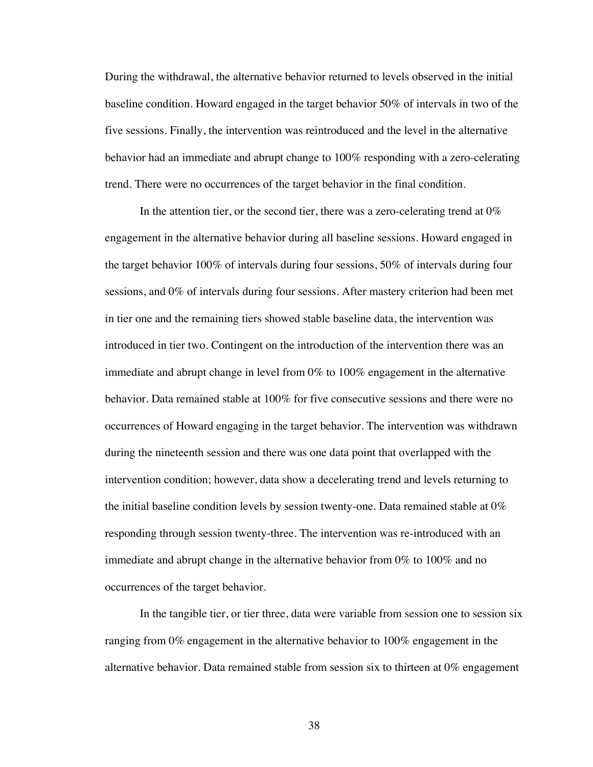During the withdrawal, the alternative behavior returned to levels observed in the initial baseline condition. Howard engaged in the target behavior 50% of intervals in two of the five sessions. Finally, the intervention was reintroduced and the level in the alternative behavior had an immediate and abrupt change to 100% responding with a zero-celerating trend. There were no occurrences of the target behavior in the final condition.

In the attention tier, or the second tier, there was a zero-celerating trend at 0% engagement in the alternative behavior during all baseline sessions. Howard engaged in the target behavior 100% of intervals during four sessions, 50% of intervals during four sessions, and 0% of intervals during four sessions. After mastery criterion had been met in tier one and the remaining tiers showed stable baseline data, the intervention was introduced in tier two. Contingent on the introduction of the intervention there was an immediate and abrupt change in level from 0% to 100% engagement in the alternative behavior. Data remained stable at 100% for five consecutive sessions and there were no occurrences of Howard engaging in the target behavior. The intervention was withdrawn during the nineteenth session and there was one data point that overlapped with the intervention condition; however, data show a decelerating trend and levels returning to the initial baseline condition levels by session twenty-one. Data remained stable at 0% responding through session twenty-three. The intervention was re-introduced with an immediate and abrupt change in the alternative behavior from 0% to 100% and no occurrences of the target behavior.

In the tangible tier, or tier three, data were variable from session one to session six ranging from 0% engagement in the alternative behavior to 100% engagement in the alternative behavior. Data remained stable from session six to thirteen at 0% engagement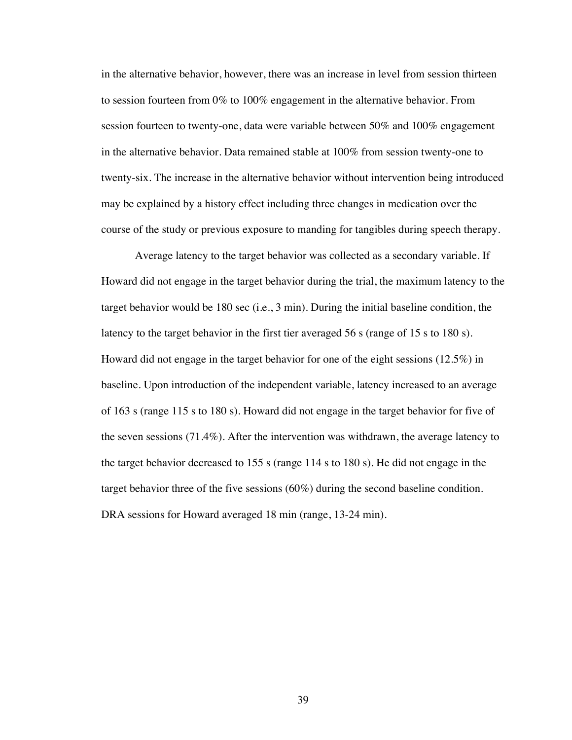in the alternative behavior, however, there was an increase in level from session thirteen to session fourteen from 0% to 100% engagement in the alternative behavior. From session fourteen to twenty-one, data were variable between 50% and 100% engagement in the alternative behavior. Data remained stable at 100% from session twenty-one to twenty-six. The increase in the alternative behavior without intervention being introduced may be explained by a history effect including three changes in medication over the course of the study or previous exposure to manding for tangibles during speech therapy.

Average latency to the target behavior was collected as a secondary variable. If Howard did not engage in the target behavior during the trial, the maximum latency to the target behavior would be 180 sec (i.e., 3 min). During the initial baseline condition, the latency to the target behavior in the first tier averaged 56 s (range of 15 s to 180 s). Howard did not engage in the target behavior for one of the eight sessions (12.5%) in baseline. Upon introduction of the independent variable, latency increased to an average of 163 s (range 115 s to 180 s). Howard did not engage in the target behavior for five of the seven sessions (71.4%). After the intervention was withdrawn, the average latency to the target behavior decreased to 155 s (range 114 s to 180 s). He did not engage in the target behavior three of the five sessions (60%) during the second baseline condition. DRA sessions for Howard averaged 18 min (range, 13-24 min).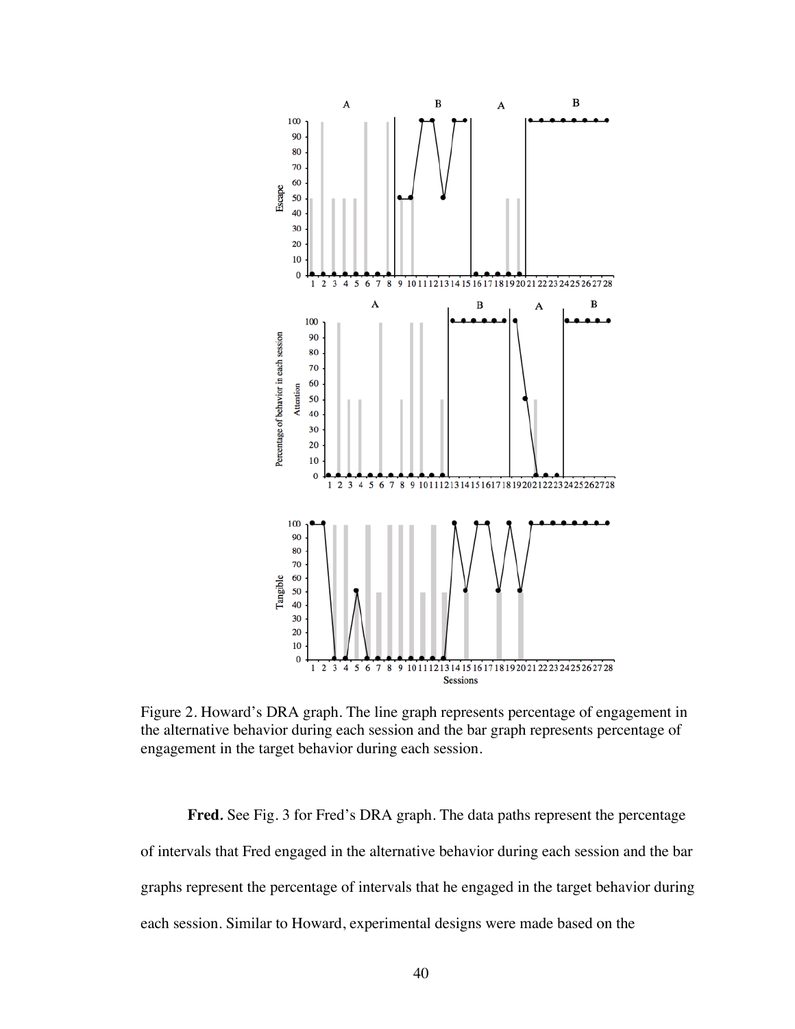Figure 2. Howard's DRA graph. The line graph represents percentage of engagement in the alternative behavior during each session and the bar graph represents percentage of engagement in the target behavior during each session.

**Fred.** See Fig. 3 for Fred's DRA graph. The data paths represent the percentage of intervals that Fred engaged in the alternative behavior during each session and the bar graphs represent the percentage of intervals that he engaged in the target behavior during each session. Similar to Howard, experimental designs were made based on the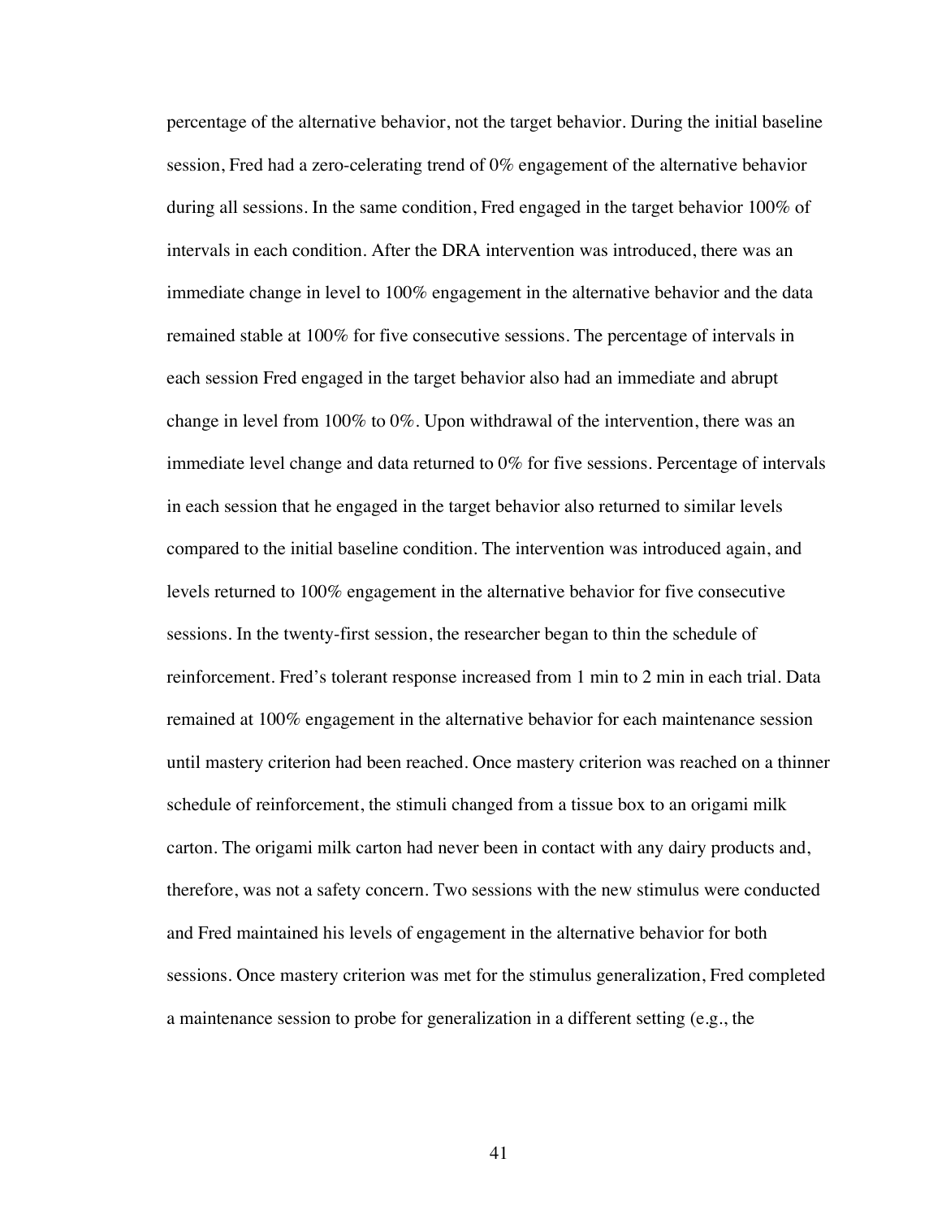percentage of the alternative behavior, not the target behavior. During the initial baseline session, Fred had a zero-celerating trend of 0% engagement of the alternative behavior during all sessions. In the same condition, Fred engaged in the target behavior 100% of intervals in each condition. After the DRA intervention was introduced, there was an immediate change in level to 100% engagement in the alternative behavior and the data remained stable at 100% for five consecutive sessions. The percentage of intervals in each session Fred engaged in the target behavior also had an immediate and abrupt change in level from 100% to 0%. Upon withdrawal of the intervention, there was an immediate level change and data returned to 0% for five sessions. Percentage of intervals in each session that he engaged in the target behavior also returned to similar levels compared to the initial baseline condition. The intervention was introduced again, and levels returned to 100% engagement in the alternative behavior for five consecutive sessions. In the twenty-first session, the researcher began to thin the schedule of reinforcement. Fred's tolerant response increased from 1 min to 2 min in each trial. Data remained at 100% engagement in the alternative behavior for each maintenance session until mastery criterion had been reached. Once mastery criterion was reached on a thinner schedule of reinforcement, the stimuli changed from a tissue box to an origami milk carton. The origami milk carton had never been in contact with any dairy products and, therefore, was not a safety concern. Two sessions with the new stimulus were conducted and Fred maintained his levels of engagement in the alternative behavior for both sessions. Once mastery criterion was met for the stimulus generalization, Fred completed a maintenance session to probe for generalization in a different setting (e.g., the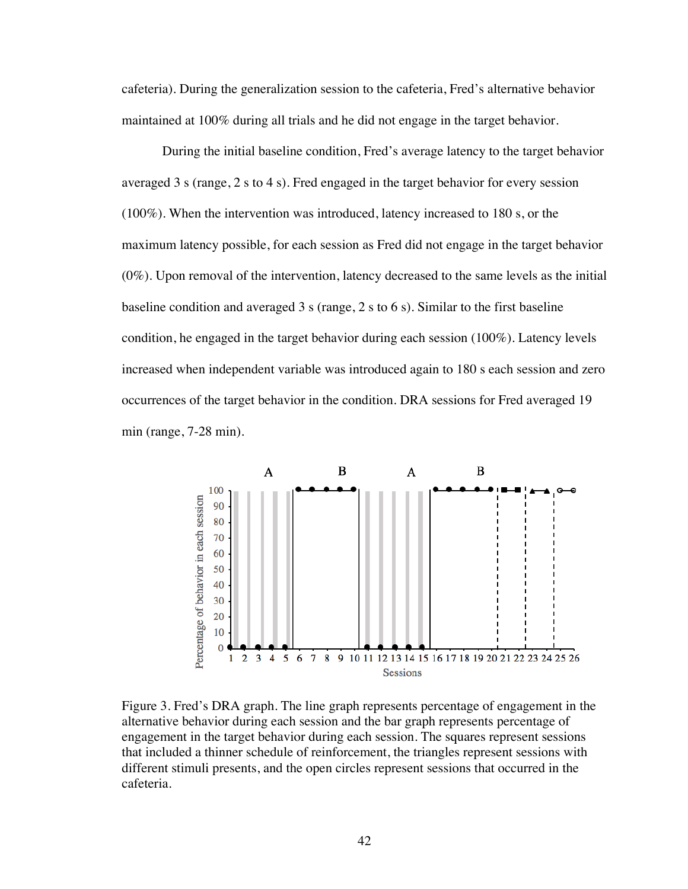cafeteria). During the generalization session to the cafeteria, Fred's alternative behavior maintained at 100% during all trials and he did not engage in the target behavior.

During the initial baseline condition, Fred's average latency to the target behavior averaged 3 s (range, 2 s to 4 s). Fred engaged in the target behavior for every session (100%). When the intervention was introduced, latency increased to 180 s, or the maximum latency possible, for each session as Fred did not engage in the target behavior (0%). Upon removal of the intervention, latency decreased to the same levels as the initial baseline condition and averaged 3 s (range, 2 s to 6 s). Similar to the first baseline condition, he engaged in the target behavior during each session (100%). Latency levels increased when independent variable was introduced again to 180 s each session and zero occurrences of the target behavior in the condition. DRA sessions for Fred averaged 19 min (range, 7-28 min).

Figure 3. Fred's DRA graph. The line graph represents percentage of engagement in the alternative behavior during each session and the bar graph represents percentage of engagement in the target behavior during each session. The squares represent sessions that included a thinner schedule of reinforcement, the triangles represent sessions with different stimuli presents, and the open circles represent sessions that occurred in the cafeteria.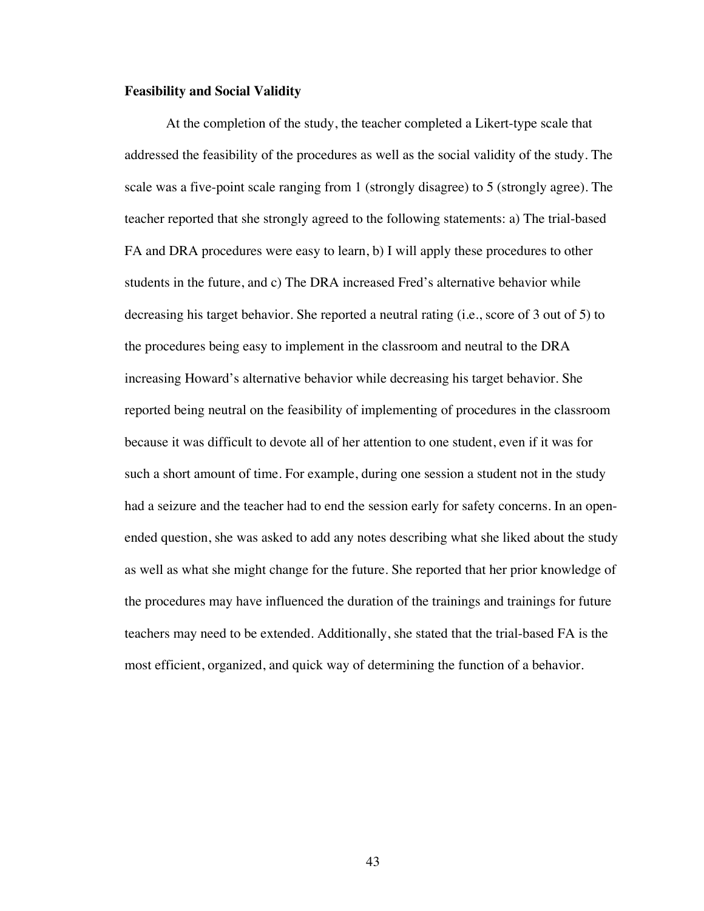**Feasibility and Social Validity**

At the completion of the study, the teacher completed a Likert-type scale that addressed the feasibility of the procedures as well as the social validity of the study. The scale was a five-point scale ranging from 1 (strongly disagree) to 5 (strongly agree). The teacher reported that she strongly agreed to the following statements: a) The trial-based FA and DRA procedures were easy to learn, b) I will apply these procedures to other students in the future, and c) The DRA increased Fred's alternative behavior while decreasing his target behavior. She reported a neutral rating (i.e., score of 3 out of 5) to the procedures being easy to implement in the classroom and neutral to the DRA increasing Howard's alternative behavior while decreasing his target behavior. She reported being neutral on the feasibility of implementing of procedures in the classroom because it was difficult to devote all of her attention to one student, even if it was for such a short amount of time. For example, during one session a student not in the study had a seizure and the teacher had to end the session early for safety concerns. In an open-ended question, she was asked to add any notes describing what she liked about the study as well as what she might change for the future. She reported that her prior knowledge of the procedures may have influenced the duration of the trainings and trainings for future teachers may need to be extended. Additionally, she stated that the trial-based FA is the most efficient, organized, and quick way of determining the function of a behavior.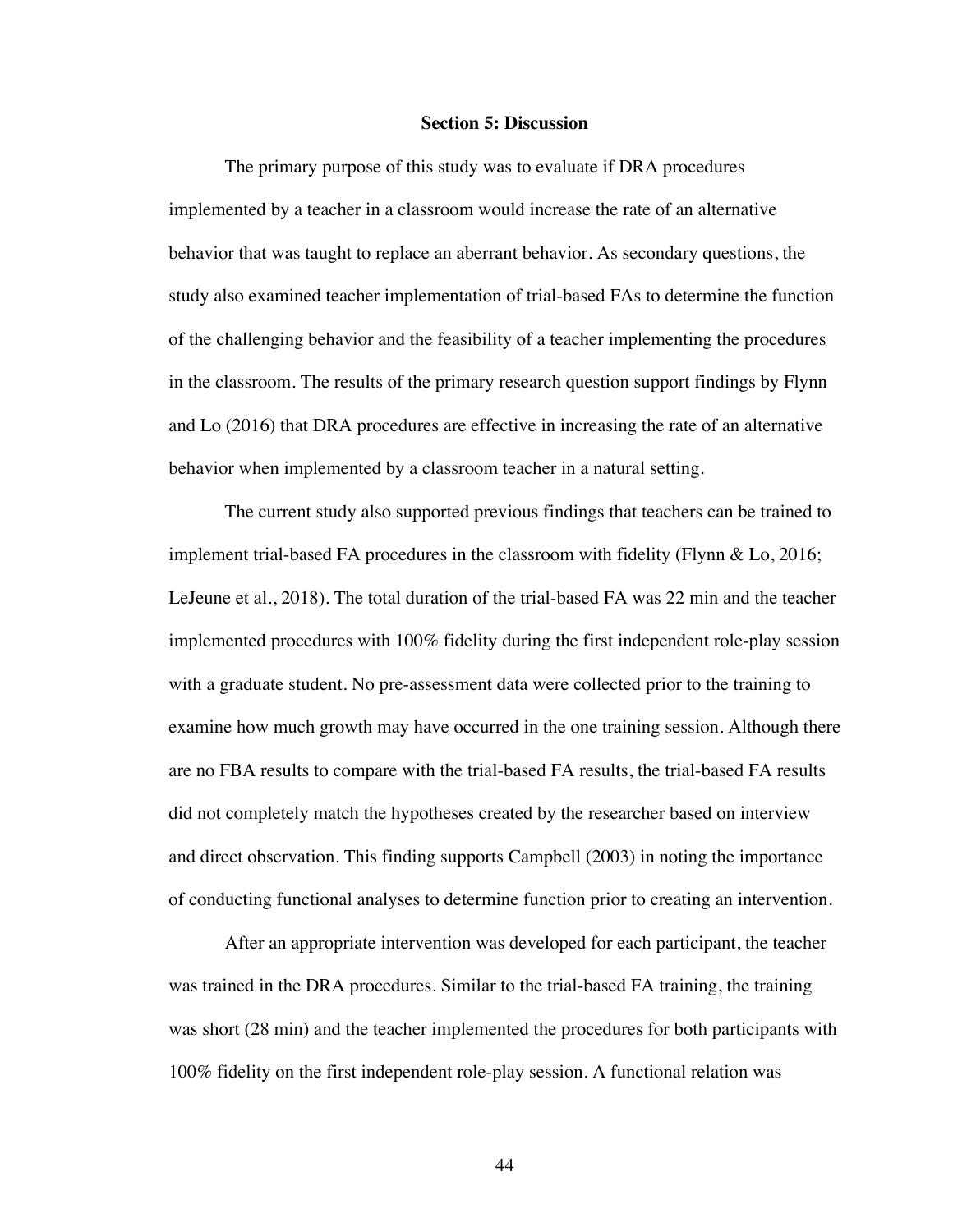## Section 5: Discussion

The primary purpose of this study was to evaluate if DRA procedures implemented by a teacher in a classroom would increase the rate of an alternative behavior that was taught to replace an aberrant behavior. As secondary questions, the study also examined teacher implementation of trial-based FAs to determine the function of the challenging behavior and the feasibility of a teacher implementing the procedures in the classroom. The results of the primary research question support findings by Flynn and Lo (2016) that DRA procedures are effective in increasing the rate of an alternative behavior when implemented by a classroom teacher in a natural setting.

The current study also supported previous findings that teachers can be trained to implement trial-based FA procedures in the classroom with fidelity (Flynn & Lo, 2016; LeJeune et al., 2018). The total duration of the trial-based FA was 22 min and the teacher implemented procedures with 100% fidelity during the first independent role-play session with a graduate student. No pre-assessment data were collected prior to the training to examine how much growth may have occurred in the one training session. Although there are no FBA results to compare with the trial-based FA results, the trial-based FA results did not completely match the hypotheses created by the researcher based on interview and direct observation. This finding supports Campbell (2003) in noting the importance of conducting functional analyses to determine function prior to creating an intervention.

After an appropriate intervention was developed for each participant, the teacher was trained in the DRA procedures. Similar to the trial-based FA training, the training was short (28 min) and the teacher implemented the procedures for both participants with 100% fidelity on the first independent role-play session. A functional relation was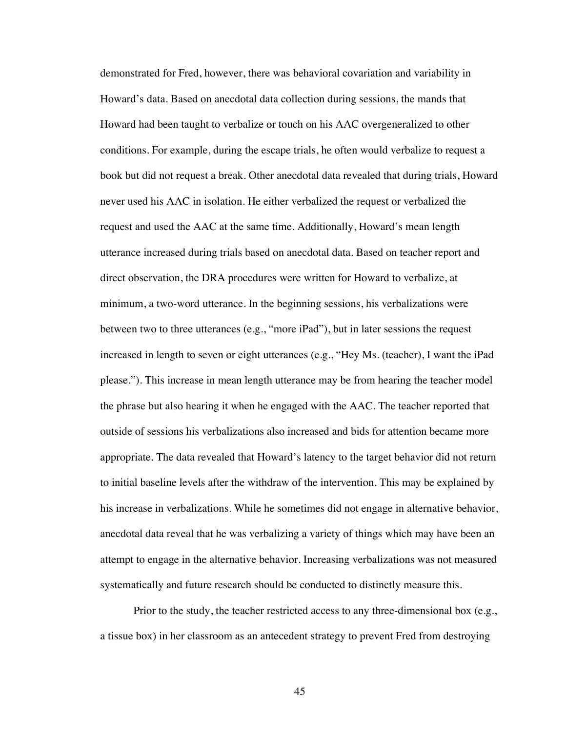demonstrated for Fred, however, there was behavioral covariation and variability in Howard's data. Based on anecdotal data collection during sessions, the mands that Howard had been taught to verbalize or touch on his AAC overgeneralized to other conditions. For example, during the escape trials, he often would verbalize to request a book but did not request a break. Other anecdotal data revealed that during trials, Howard never used his AAC in isolation. He either verbalized the request or verbalized the request and used the AAC at the same time. Additionally, Howard's mean length utterance increased during trials based on anecdotal data. Based on teacher report and direct observation, the DRA procedures were written for Howard to verbalize, at minimum, a two-word utterance. In the beginning sessions, his verbalizations were between two to three utterances (e.g., "more iPad"), but in later sessions the request increased in length to seven or eight utterances (e.g., "Hey Ms. (teacher), I want the iPad please."). This increase in mean length utterance may be from hearing the teacher model the phrase but also hearing it when he engaged with the AAC. The teacher reported that outside of sessions his verbalizations also increased and bids for attention became more appropriate. The data revealed that Howard's latency to the target behavior did not return to initial baseline levels after the withdraw of the intervention. This may be explained by his increase in verbalizations. While he sometimes did not engage in alternative behavior, anecdotal data reveal that he was verbalizing a variety of things which may have been an attempt to engage in the alternative behavior. Increasing verbalizations was not measured systematically and future research should be conducted to distinctly measure this.

Prior to the study, the teacher restricted access to any three-dimensional box (e.g., a tissue box) in her classroom as an antecedent strategy to prevent Fred from destroying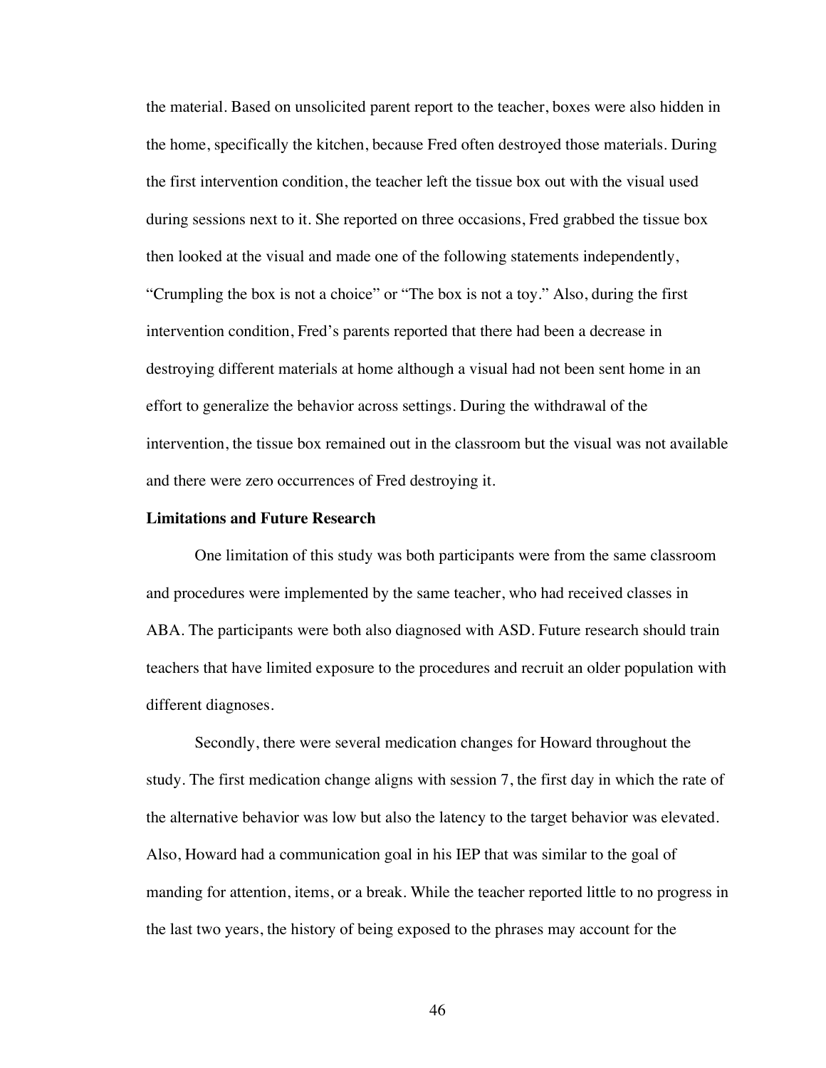the material. Based on unsolicited parent report to the teacher, boxes were also hidden in the home, specifically the kitchen, because Fred often destroyed those materials. During the first intervention condition, the teacher left the tissue box out with the visual used during sessions next to it. She reported on three occasions, Fred grabbed the tissue box then looked at the visual and made one of the following statements independently, "Crumpling the box is not a choice" or "The box is not a toy." Also, during the first intervention condition, Fred's parents reported that there had been a decrease in destroying different materials at home although a visual had not been sent home in an effort to generalize the behavior across settings. During the withdrawal of the intervention, the tissue box remained out in the classroom but the visual was not available and there were zero occurrences of Fred destroying it.

**Limitations and Future Research**

One limitation of this study was both participants were from the same classroom and procedures were implemented by the same teacher, who had received classes in ABA. The participants were both also diagnosed with ASD. Future research should train teachers that have limited exposure to the procedures and recruit an older population with different diagnoses.

Secondly, there were several medication changes for Howard throughout the study. The first medication change aligns with session 7, the first day in which the rate of the alternative behavior was low but also the latency to the target behavior was elevated. Also, Howard had a communication goal in his IEP that was similar to the goal of manding for attention, items, or a break. While the teacher reported little to no progress in the last two years, the history of being exposed to the phrases may account for the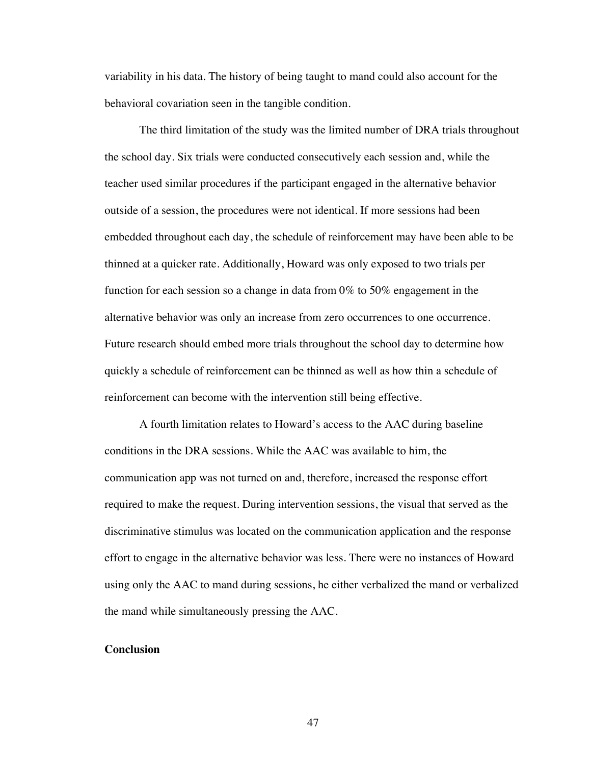variability in his data. The history of being taught to mand could also account for the behavioral covariation seen in the tangible condition.

The third limitation of the study was the limited number of DRA trials throughout the school day. Six trials were conducted consecutively each session and, while the teacher used similar procedures if the participant engaged in the alternative behavior outside of a session, the procedures were not identical. If more sessions had been embedded throughout each day, the schedule of reinforcement may have been able to be thinned at a quicker rate. Additionally, Howard was only exposed to two trials per function for each session so a change in data from 0% to 50% engagement in the alternative behavior was only an increase from zero occurrences to one occurrence. Future research should embed more trials throughout the school day to determine how quickly a schedule of reinforcement can be thinned as well as how thin a schedule of reinforcement can become with the intervention still being effective.

A fourth limitation relates to Howard's access to the AAC during baseline conditions in the DRA sessions. While the AAC was available to him, the communication app was not turned on and, therefore, increased the response effort required to make the request. During intervention sessions, the visual that served as the discriminative stimulus was located on the communication application and the response effort to engage in the alternative behavior was less. There were no instances of Howard using only the AAC to mand during sessions, he either verbalized the mand or verbalized the mand while simultaneously pressing the AAC.

## Conclusion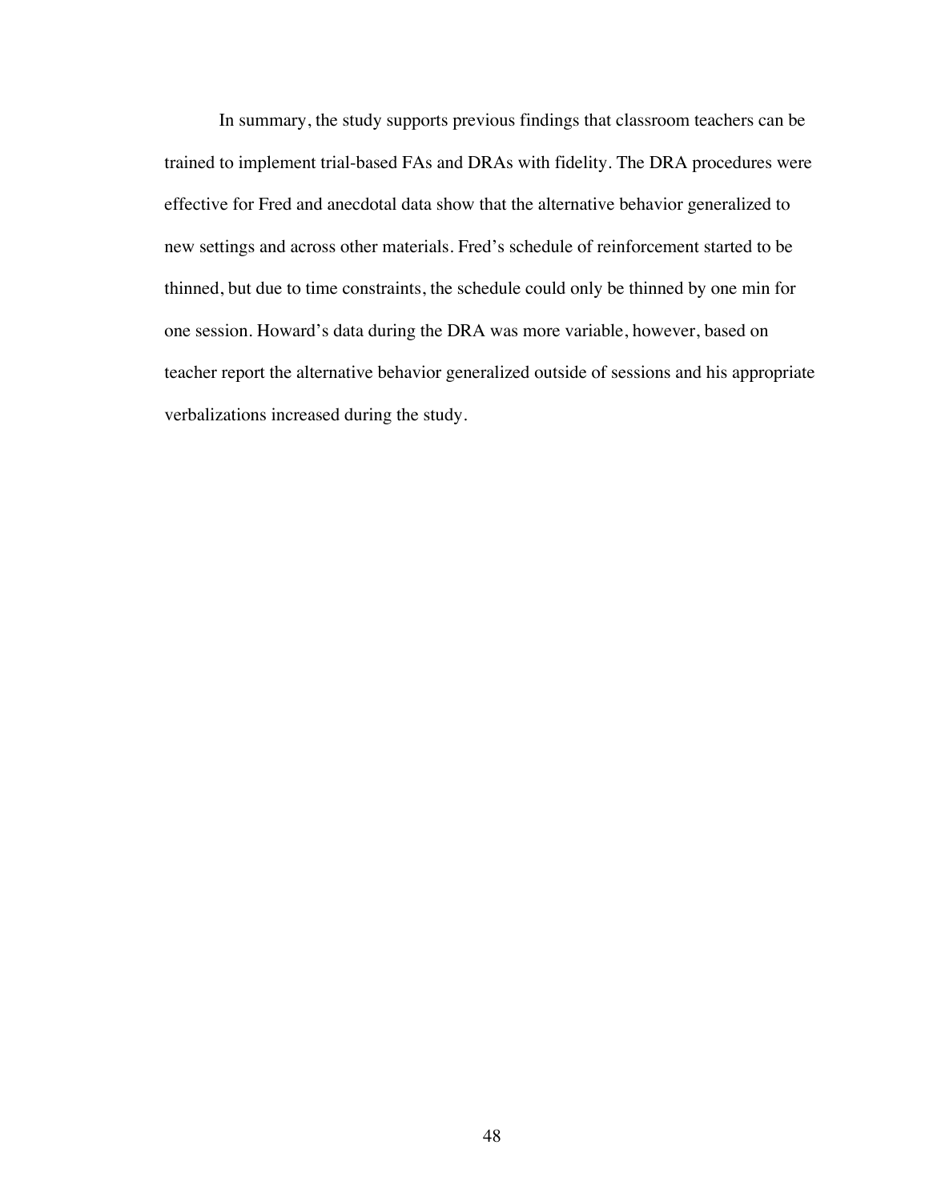In summary, the study supports previous findings that classroom teachers can be trained to implement trial-based FAs and DRAs with fidelity. The DRA procedures were effective for Fred and anecdotal data show that the alternative behavior generalized to new settings and across other materials. Fred's schedule of reinforcement started to be thinned, but due to time constraints, the schedule could only be thinned by one min for one session. Howard's data during the DRA was more variable, however, based on teacher report the alternative behavior generalized outside of sessions and his appropriate verbalizations increased during the study.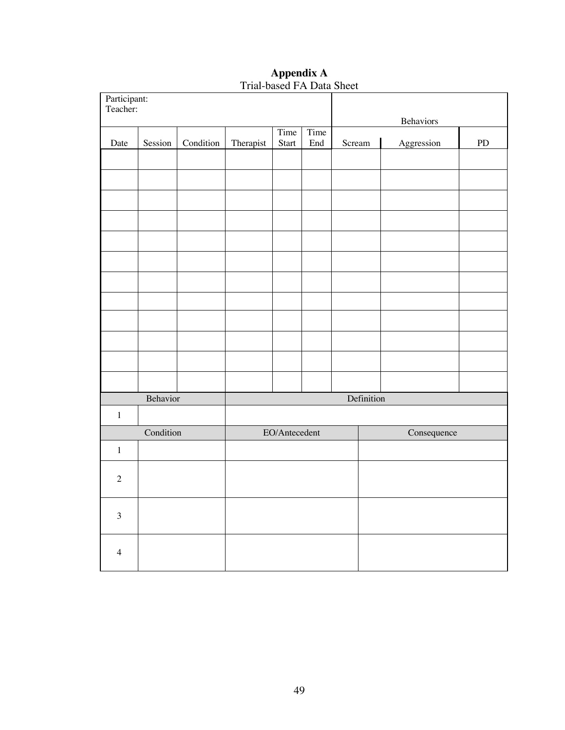# **Appendix A**

Trial-based FA Data Sheet

| Participant: Teacher: | | | | | | Behaviors | | |
|---|---|---|---|---|---|---|---|---|
| Date | Session | Condition | Therapist | Time Start | Time End | Scream | Aggression | PD |
| | | | | | | | | |
| | | | | | | | | |
| | | | | | | | | |
| | | | | | | | | |
| | | | | | | | | |
| | | | | | | | | |
| | | | | | | | | |
| | | | | | | | | |
| | | | | | | | | |
| | | | | | | | | |
| | | | | | | | | |
| | | | | | | | | |

| | Behavior | Definition |
|---|---|---|
| 1 | | |

| | Condition | EO/Antecedent | Consequence |
|---|---|---|---|
| 1 | | | |
| 2 | | | |
| 3 | | | |
| 4 | | | |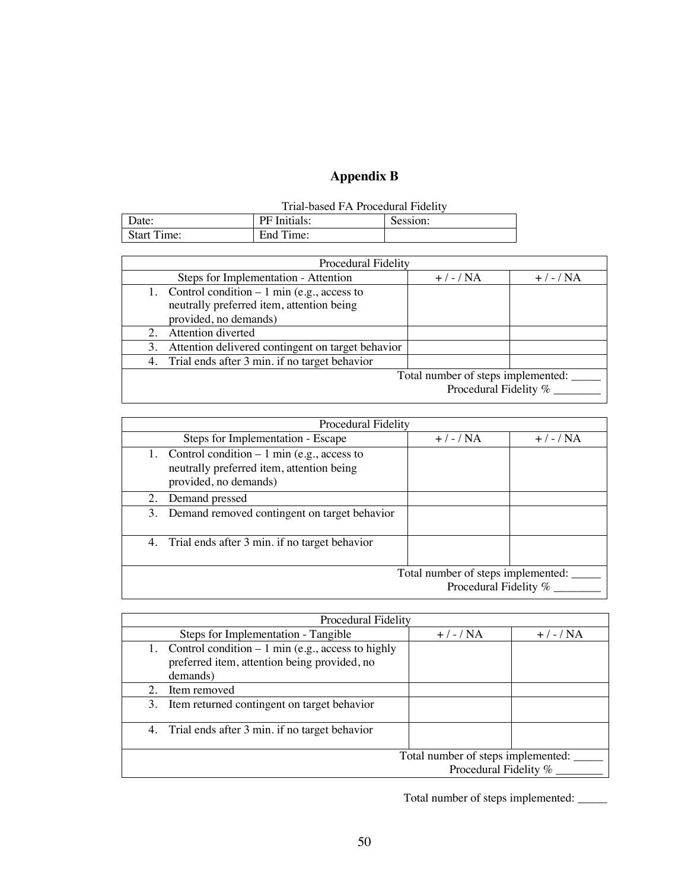# Appendix B

Trial-based FA Procedural Fidelity

| Date: | PF Initials: | Session: |
|---|---|---|
| Start Time: | End Time: | |

| Procedural Fidelity | | |
|---|---|---|
| Steps for Implementation - Attention | + / - / NA | + / - / NA |
| 1. Control condition – 1 min (e.g., access to neutrally preferred item, attention being provided, no demands) | | |
| 2. Attention diverted | | |
| 3. Attention delivered contingent on target behavior | | |
| 4. Trial ends after 3 min. if no target behavior | | |
| Total number of steps implemented: _____ Procedural Fidelity % ________ | | |

| Procedural Fidelity | | |
|---|---|---|
| Steps for Implementation - Escape | + / - / NA | + / - / NA |
| 1. Control condition – 1 min (e.g., access to neutrally preferred item, attention being provided, no demands) | | |
| 2. Demand pressed | | |
| 3. Demand removed contingent on target behavior | | |
| 4. Trial ends after 3 min. if no target behavior | | |
| Total number of steps implemented: _____ Procedural Fidelity % ________ | | |

| Procedural Fidelity | | |
|---|---|---|
| Steps for Implementation - Tangible | + / - / NA | + / - / NA |
| 1. Control condition – 1 min (e.g., access to highly preferred item, attention being provided, no demands) | | |
| 2. Item removed | | |
| 3. Item returned contingent on target behavior | | |
| 4. Trial ends after 3 min. if no target behavior | | |
| Total number of steps implemented: _____ Procedural Fidelity % ________ | | |

Total number of steps implemented: _____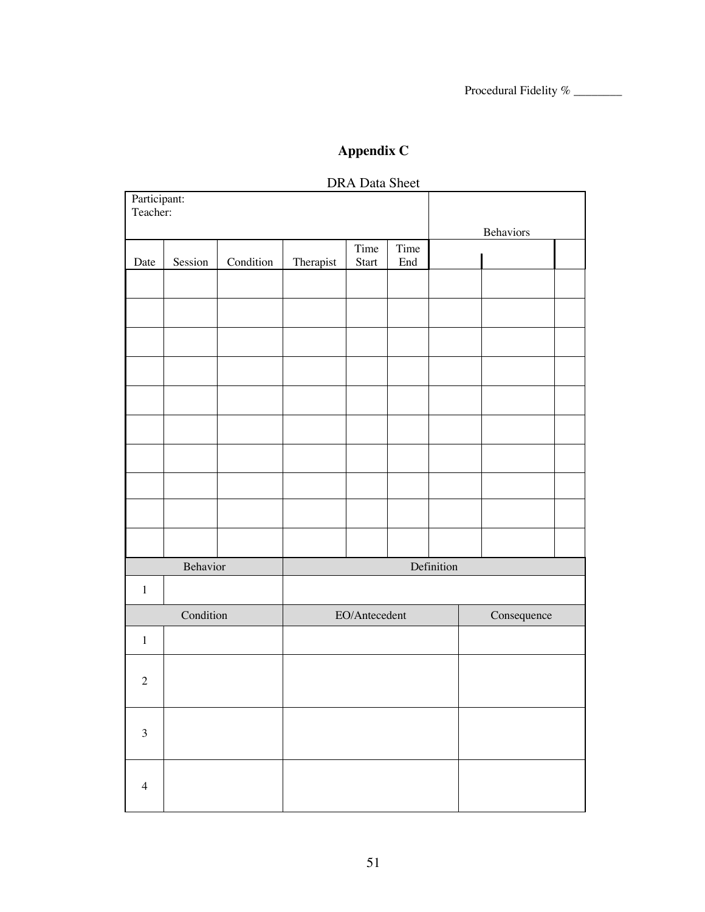Procedural Fidelity % ________

# Appendix C

DRA Data Sheet

| Participant: Teacher: | | | | | | Behaviors | | |
|---|---|---|---|---|---|---|---|---|
| Date | Session | Condition | Therapist | Time Start | Time End | | | |
| | | | | | | | | |
| | | | | | | | | |
| | | | | | | | | |
| | | | | | | | | |
| | | | | | | | | |
| | | | | | | | | |
| | | | | | | | | |
| | | | | | | | | |
| | | | | | | | | |
| | | | | | | | | |

| Behavior | | Definition |
|---|---|---|
| 1 | | |

| Condition | | EO/Antecedent | Consequence |
|---|---|---|---|
| 1 | | | |
| 2 | | | |
| 3 | | | |
| 4 | | | |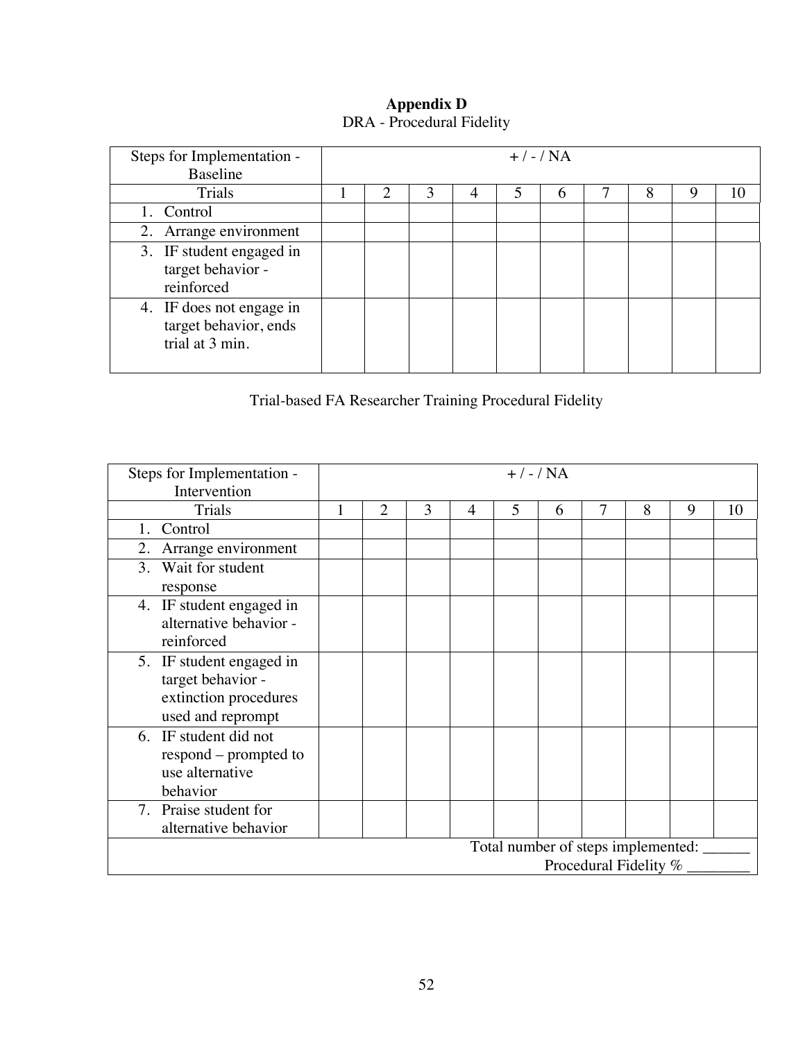**Appendix D**

DRA - Procedural Fidelity

| Steps for Implementation - Baseline | + / - / NA | | | | | | | | | |
|---|---|---|---|---|---|---|---|---|---|---|
| Trials | 1 | 2 | 3 | 4 | 5 | 6 | 7 | 8 | 9 | 10 |
| 1. Control | | | | | | | | | | |
| 2. Arrange environment | | | | | | | | | | |
| 3. IF student engaged in target behavior - reinforced | | | | | | | | | | |
| 4. IF does not engage in target behavior, ends trial at 3 min. | | | | | | | | | | |

Trial-based FA Researcher Training Procedural Fidelity

| Steps for Implementation - Intervention | + / - / NA | | | | | | | | | |
|---|---|---|---|---|---|---|---|---|---|---|
| Trials | 1 | 2 | 3 | 4 | 5 | 6 | 7 | 8 | 9 | 10 |
| 1. Control | | | | | | | | | | |
| 2. Arrange environment | | | | | | | | | | |
| 3. Wait for student response | | | | | | | | | | |
| 4. IF student engaged in alternative behavior - reinforced | | | | | | | | | | |
| 5. IF student engaged in target behavior - extinction procedures used and reprompt | | | | | | | | | | |
| 6. IF student did not respond – prompted to use alternative behavior | | | | | | | | | | |
| 7. Praise student for alternative behavior | | | | | | | | | | |
| Total number of steps implemented: ______ Procedural Fidelity % ________ | | | | | | | | | | |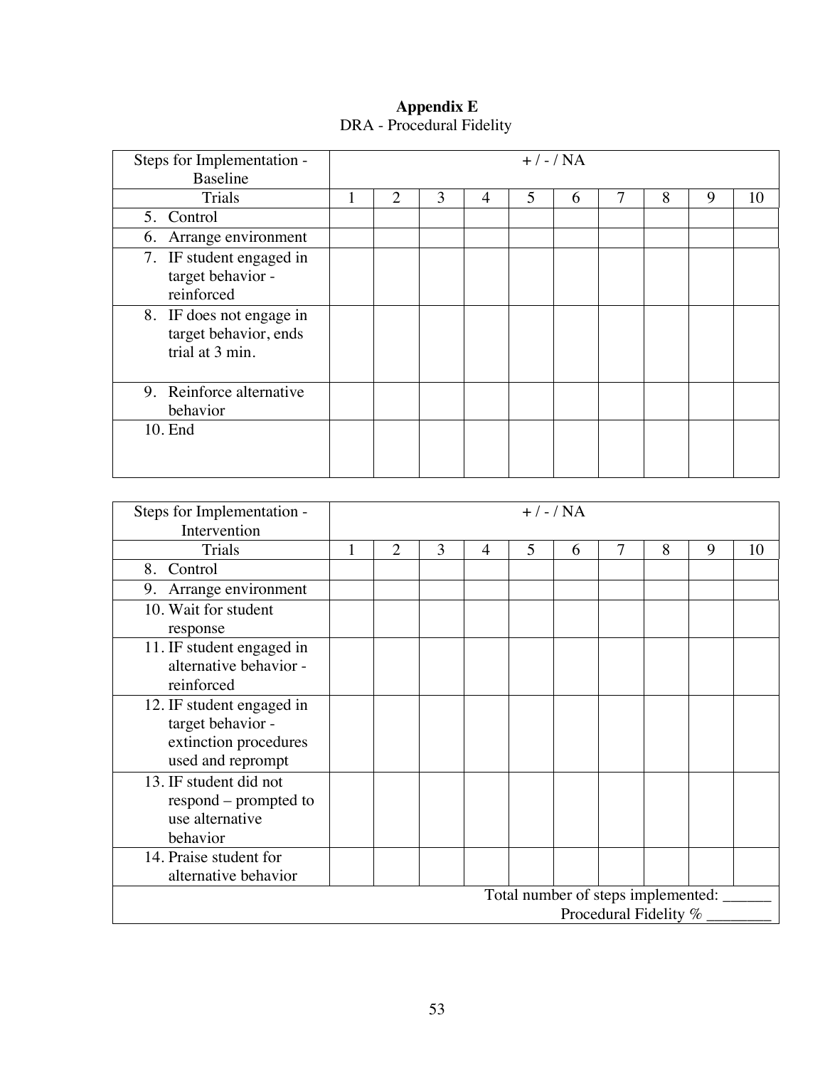**Appendix E**

DRA - Procedural Fidelity

| Steps for Implementation - Baseline | + / - / NA | | | | | | | | | |
|---|---|---|---|---|---|---|---|---|---|---|
| Trials | 1 | 2 | 3 | 4 | 5 | 6 | 7 | 8 | 9 | 10 |
| 5. Control | | | | | | | | | | |
| 6. Arrange environment | | | | | | | | | | |
| 7. IF student engaged in target behavior - reinforced | | | | | | | | | | |
| 8. IF does not engage in target behavior, ends trial at 3 min. | | | | | | | | | | |
| 9. Reinforce alternative behavior | | | | | | | | | | |
| 10. End | | | | | | | | | | |

| Steps for Implementation - Intervention | + / - / NA | | | | | | | | | |
|---|---|---|---|---|---|---|---|---|---|---|
| Trials | 1 | 2 | 3 | 4 | 5 | 6 | 7 | 8 | 9 | 10 |
| 8. Control | | | | | | | | | | |
| 9. Arrange environment | | | | | | | | | | |
| 10. Wait for student response | | | | | | | | | | |
| 11. IF student engaged in alternative behavior - reinforced | | | | | | | | | | |
| 12. IF student engaged in target behavior - extinction procedures used and reprompt | | | | | | | | | | |
| 13. IF student did not respond – prompted to use alternative behavior | | | | | | | | | | |
| 14. Praise student for alternative behavior | | | | | | | | | | |
| Total number of steps implemented: ______ Procedural Fidelity % ________ | | | | | | | | | | |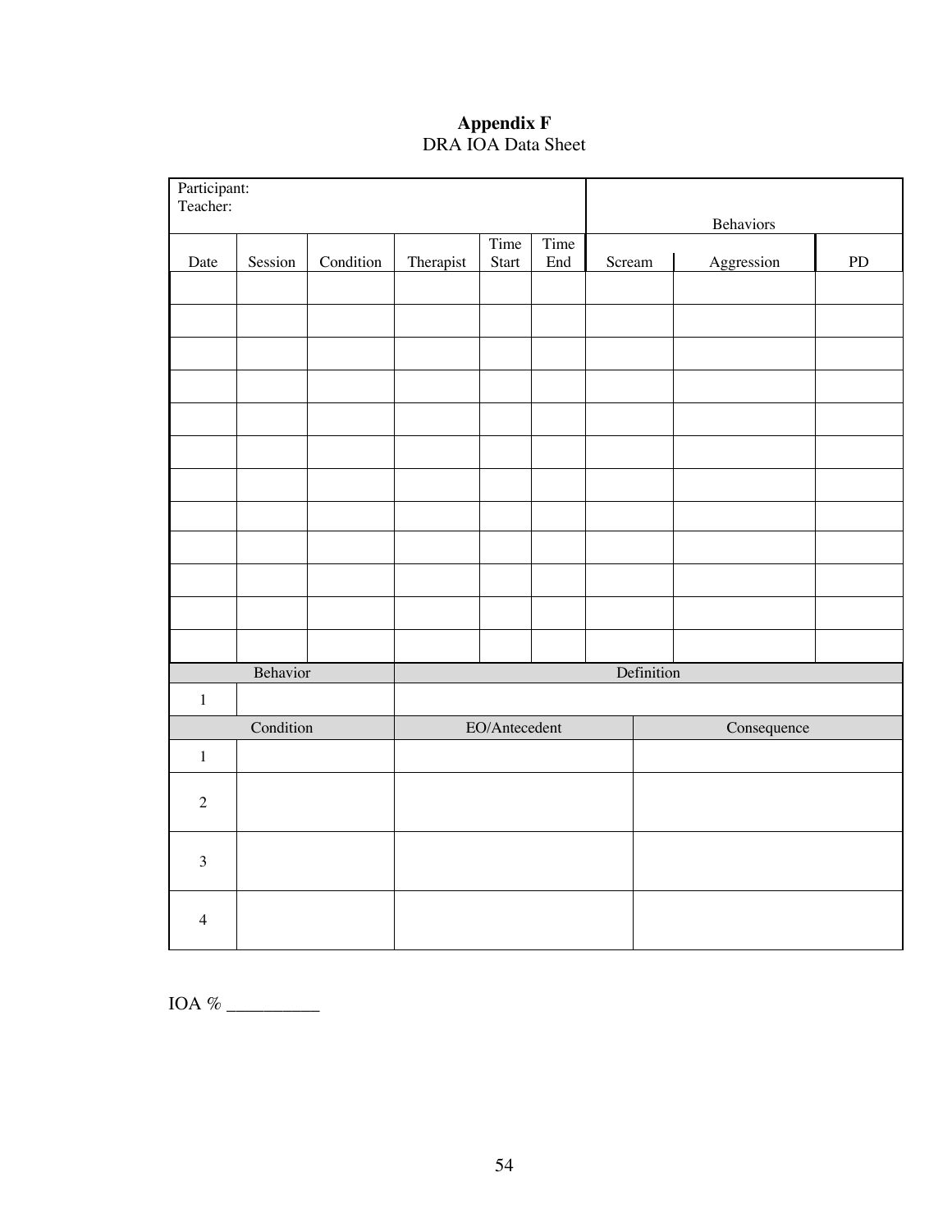**Appendix F**

DRA IOA Data Sheet

| Participant: Teacher: | | | | | | Behaviors | | |
|---|---|---|---|---|---|---|---|---|
| Date | Session | Condition | Therapist | Time Start | Time End | Scream | Aggression | PD |
| | | | | | | | | |
| | | | | | | | | |
| | | | | | | | | |
| | | | | | | | | |
| | | | | | | | | |
| | | | | | | | | |
| | | | | | | | | |
| | | | | | | | | |
| | | | | | | | | |
| | | | | | | | | |
| | | | | | | | | |
| | | | | | | | | |

| Behavior | | Definition |
|---|---|---|
| 1 | | |

| Condition | | EO/Antecedent | Consequence |
|---|---|---|---|
| 1 | | | |
| 2 | | | |
| 3 | | | |
| 4 | | | |

IOA % __________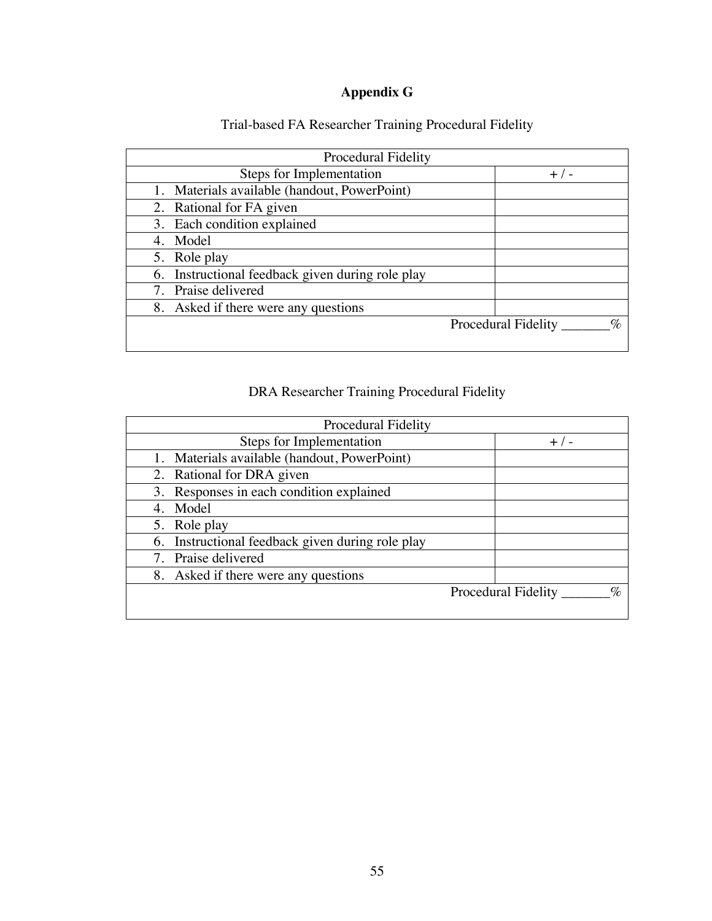# Appendix G

Trial-based FA Researcher Training Procedural Fidelity

| Procedural Fidelity | |
|---|---|
| Steps for Implementation | + / - |
| 1. Materials available (handout, PowerPoint) | |
| 2. Rational for FA given | |
| 3. Each condition explained | |
| 4. Model | |
| 5. Role play | |
| 6. Instructional feedback given during role play | |
| 7. Praise delivered | |
| 8. Asked if there were any questions | |
| Procedural Fidelity _______% | |

DRA Researcher Training Procedural Fidelity

| Procedural Fidelity | |
|---|---|
| Steps for Implementation | + / - |
| 1. Materials available (handout, PowerPoint) | |
| 2. Rational for DRA given | |
| 3. Responses in each condition explained | |
| 4. Model | |
| 5. Role play | |
| 6. Instructional feedback given during role play | |
| 7. Praise delivered | |
| 8. Asked if there were any questions | |
| Procedural Fidelity _______% | |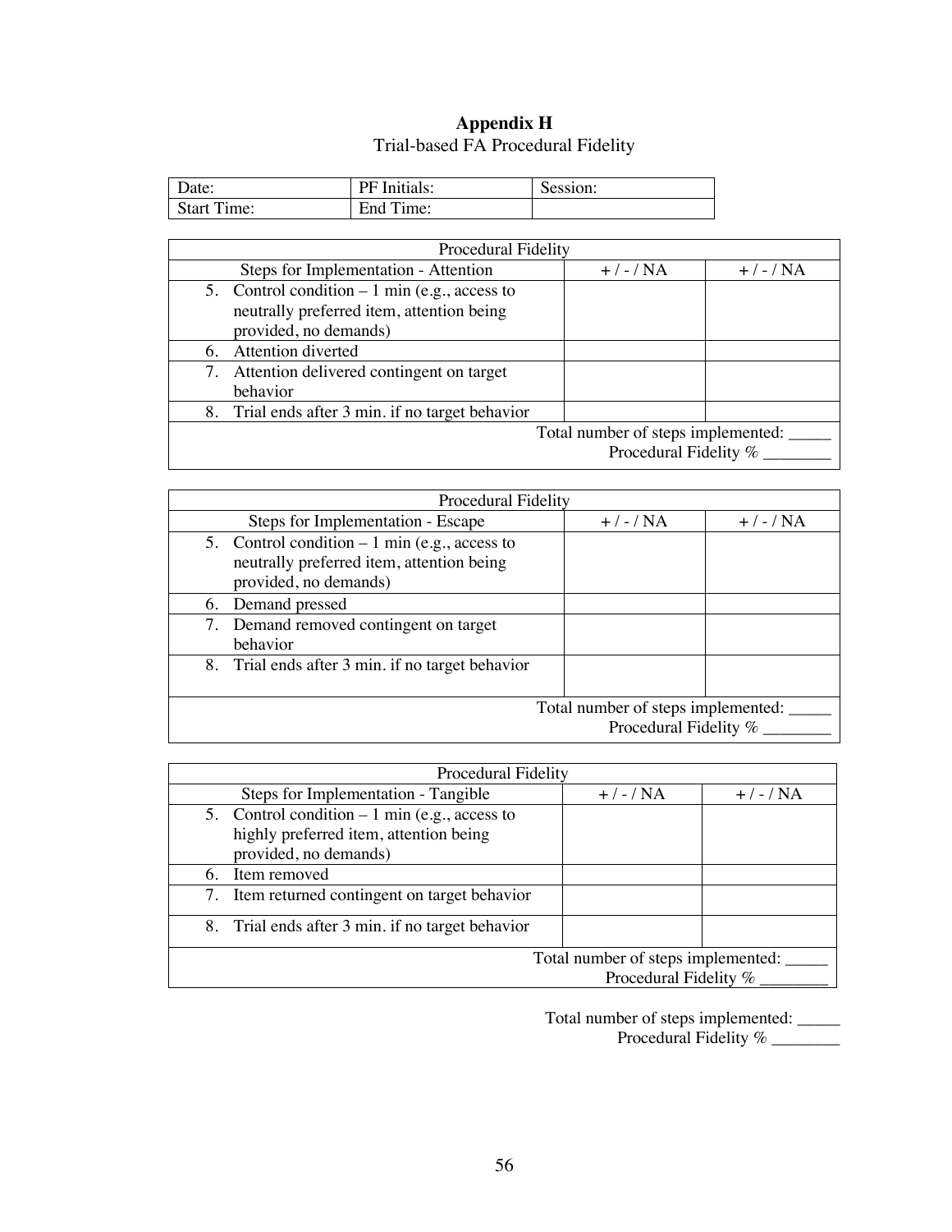## Appendix H

Trial-based FA Procedural Fidelity

| Date: | PF Initials: | Session: |
|---|---|---|
| Start Time: | End Time: | |

| Procedural Fidelity | | |
|---|---|---|
| Steps for Implementation - Attention | + / - / NA | + / - / NA |
| 5. Control condition – 1 min (e.g., access to neutrally preferred item, attention being provided, no demands) | | |
| 6. Attention diverted | | |
| 7. Attention delivered contingent on target behavior | | |
| 8. Trial ends after 3 min. if no target behavior | | |
| Total number of steps implemented: _____ Procedural Fidelity % ________ | | |

| Procedural Fidelity | | |
|---|---|---|
| Steps for Implementation - Escape | + / - / NA | + / - / NA |
| 5. Control condition – 1 min (e.g., access to neutrally preferred item, attention being provided, no demands) | | |
| 6. Demand pressed | | |
| 7. Demand removed contingent on target behavior | | |
| 8. Trial ends after 3 min. if no target behavior | | |
| Total number of steps implemented: _____ Procedural Fidelity % ________ | | |

| Procedural Fidelity | | |
|---|---|---|
| Steps for Implementation - Tangible | + / - / NA | + / - / NA |
| 5. Control condition – 1 min (e.g., access to highly preferred item, attention being provided, no demands) | | |
| 6. Item removed | | |
| 7. Item returned contingent on target behavior | | |
| 8. Trial ends after 3 min. if no target behavior | | |
| Total number of steps implemented: _____ Procedural Fidelity % ________ | | |

Total number of steps implemented: _____

Procedural Fidelity % ________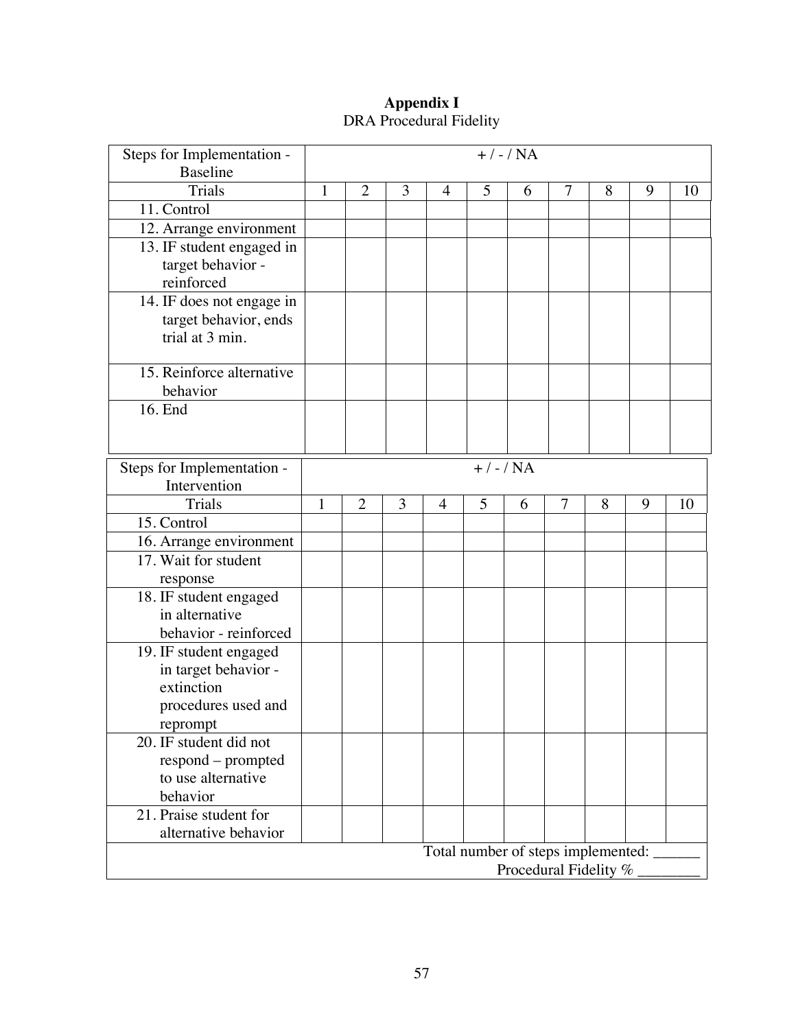**Appendix I**

DRA Procedural Fidelity

| Steps for Implementation - Baseline | + / - / NA | | | | | | | | | |
|---|---|---|---|---|---|---|---|---|---|---|
| Trials | 1 | 2 | 3 | 4 | 5 | 6 | 7 | 8 | 9 | 10 |
| 11. Control | | | | | | | | | | |
| 12. Arrange environment | | | | | | | | | | |
| 13. IF student engaged in target behavior - reinforced | | | | | | | | | | |
| 14. IF does not engage in target behavior, ends trial at 3 min. | | | | | | | | | | |
| 15. Reinforce alternative behavior | | | | | | | | | | |
| 16. End | | | | | | | | | | |

| Steps for Implementation - Intervention | + / - / NA | | | | | | | | | |
|---|---|---|---|---|---|---|---|---|---|---|
| Trials | 1 | 2 | 3 | 4 | 5 | 6 | 7 | 8 | 9 | 10 |
| 15. Control | | | | | | | | | | |
| 16. Arrange environment | | | | | | | | | | |
| 17. Wait for student response | | | | | | | | | | |
| 18. IF student engaged in alternative behavior - reinforced | | | | | | | | | | |
| 19. IF student engaged in target behavior - extinction procedures used and reprompt | | | | | | | | | | |
| 20. IF student did not respond – prompted to use alternative behavior | | | | | | | | | | |
| 21. Praise student for alternative behavior | | | | | | | | | | |

Total number of steps implemented: ______

Procedural Fidelity % ________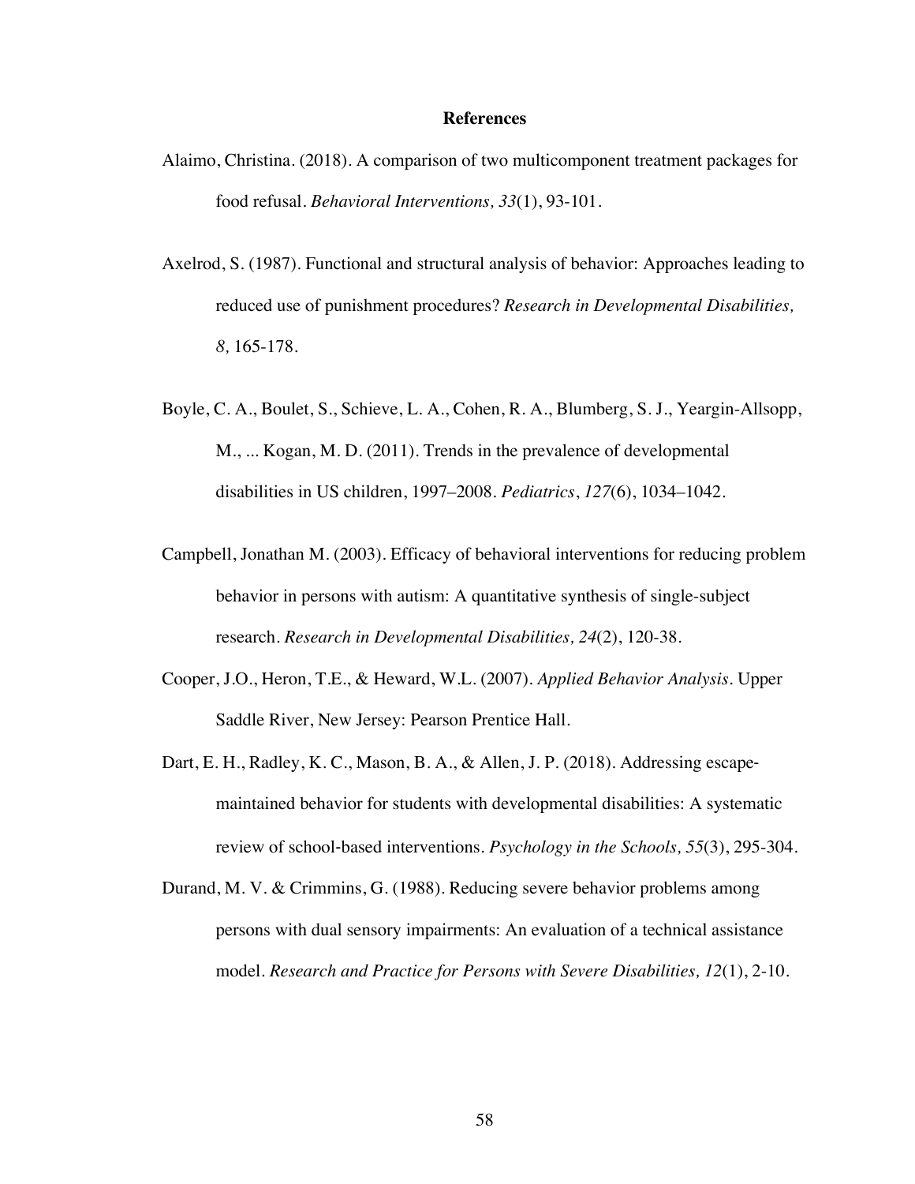# References

Alaimo, Christina. (2018). A comparison of two multicomponent treatment packages for food refusal. *Behavioral Interventions, 33*(1), 93-101.

Axelrod, S. (1987). Functional and structural analysis of behavior: Approaches leading to reduced use of punishment procedures? *Research in Developmental Disabilities, 8,* 165-178.

Boyle, C. A., Boulet, S., Schieve, L. A., Cohen, R. A., Blumberg, S. J., Yeargin-Allsopp, M., ... Kogan, M. D. (2011). Trends in the prevalence of developmental disabilities in US children, 1997–2008. *Pediatrics*, *127*(6), 1034–1042.

Campbell, Jonathan M. (2003). Efficacy of behavioral interventions for reducing problem behavior in persons with autism: A quantitative synthesis of single-subject research. *Research in Developmental Disabilities, 24*(2), 120-38.

Cooper, J.O., Heron, T.E., & Heward, W.L. (2007). *Applied Behavior Analysis*. Upper Saddle River, New Jersey: Pearson Prentice Hall.

Dart, E. H., Radley, K. C., Mason, B. A., & Allen, J. P. (2018). Addressing escape-maintained behavior for students with developmental disabilities: A systematic review of school-based interventions. *Psychology in the Schools, 55*(3), 295-304.

Durand, M. V. & Crimmins, G. (1988). Reducing severe behavior problems among persons with dual sensory impairments: An evaluation of a technical assistance model. *Research and Practice for Persons with Severe Disabilities, 12*(1), 2-10.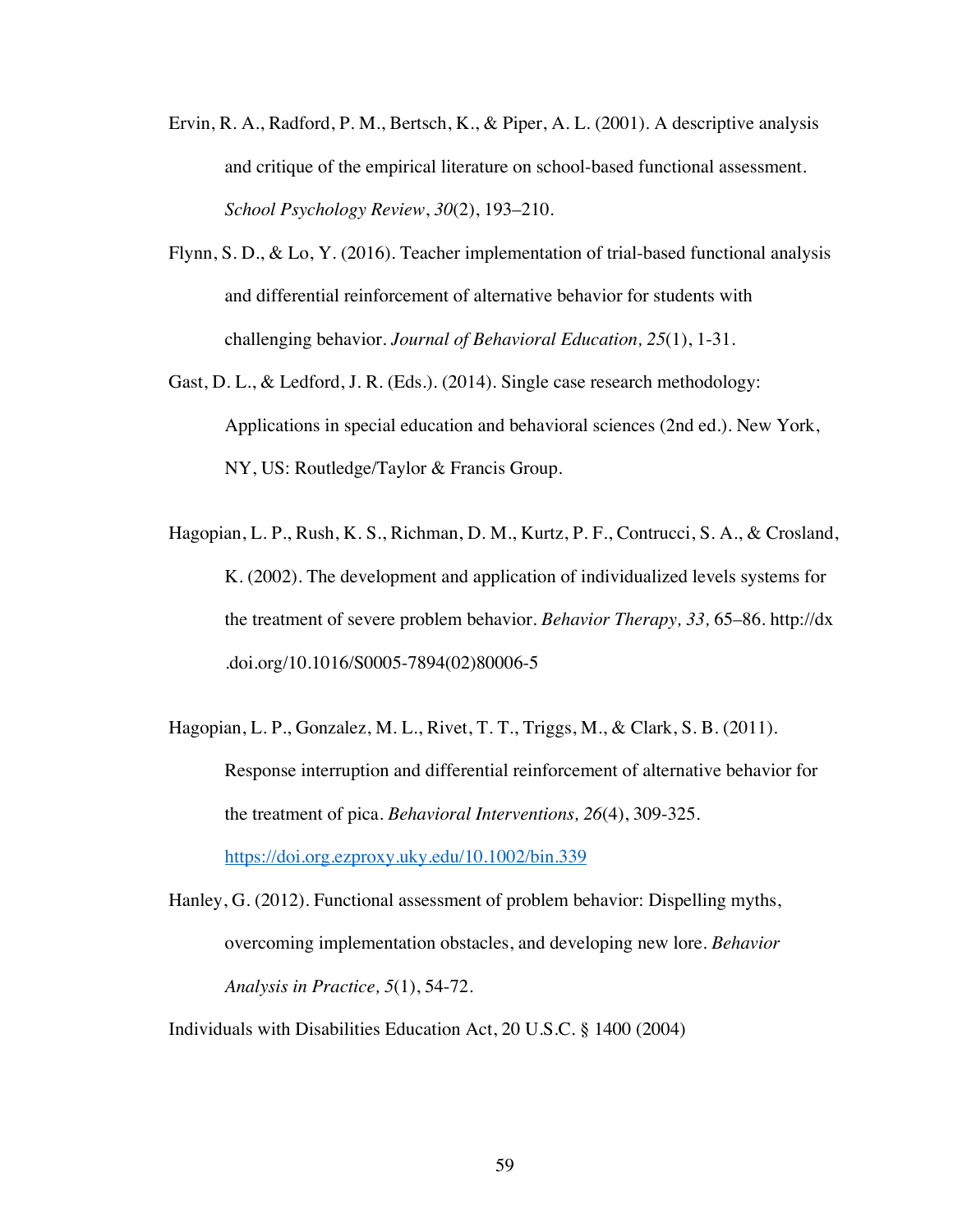Ervin, R. A., Radford, P. M., Bertsch, K., & Piper, A. L. (2001). A descriptive analysis and critique of the empirical literature on school-based functional assessment. *School Psychology Review*, *30*(2), 193–210.

Flynn, S. D., & Lo, Y. (2016). Teacher implementation of trial-based functional analysis and differential reinforcement of alternative behavior for students with challenging behavior. *Journal of Behavioral Education, 25*(1), 1-31.

Gast, D. L., & Ledford, J. R. (Eds.). (2014). Single case research methodology: Applications in special education and behavioral sciences (2nd ed.). New York, NY, US: Routledge/Taylor & Francis Group.

Hagopian, L. P., Rush, K. S., Richman, D. M., Kurtz, P. F., Contrucci, S. A., & Crosland, K. (2002). The development and application of individualized levels systems for the treatment of severe problem behavior. *Behavior Therapy, 33,* 65–86. http://dx .doi.org/10.1016/S0005-7894(02)80006-5

Hagopian, L. P., Gonzalez, M. L., Rivet, T. T., Triggs, M., & Clark, S. B. (2011). Response interruption and differential reinforcement of alternative behavior for the treatment of pica. *Behavioral Interventions, 26*(4), 309-325. https://doi.org.ezproxy.uky.edu/10.1002/bin.339

Hanley, G. (2012). Functional assessment of problem behavior: Dispelling myths, overcoming implementation obstacles, and developing new lore. *Behavior Analysis in Practice, 5*(1), 54-72.

Individuals with Disabilities Education Act, 20 U.S.C. § 1400 (2004)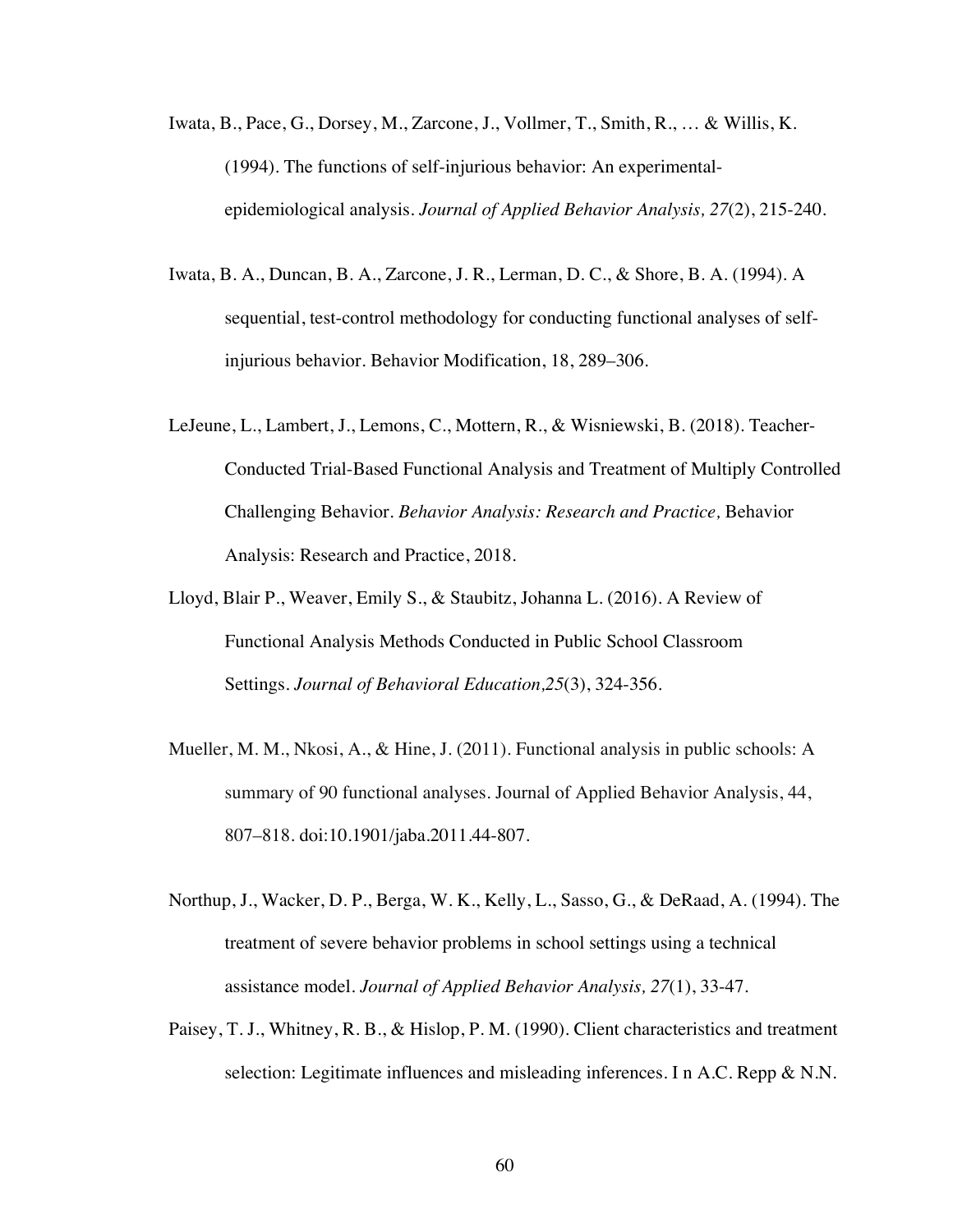Iwata, B., Pace, G., Dorsey, M., Zarcone, J., Vollmer, T., Smith, R., … & Willis, K. (1994). The functions of self-injurious behavior: An experimental-epidemiological analysis. *Journal of Applied Behavior Analysis, 27*(2), 215-240.

Iwata, B. A., Duncan, B. A., Zarcone, J. R., Lerman, D. C., & Shore, B. A. (1994). A sequential, test-control methodology for conducting functional analyses of self-injurious behavior. Behavior Modification, 18, 289–306.

LeJeune, L., Lambert, J., Lemons, C., Mottern, R., & Wisniewski, B. (2018). Teacher-Conducted Trial-Based Functional Analysis and Treatment of Multiply Controlled Challenging Behavior. *Behavior Analysis: Research and Practice,* Behavior Analysis: Research and Practice, 2018.

Lloyd, Blair P., Weaver, Emily S., & Staubitz, Johanna L. (2016). A Review of Functional Analysis Methods Conducted in Public School Classroom Settings. *Journal of Behavioral Education,25*(3), 324-356.

Mueller, M. M., Nkosi, A., & Hine, J. (2011). Functional analysis in public schools: A summary of 90 functional analyses. Journal of Applied Behavior Analysis, 44, 807–818. doi:10.1901/jaba.2011.44-807.

Northup, J., Wacker, D. P., Berga, W. K., Kelly, L., Sasso, G., & DeRaad, A. (1994). The treatment of severe behavior problems in school settings using a technical assistance model. *Journal of Applied Behavior Analysis, 27*(1), 33-47.

Paisey, T. J., Whitney, R. B., & Hislop, P. M. (1990). Client characteristics and treatment selection: Legitimate influences and misleading inferences. I n A.C. Repp & N.N.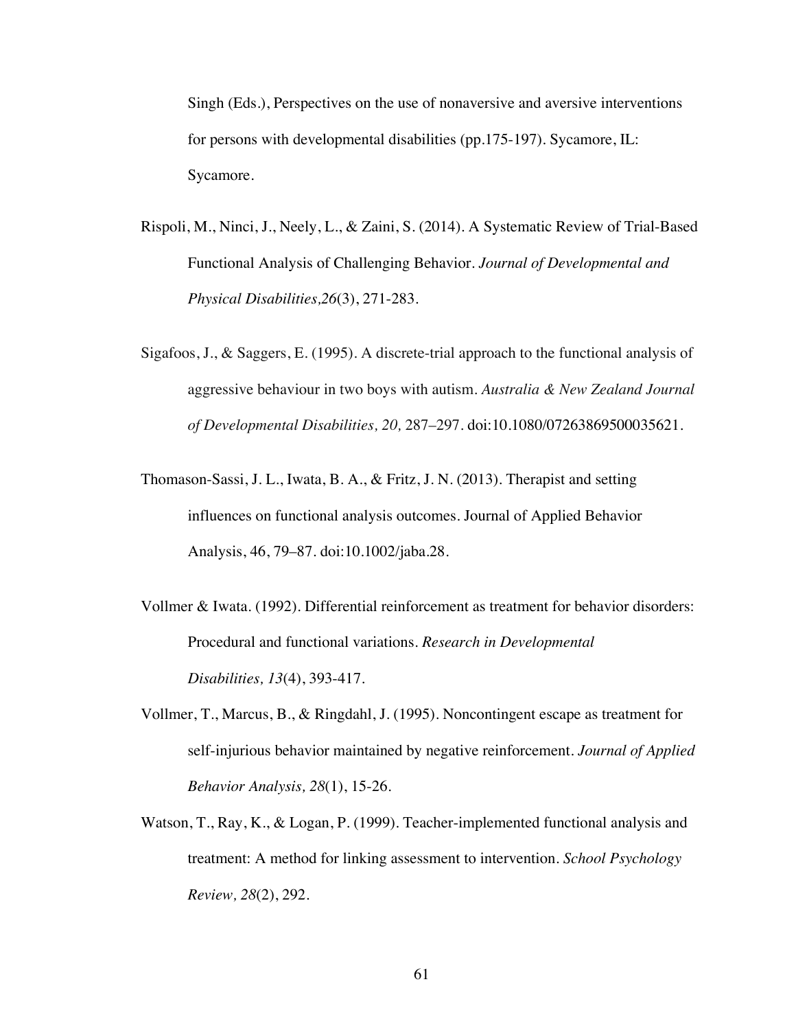Singh (Eds.), Perspectives on the use of nonaversive and aversive interventions for persons with developmental disabilities (pp.175-197). Sycamore, IL: Sycamore.

Rispoli, M., Ninci, J., Neely, L., & Zaini, S. (2014). A Systematic Review of Trial-Based Functional Analysis of Challenging Behavior. *Journal of Developmental and Physical Disabilities,26*(3), 271-283.

Sigafoos, J., & Saggers, E. (1995). A discrete-trial approach to the functional analysis of aggressive behaviour in two boys with autism. *Australia & New Zealand Journal of Developmental Disabilities, 20,* 287–297. doi:10.1080/07263869500035621.

Thomason-Sassi, J. L., Iwata, B. A., & Fritz, J. N. (2013). Therapist and setting influences on functional analysis outcomes. Journal of Applied Behavior Analysis, 46, 79–87. doi:10.1002/jaba.28.

Vollmer & Iwata. (1992). Differential reinforcement as treatment for behavior disorders: Procedural and functional variations. *Research in Developmental Disabilities, 13*(4), 393-417.

Vollmer, T., Marcus, B., & Ringdahl, J. (1995). Noncontingent escape as treatment for self-injurious behavior maintained by negative reinforcement. *Journal of Applied Behavior Analysis, 28*(1), 15-26.

Watson, T., Ray, K., & Logan, P. (1999). Teacher-implemented functional analysis and treatment: A method for linking assessment to intervention. *School Psychology Review, 28*(2), 292.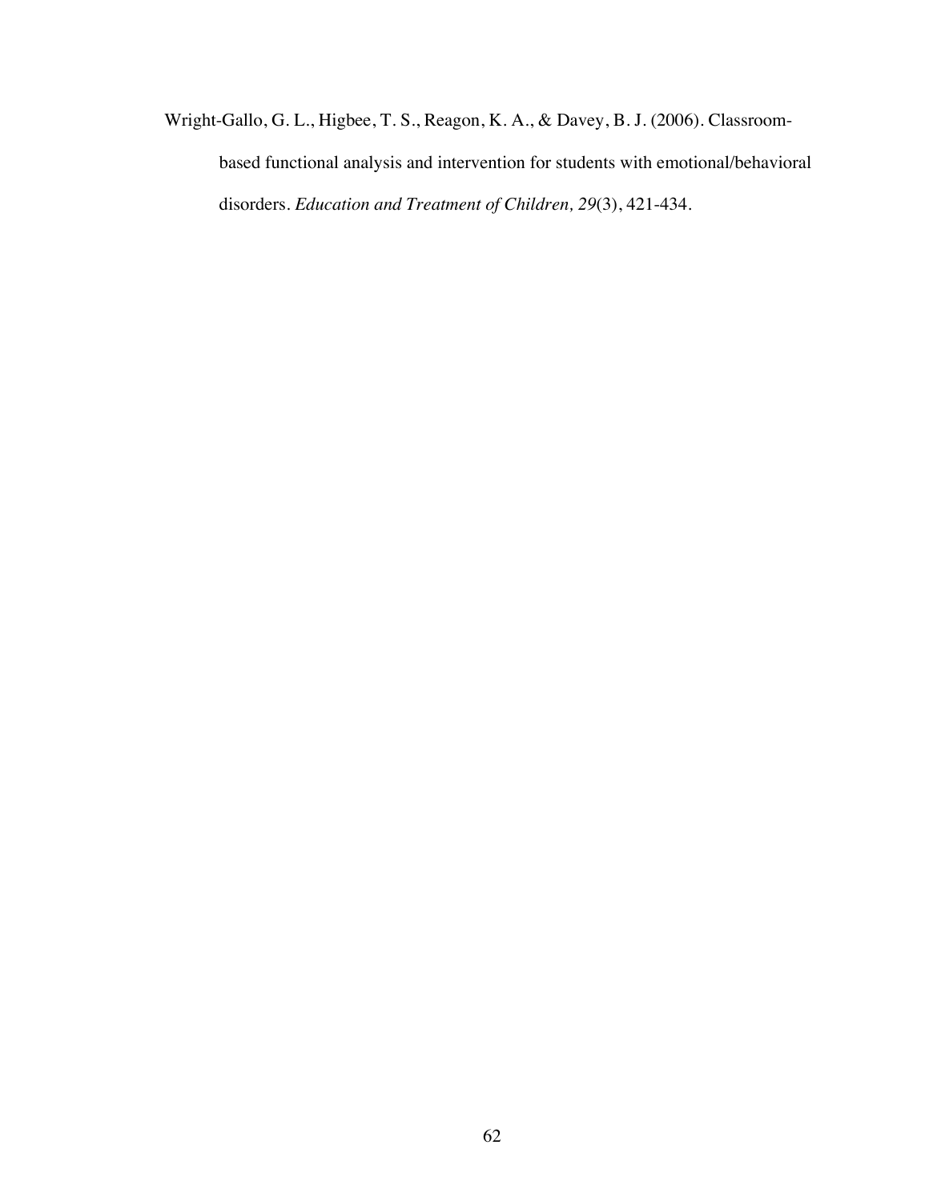Wright-Gallo, G. L., Higbee, T. S., Reagon, K. A., & Davey, B. J. (2006). Classroom-based functional analysis and intervention for students with emotional/behavioral disorders. *Education and Treatment of Children, 29*(3), 421-434.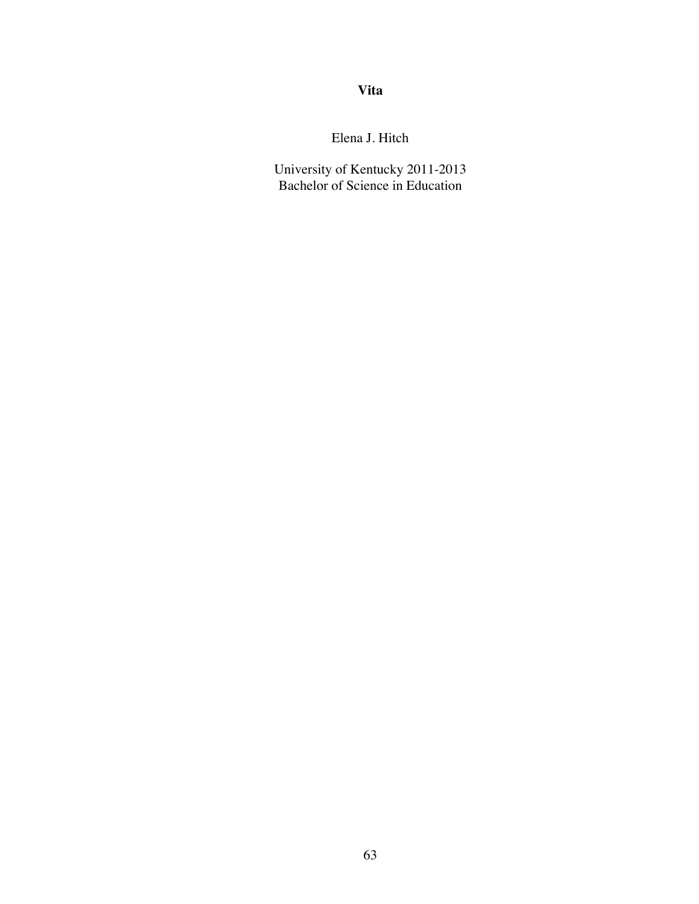# Vita

Elena J. Hitch

University of Kentucky 2011-2013
Bachelor of Science in Education